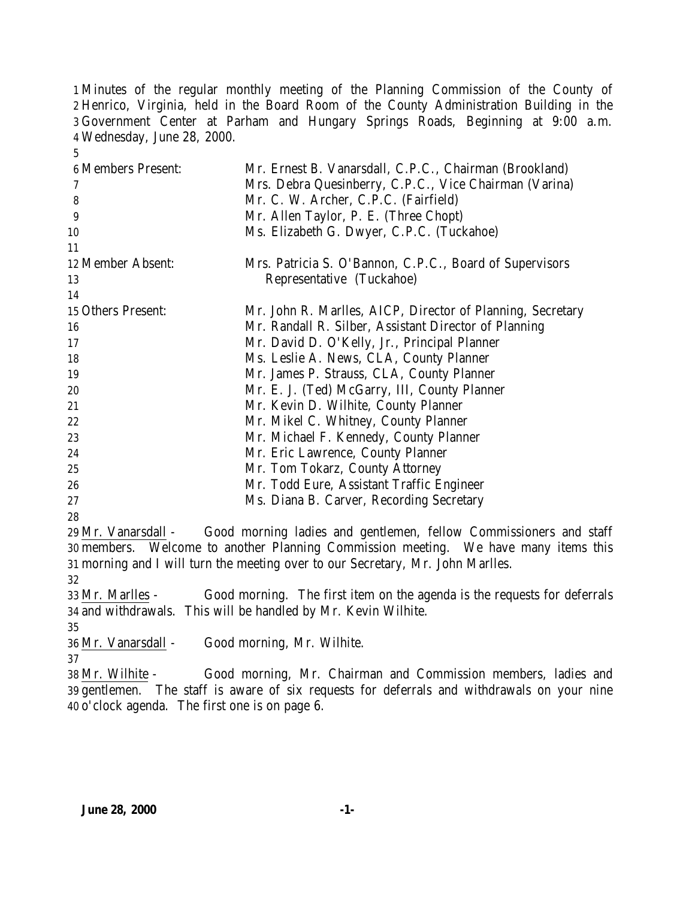Minutes of the regular monthly meeting of the Planning Commission of the County of Henrico, Virginia, held in the Board Room of the County Administration Building in the Government Center at Parham and Hungary Springs Roads, Beginning at 9:00 a.m. Wednesday, June 28, 2000.

| | |
|---|---|
| Members Present: | Mr. Ernest B. Vanarsdall, C.P.C., Chairman (Brookland) |
| | Mrs. Debra Quesinberry, C.P.C., Vice Chairman (Varina) |
| | Mr. C. W. Archer, C.P.C. (Fairfield) |
| | Mr. Allen Taylor, P. E. (Three Chopt) |
| | Ms. Elizabeth G. Dwyer, C.P.C. (Tuckahoe) |
| Member Absent: | Mrs. Patricia S. O'Bannon, C.P.C., Board of Supervisors Representative (Tuckahoe) |
| Others Present: | Mr. John R. Marlles, AICP, Director of Planning, Secretary |
| | Mr. Randall R. Silber, Assistant Director of Planning |
| | Mr. David D. O'Kelly, Jr., Principal Planner |
| | Ms. Leslie A. News, CLA, County Planner |
| | Mr. James P. Strauss, CLA, County Planner |
| | Mr. E. J. (Ted) McGarry, III, County Planner |
| | Mr. Kevin D. Wilhite, County Planner |
| | Mr. Mikel C. Whitney, County Planner |
| | Mr. Michael F. Kennedy, County Planner |
| | Mr. Eric Lawrence, County Planner |
| | Mr. Tom Tokarz, County Attorney |
| | Mr. Todd Eure, Assistant Traffic Engineer |
| | Ms. Diana B. Carver, Recording Secretary |

Mr. Vanarsdall - Good morning ladies and gentlemen, fellow Commissioners and staff members. Welcome to another Planning Commission meeting. We have many items this morning and I will turn the meeting over to our Secretary, Mr. John Marlles.

Mr. Marlles - Good morning. The first item on the agenda is the requests for deferrals and withdrawals. This will be handled by Mr. Kevin Wilhite.

Mr. Vanarsdall - Good morning, Mr. Wilhite.

Mr. Wilhite - Good morning, Mr. Chairman and Commission members, ladies and gentlemen. The staff is aware of six requests for deferrals and withdrawals on your nine o'clock agenda. The first one is on page 6.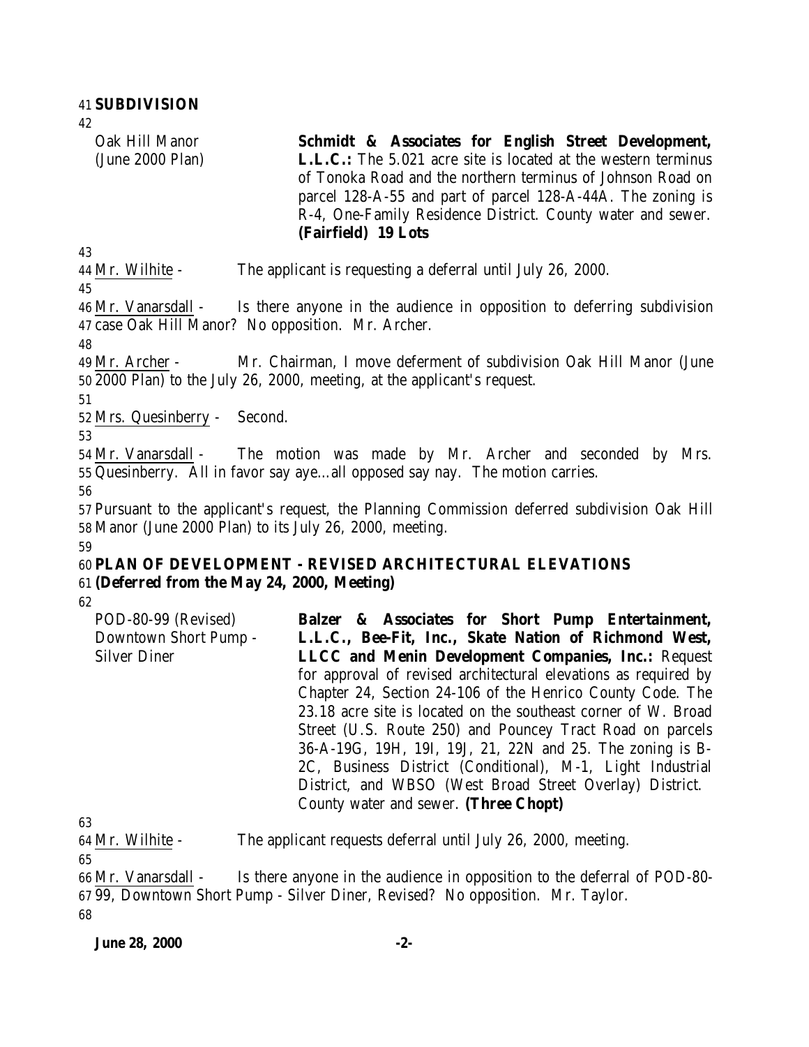**SUBDIVISION**

| | |
|---|---|
| Oak Hill Manor (June 2000 Plan) | **Schmidt & Associates for English Street Development, L.L.C.:** The 5.021 acre site is located at the western terminus of Tonoka Road and the northern terminus of Johnson Road on parcel 128-A-55 and part of parcel 128-A-44A. The zoning is R-4, One-Family Residence District. County water and sewer. **(Fairfield) 19 Lots** |

Mr. Wilhite - The applicant is requesting a deferral until July 26, 2000.

Mr. Vanarsdall - Is there anyone in the audience in opposition to deferring subdivision case Oak Hill Manor? No opposition. Mr. Archer.

Mr. Archer - Mr. Chairman, I move deferment of subdivision Oak Hill Manor (June 2000 Plan) to the July 26, 2000, meeting, at the applicant's request.

Mrs. Quesinberry - Second.

Mr. Vanarsdall - The motion was made by Mr. Archer and seconded by Mrs. Quesinberry. All in favor say aye…all opposed say nay. The motion carries.

Pursuant to the applicant's request, the Planning Commission deferred subdivision Oak Hill Manor (June 2000 Plan) to its July 26, 2000, meeting.

**PLAN OF DEVELOPMENT - REVISED ARCHITECTURAL ELEVATIONS**
**(Deferred from the May 24, 2000, Meeting)**

| | |
|---|---|
| POD-80-99 (Revised) Downtown Short Pump - Silver Diner | **Balzer & Associates for Short Pump Entertainment, L.L.C., Bee-Fit, Inc., Skate Nation of Richmond West, LLCC and Menin Development Companies, Inc.:** Request for approval of revised architectural elevations as required by Chapter 24, Section 24-106 of the Henrico County Code. The 23.18 acre site is located on the southeast corner of W. Broad Street (U.S. Route 250) and Pouncey Tract Road on parcels 36-A-19G, 19H, 19I, 19J, 21, 22N and 25. The zoning is B-2C, Business District (Conditional), M-1, Light Industrial District, and WBSO (West Broad Street Overlay) District. County water and sewer. **(Three Chopt)** |

Mr. Wilhite - The applicant requests deferral until July 26, 2000, meeting.

Mr. Vanarsdall - Is there anyone in the audience in opposition to the deferral of POD-80-99, Downtown Short Pump - Silver Diner, Revised? No opposition. Mr. Taylor.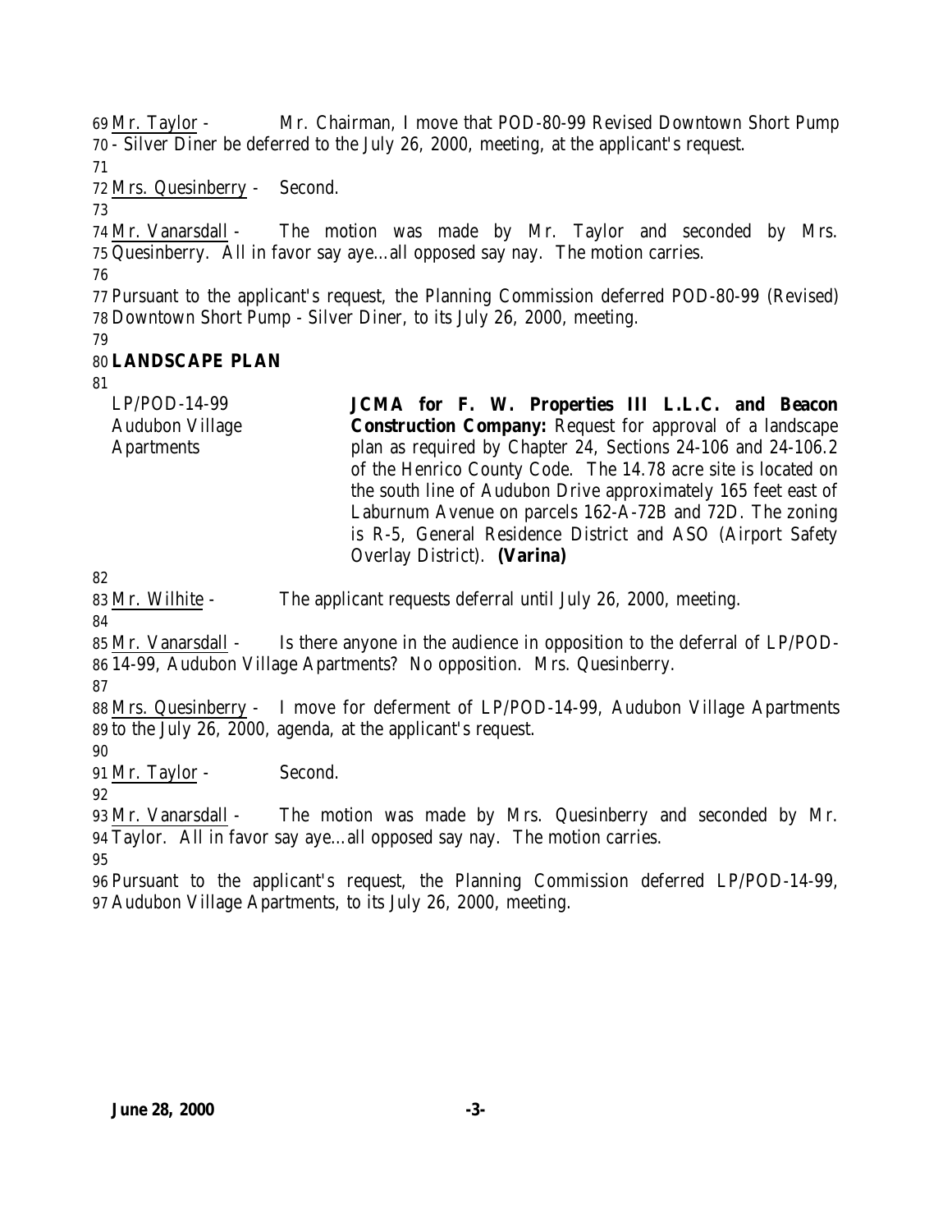Mr. Taylor - Mr. Chairman, I move that POD-80-99 Revised Downtown Short Pump - Silver Diner be deferred to the July 26, 2000, meeting, at the applicant's request.

Mrs. Quesinberry - Second.

Mr. Vanarsdall - The motion was made by Mr. Taylor and seconded by Mrs. Quesinberry. All in favor say aye…all opposed say nay. The motion carries.

Pursuant to the applicant's request, the Planning Commission deferred POD-80-99 (Revised) Downtown Short Pump - Silver Diner, to its July 26, 2000, meeting.

**LANDSCAPE PLAN**

| | |
|---|---|
| LP/POD-14-99 Audubon Village Apartments | **JCMA for F. W. Properties III L.L.C. and Beacon Construction Company:** Request for approval of a landscape plan as required by Chapter 24, Sections 24-106 and 24-106.2 of the Henrico County Code. The 14.78 acre site is located on the south line of Audubon Drive approximately 165 feet east of Laburnum Avenue on parcels 162-A-72B and 72D. The zoning is R-5, General Residence District and ASO (Airport Safety Overlay District). **(Varina)** |

Mr. Wilhite - The applicant requests deferral until July 26, 2000, meeting.

Mr. Vanarsdall - Is there anyone in the audience in opposition to the deferral of LP/POD-14-99, Audubon Village Apartments? No opposition. Mrs. Quesinberry.

Mrs. Quesinberry - I move for deferment of LP/POD-14-99, Audubon Village Apartments to the July 26, 2000, agenda, at the applicant's request.

Mr. Taylor - Second.

Mr. Vanarsdall - The motion was made by Mrs. Quesinberry and seconded by Mr. Taylor. All in favor say aye…all opposed say nay. The motion carries.

Pursuant to the applicant's request, the Planning Commission deferred LP/POD-14-99, Audubon Village Apartments, to its July 26, 2000, meeting.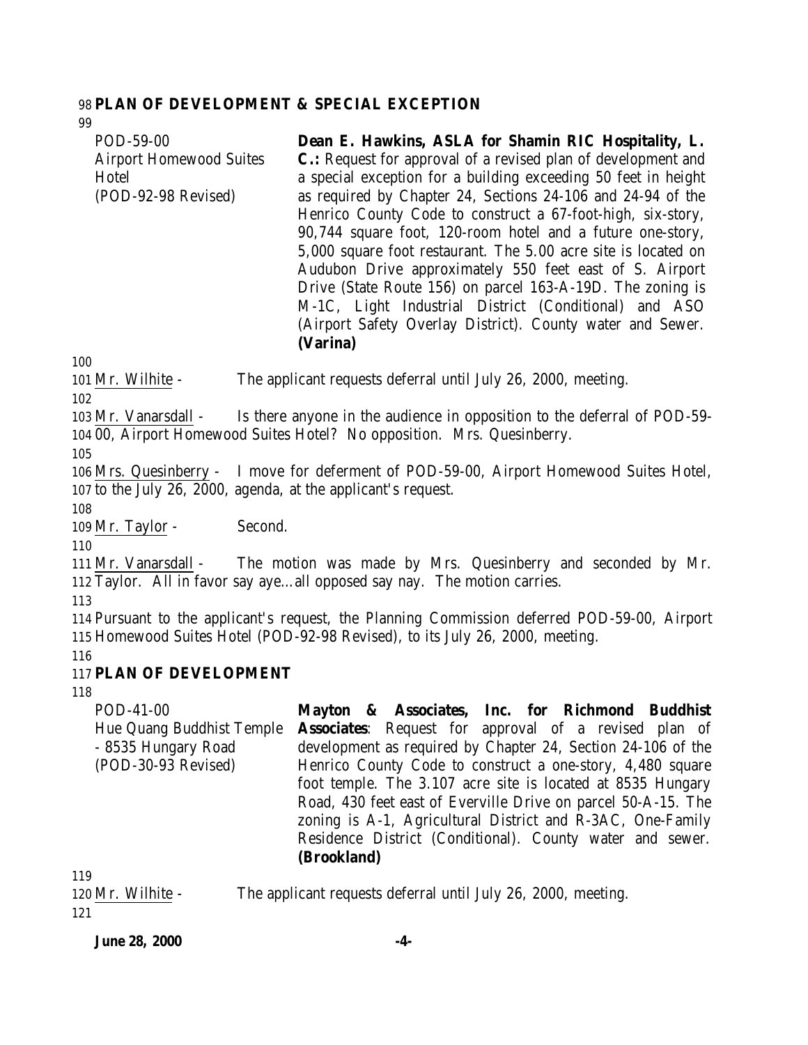**PLAN OF DEVELOPMENT & SPECIAL EXCEPTION**

POD-59-00
Airport Homewood Suites Hotel
(POD-92-98 Revised)

**Dean E. Hawkins, ASLA for Shamin RIC Hospitality, L. C.:** Request for approval of a revised plan of development and a special exception for a building exceeding 50 feet in height as required by Chapter 24, Sections 24-106 and 24-94 of the Henrico County Code to construct a 67-foot-high, six-story, 90,744 square foot, 120-room hotel and a future one-story, 5,000 square foot restaurant. The 5.00 acre site is located on Audubon Drive approximately 550 feet east of S. Airport Drive (State Route 156) on parcel 163-A-19D. The zoning is M-1C, Light Industrial District (Conditional) and ASO (Airport Safety Overlay District). County water and Sewer. **(Varina)**

Mr. Wilhite - The applicant requests deferral until July 26, 2000, meeting.

Mr. Vanarsdall - Is there anyone in the audience in opposition to the deferral of POD-59-00, Airport Homewood Suites Hotel? No opposition. Mrs. Quesinberry.

Mrs. Quesinberry - I move for deferment of POD-59-00, Airport Homewood Suites Hotel, to the July 26, 2000, agenda, at the applicant's request.

Mr. Taylor - Second.

Mr. Vanarsdall - The motion was made by Mrs. Quesinberry and seconded by Mr. Taylor. All in favor say aye…all opposed say nay. The motion carries.

Pursuant to the applicant's request, the Planning Commission deferred POD-59-00, Airport Homewood Suites Hotel (POD-92-98 Revised), to its July 26, 2000, meeting.

**PLAN OF DEVELOPMENT**

POD-41-00
Hue Quang Buddhist Temple - 8535 Hungary Road
(POD-30-93 Revised)

**Mayton & Associates, Inc. for Richmond Buddhist Associates**: Request for approval of a revised plan of development as required by Chapter 24, Section 24-106 of the Henrico County Code to construct a one-story, 4,480 square foot temple. The 3.107 acre site is located at 8535 Hungary Road, 430 feet east of Everville Drive on parcel 50-A-15. The zoning is A-1, Agricultural District and R-3AC, One-Family Residence District (Conditional). County water and sewer. **(Brookland)**

Mr. Wilhite - The applicant requests deferral until July 26, 2000, meeting.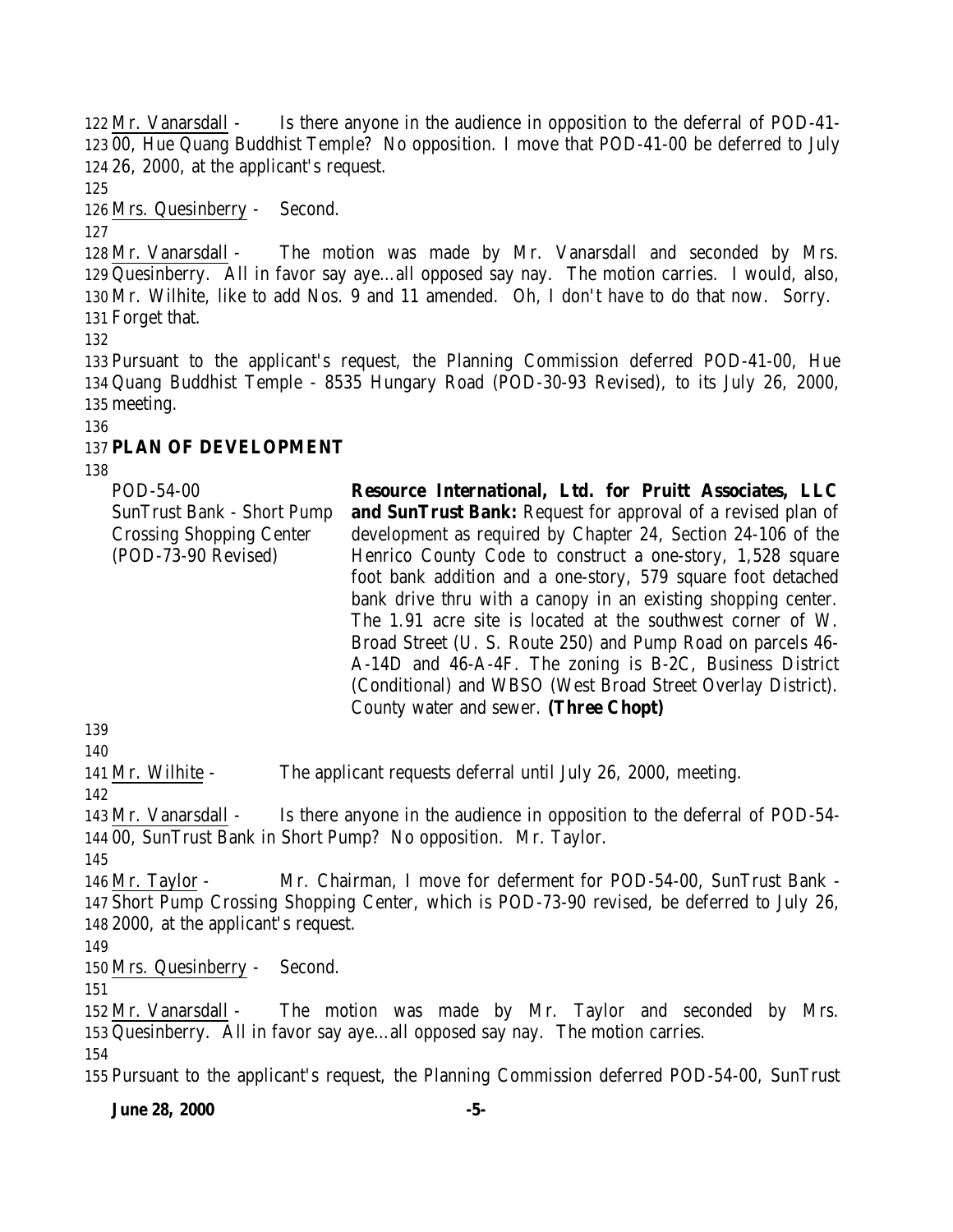Mr. Vanarsdall - Is there anyone in the audience in opposition to the deferral of POD-41-00, Hue Quang Buddhist Temple? No opposition. I move that POD-41-00 be deferred to July 26, 2000, at the applicant's request.

Mrs. Quesinberry - Second.

Mr. Vanarsdall - The motion was made by Mr. Vanarsdall and seconded by Mrs. Quesinberry. All in favor say aye…all opposed say nay. The motion carries. I would, also, Mr. Wilhite, like to add Nos. 9 and 11 amended. Oh, I don't have to do that now. Sorry. Forget that.

Pursuant to the applicant's request, the Planning Commission deferred POD-41-00, Hue Quang Buddhist Temple - 8535 Hungary Road (POD-30-93 Revised), to its July 26, 2000, meeting.

## PLAN OF DEVELOPMENT

POD-54-00
SunTrust Bank - Short Pump Crossing Shopping Center
(POD-73-90 Revised)

**Resource International, Ltd. for Pruitt Associates, LLC and SunTrust Bank:** Request for approval of a revised plan of development as required by Chapter 24, Section 24-106 of the Henrico County Code to construct a one-story, 1,528 square foot bank addition and a one-story, 579 square foot detached bank drive thru with a canopy in an existing shopping center. The 1.91 acre site is located at the southwest corner of W. Broad Street (U. S. Route 250) and Pump Road on parcels 46-A-14D and 46-A-4F. The zoning is B-2C, Business District (Conditional) and WBSO (West Broad Street Overlay District). County water and sewer. **(Three Chopt)**

Mr. Wilhite - The applicant requests deferral until July 26, 2000, meeting.

Mr. Vanarsdall - Is there anyone in the audience in opposition to the deferral of POD-54-00, SunTrust Bank in Short Pump? No opposition. Mr. Taylor.

Mr. Taylor - Mr. Chairman, I move for deferment for POD-54-00, SunTrust Bank - Short Pump Crossing Shopping Center, which is POD-73-90 revised, be deferred to July 26, 2000, at the applicant's request.

Mrs. Quesinberry - Second.

Mr. Vanarsdall - The motion was made by Mr. Taylor and seconded by Mrs. Quesinberry. All in favor say aye…all opposed say nay. The motion carries.

Pursuant to the applicant's request, the Planning Commission deferred POD-54-00, SunTrust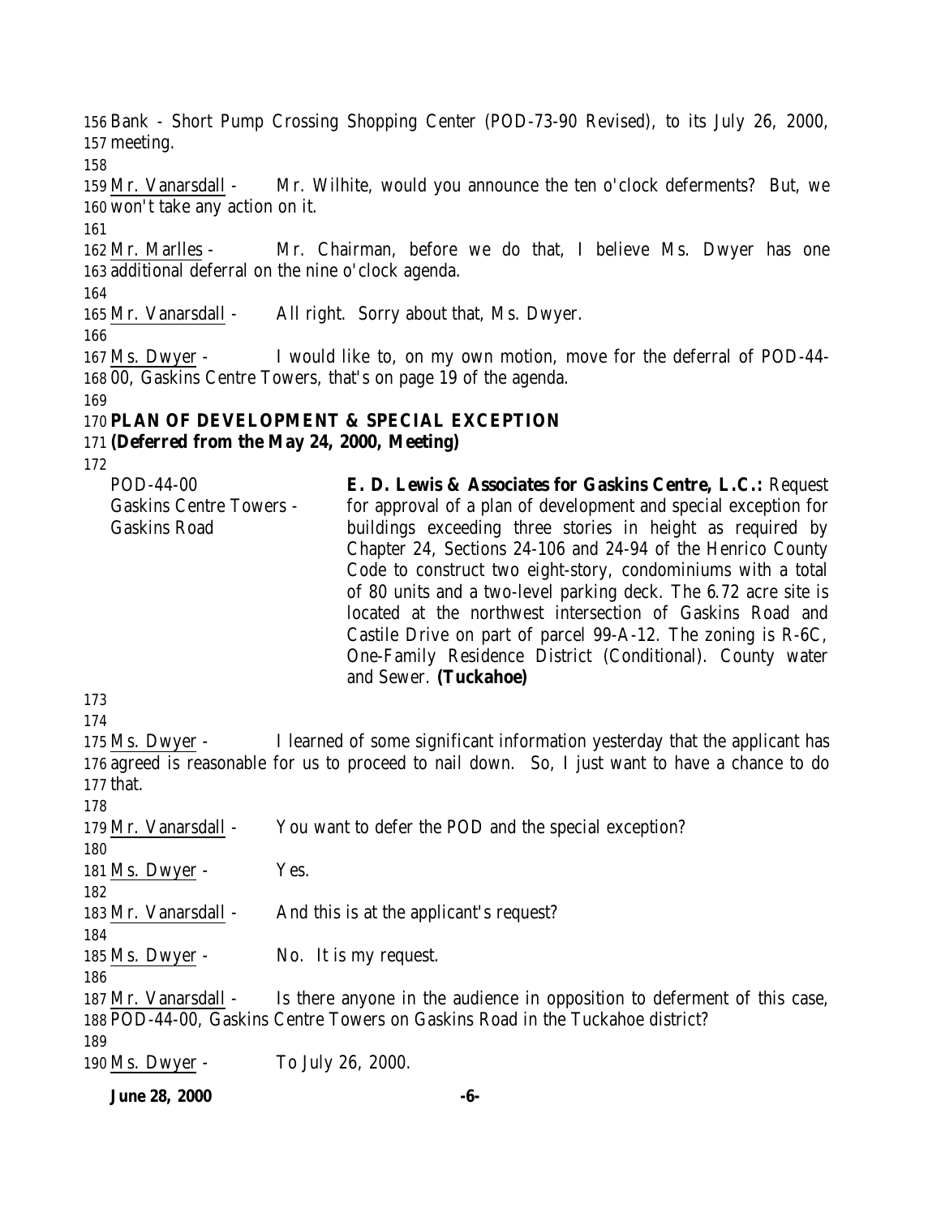Bank - Short Pump Crossing Shopping Center (POD-73-90 Revised), to its July 26, 2000, meeting.

Mr. Vanarsdall - Mr. Wilhite, would you announce the ten o'clock deferments? But, we won't take any action on it.

Mr. Marlles - Mr. Chairman, before we do that, I believe Ms. Dwyer has one additional deferral on the nine o'clock agenda.

Mr. Vanarsdall - All right. Sorry about that, Ms. Dwyer.

Ms. Dwyer - I would like to, on my own motion, move for the deferral of POD-44-00, Gaskins Centre Towers, that's on page 19 of the agenda.

**PLAN OF DEVELOPMENT & SPECIAL EXCEPTION**
**(Deferred from the May 24, 2000, Meeting)**

POD-44-00
Gaskins Centre Towers - Gaskins Road

**E. D. Lewis & Associates for Gaskins Centre, L.C.:** Request for approval of a plan of development and special exception for buildings exceeding three stories in height as required by Chapter 24, Sections 24-106 and 24-94 of the Henrico County Code to construct two eight-story, condominiums with a total of 80 units and a two-level parking deck. The 6.72 acre site is located at the northwest intersection of Gaskins Road and Castile Drive on part of parcel 99-A-12. The zoning is R-6C, One-Family Residence District (Conditional). County water and Sewer. **(Tuckahoe)**

Ms. Dwyer - I learned of some significant information yesterday that the applicant has agreed is reasonable for us to proceed to nail down. So, I just want to have a chance to do that.

Mr. Vanarsdall - You want to defer the POD and the special exception?

Ms. Dwyer - Yes.

Mr. Vanarsdall - And this is at the applicant's request?

Ms. Dwyer - No. It is my request.

Mr. Vanarsdall - Is there anyone in the audience in opposition to deferment of this case, POD-44-00, Gaskins Centre Towers on Gaskins Road in the Tuckahoe district?

Ms. Dwyer - To July 26, 2000.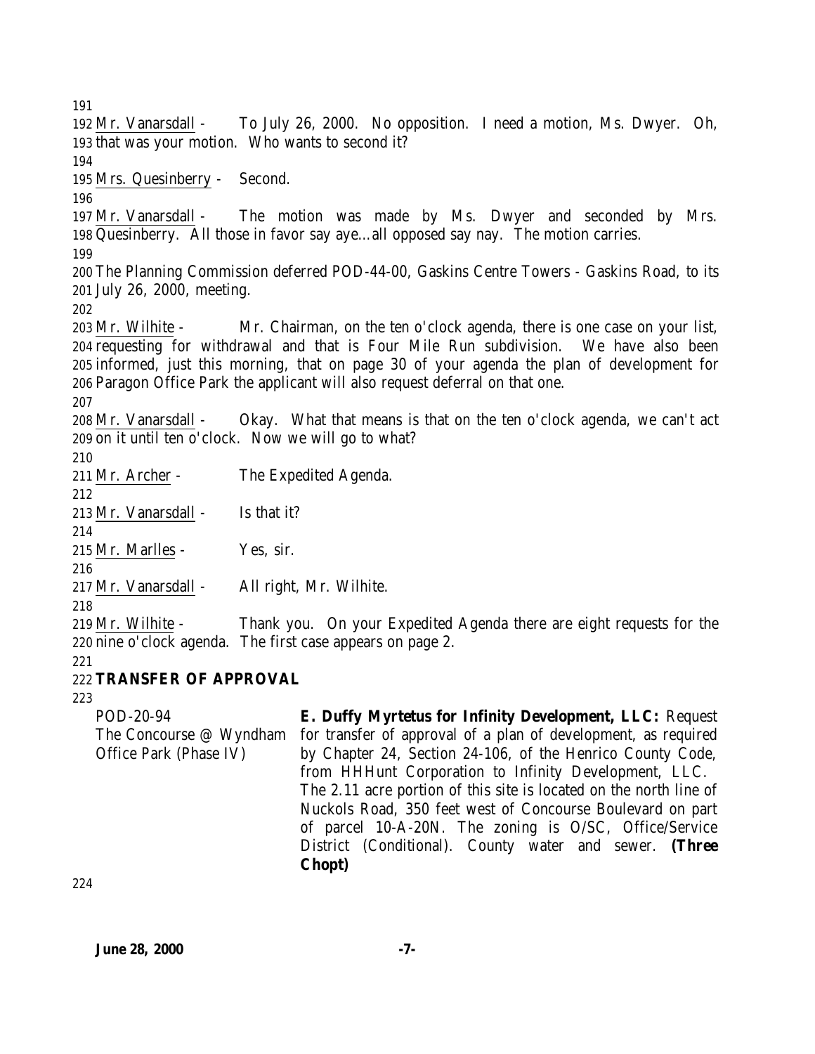Mr. Vanarsdall - To July 26, 2000. No opposition. I need a motion, Ms. Dwyer. Oh, that was your motion. Who wants to second it?

Mrs. Quesinberry - Second.

Mr. Vanarsdall - The motion was made by Ms. Dwyer and seconded by Mrs. Quesinberry. All those in favor say aye…all opposed say nay. The motion carries.

The Planning Commission deferred POD-44-00, Gaskins Centre Towers - Gaskins Road, to its July 26, 2000, meeting.

Mr. Wilhite - Mr. Chairman, on the ten o'clock agenda, there is one case on your list, requesting for withdrawal and that is Four Mile Run subdivision. We have also been informed, just this morning, that on page 30 of your agenda the plan of development for Paragon Office Park the applicant will also request deferral on that one.

Mr. Vanarsdall - Okay. What that means is that on the ten o'clock agenda, we can't act on it until ten o'clock. Now we will go to what?

Mr. Archer - The Expedited Agenda.

Mr. Vanarsdall - Is that it?

Mr. Marlles - Yes, sir.

Mr. Vanarsdall - All right, Mr. Wilhite.

Mr. Wilhite - Thank you. On your Expedited Agenda there are eight requests for the nine o'clock agenda. The first case appears on page 2.

**TRANSFER OF APPROVAL**

POD-20-94
The Concourse @ Wyndham Office Park (Phase IV)

**E. Duffy Myrtetus for Infinity Development, LLC:** Request for transfer of approval of a plan of development, as required by Chapter 24, Section 24-106, of the Henrico County Code, from HHHunt Corporation to Infinity Development, LLC. The 2.11 acre portion of this site is located on the north line of Nuckols Road, 350 feet west of Concourse Boulevard on part of parcel 10-A-20N. The zoning is O/SC, Office/Service District (Conditional). County water and sewer. **(Three Chopt)**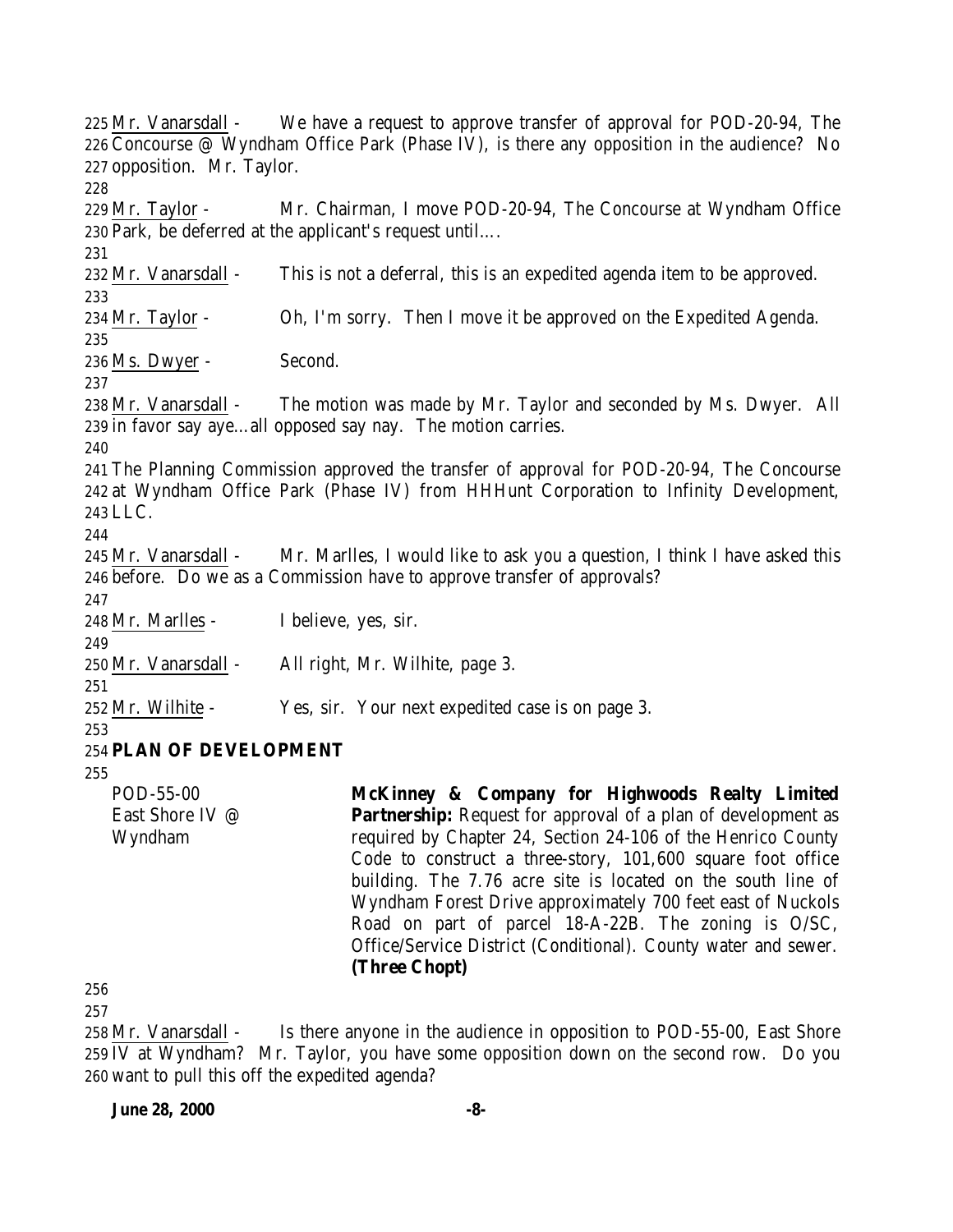Mr. Vanarsdall - We have a request to approve transfer of approval for POD-20-94, The Concourse @ Wyndham Office Park (Phase IV), is there any opposition in the audience? No opposition. Mr. Taylor.

Mr. Taylor - Mr. Chairman, I move POD-20-94, The Concourse at Wyndham Office Park, be deferred at the applicant's request until….

Mr. Vanarsdall - This is not a deferral, this is an expedited agenda item to be approved.

Mr. Taylor - Oh, I'm sorry. Then I move it be approved on the Expedited Agenda.

Ms. Dwyer - Second.

Mr. Vanarsdall - The motion was made by Mr. Taylor and seconded by Ms. Dwyer. All in favor say aye…all opposed say nay. The motion carries.

The Planning Commission approved the transfer of approval for POD-20-94, The Concourse at Wyndham Office Park (Phase IV) from HHHunt Corporation to Infinity Development, LLC.

Mr. Vanarsdall - Mr. Marlles, I would like to ask you a question, I think I have asked this before. Do we as a Commission have to approve transfer of approvals?

Mr. Marlles - I believe, yes, sir.

Mr. Vanarsdall - All right, Mr. Wilhite, page 3.

Mr. Wilhite - Yes, sir. Your next expedited case is on page 3.

## PLAN OF DEVELOPMENT

POD-55-00
East Shore IV @ Wyndham

**McKinney & Company for Highwoods Realty Limited Partnership:** Request for approval of a plan of development as required by Chapter 24, Section 24-106 of the Henrico County Code to construct a three-story, 101,600 square foot office building. The 7.76 acre site is located on the south line of Wyndham Forest Drive approximately 700 feet east of Nuckols Road on part of parcel 18-A-22B. The zoning is O/SC, Office/Service District (Conditional). County water and sewer. **(Three Chopt)**

Mr. Vanarsdall - Is there anyone in the audience in opposition to POD-55-00, East Shore IV at Wyndham? Mr. Taylor, you have some opposition down on the second row. Do you want to pull this off the expedited agenda?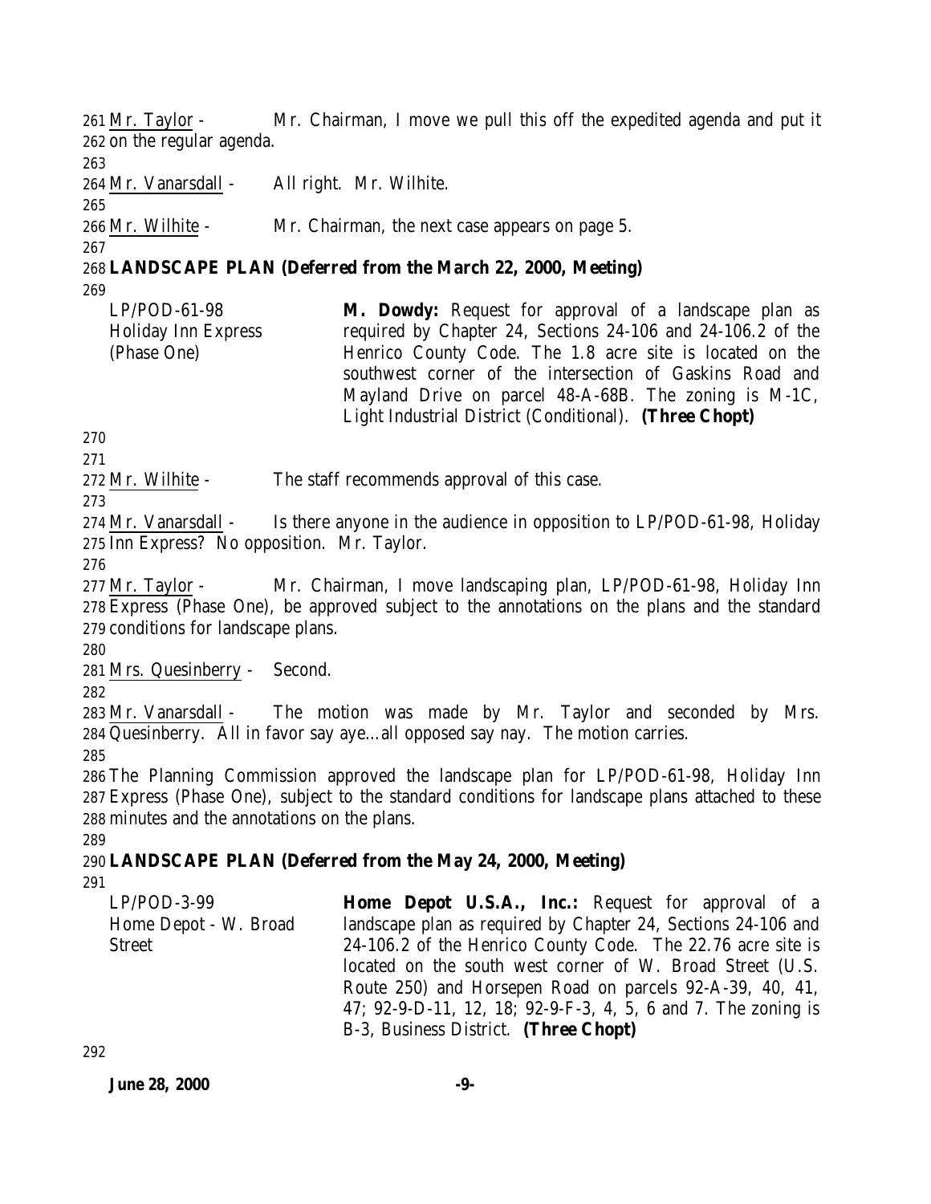Mr. Taylor - Mr. Chairman, I move we pull this off the expedited agenda and put it on the regular agenda.

Mr. Vanarsdall - All right. Mr. Wilhite.

Mr. Wilhite - Mr. Chairman, the next case appears on page 5.

**LANDSCAPE PLAN (Deferred from the March 22, 2000, Meeting)**

| | |
|---|---|
| LP/POD-61-98<br>Holiday Inn Express<br>(Phase One) | **M. Dowdy:** Request for approval of a landscape plan as required by Chapter 24, Sections 24-106 and 24-106.2 of the Henrico County Code. The 1.8 acre site is located on the southwest corner of the intersection of Gaskins Road and Mayland Drive on parcel 48-A-68B. The zoning is M-1C, Light Industrial District (Conditional). **(Three Chopt)** |

Mr. Wilhite - The staff recommends approval of this case.

Mr. Vanarsdall - Is there anyone in the audience in opposition to LP/POD-61-98, Holiday Inn Express? No opposition. Mr. Taylor.

Mr. Taylor - Mr. Chairman, I move landscaping plan, LP/POD-61-98, Holiday Inn Express (Phase One), be approved subject to the annotations on the plans and the standard conditions for landscape plans.

Mrs. Quesinberry - Second.

Mr. Vanarsdall - The motion was made by Mr. Taylor and seconded by Mrs. Quesinberry. All in favor say aye…all opposed say nay. The motion carries.

The Planning Commission approved the landscape plan for LP/POD-61-98, Holiday Inn Express (Phase One), subject to the standard conditions for landscape plans attached to these minutes and the annotations on the plans.

**LANDSCAPE PLAN (Deferred from the May 24, 2000, Meeting)**

| | |
|---|---|
| LP/POD-3-99<br>Home Depot - W. Broad Street | **Home Depot U.S.A., Inc.:** Request for approval of a landscape plan as required by Chapter 24, Sections 24-106 and 24-106.2 of the Henrico County Code. The 22.76 acre site is located on the south west corner of W. Broad Street (U.S. Route 250) and Horsepen Road on parcels 92-A-39, 40, 41, 47; 92-9-D-11, 12, 18; 92-9-F-3, 4, 5, 6 and 7. The zoning is B-3, Business District. **(Three Chopt)** |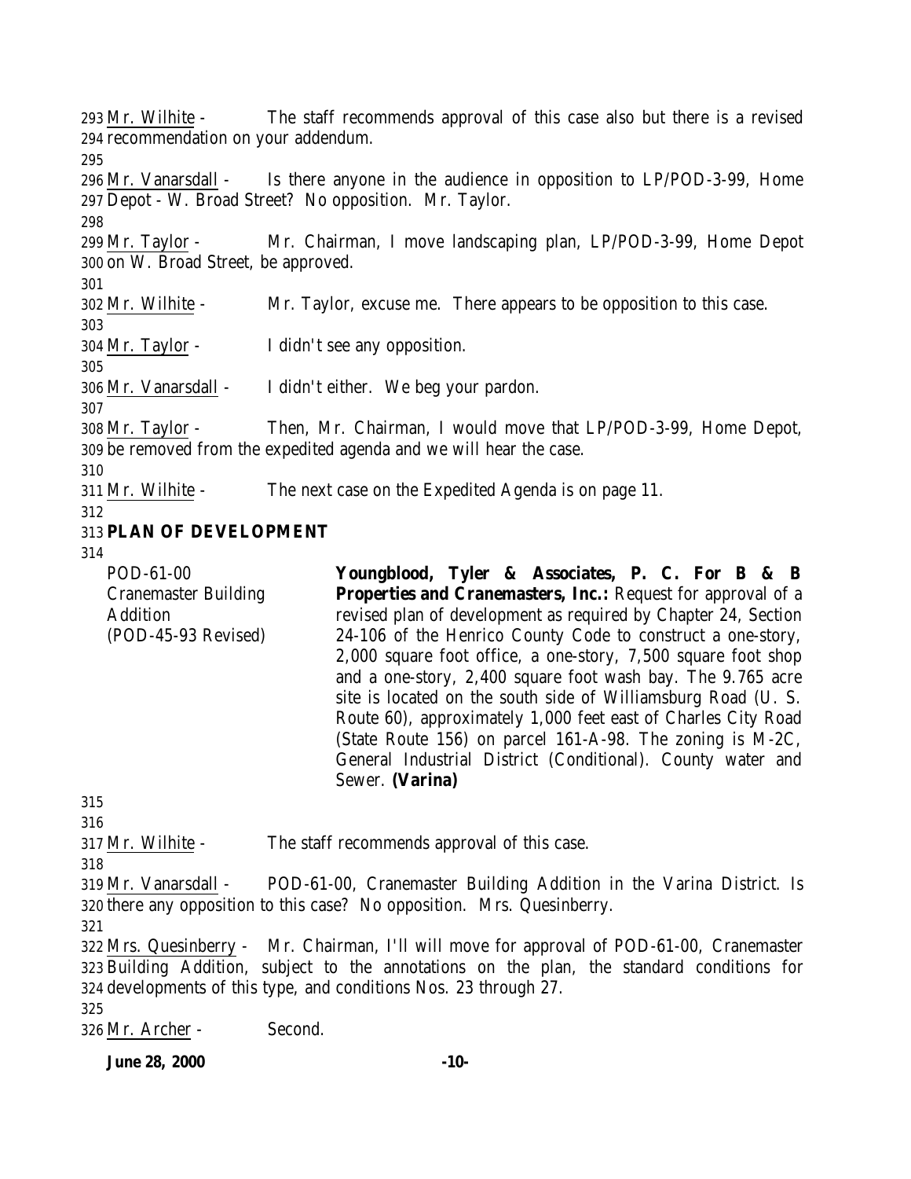Mr. Wilhite - The staff recommends approval of this case also but there is a revised recommendation on your addendum.

Mr. Vanarsdall - Is there anyone in the audience in opposition to LP/POD-3-99, Home Depot - W. Broad Street? No opposition. Mr. Taylor.

Mr. Taylor - Mr. Chairman, I move landscaping plan, LP/POD-3-99, Home Depot on W. Broad Street, be approved.

Mr. Wilhite - Mr. Taylor, excuse me. There appears to be opposition to this case.

Mr. Taylor - I didn't see any opposition.

Mr. Vanarsdall - I didn't either. We beg your pardon.

Mr. Taylor - Then, Mr. Chairman, I would move that LP/POD-3-99, Home Depot, be removed from the expedited agenda and we will hear the case.

Mr. Wilhite - The next case on the Expedited Agenda is on page 11.

**PLAN OF DEVELOPMENT**

POD-61-00
Cranemaster Building Addition
(POD-45-93 Revised)

**Youngblood, Tyler & Associates, P. C. For B & B Properties and Cranemasters, Inc.:** Request for approval of a revised plan of development as required by Chapter 24, Section 24-106 of the Henrico County Code to construct a one-story, 2,000 square foot office, a one-story, 7,500 square foot shop and a one-story, 2,400 square foot wash bay. The 9.765 acre site is located on the south side of Williamsburg Road (U. S. Route 60), approximately 1,000 feet east of Charles City Road (State Route 156) on parcel 161-A-98. The zoning is M-2C, General Industrial District (Conditional). County water and Sewer. **(Varina)**

Mr. Wilhite - The staff recommends approval of this case.

Mr. Vanarsdall - POD-61-00, Cranemaster Building Addition in the Varina District. Is there any opposition to this case? No opposition. Mrs. Quesinberry.

Mrs. Quesinberry - Mr. Chairman, I'll will move for approval of POD-61-00, Cranemaster Building Addition, subject to the annotations on the plan, the standard conditions for developments of this type, and conditions Nos. 23 through 27.

Mr. Archer - Second.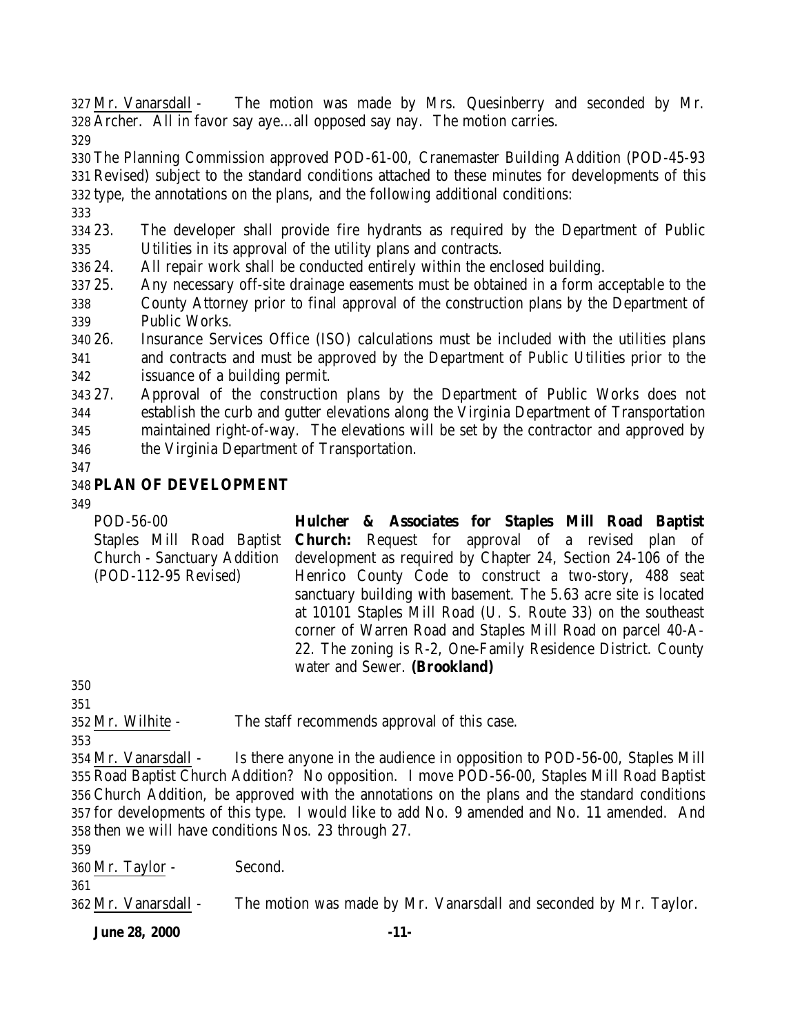Mr. Vanarsdall - The motion was made by Mrs. Quesinberry and seconded by Mr. Archer. All in favor say aye…all opposed say nay. The motion carries.

The Planning Commission approved POD-61-00, Cranemaster Building Addition (POD-45-93 Revised) subject to the standard conditions attached to these minutes for developments of this type, the annotations on the plans, and the following additional conditions:

23. The developer shall provide fire hydrants as required by the Department of Public Utilities in its approval of the utility plans and contracts.
24. All repair work shall be conducted entirely within the enclosed building.
25. Any necessary off-site drainage easements must be obtained in a form acceptable to the County Attorney prior to final approval of the construction plans by the Department of Public Works.
26. Insurance Services Office (ISO) calculations must be included with the utilities plans and contracts and must be approved by the Department of Public Utilities prior to the issuance of a building permit.
27. Approval of the construction plans by the Department of Public Works does not establish the curb and gutter elevations along the Virginia Department of Transportation maintained right-of-way. The elevations will be set by the contractor and approved by the Virginia Department of Transportation.

## PLAN OF DEVELOPMENT

| | |
|---|---|
| POD-56-00<br>Staples Mill Road Baptist Church - Sanctuary Addition<br>(POD-112-95 Revised) | **Hulcher & Associates for Staples Mill Road Baptist Church:** Request for approval of a revised plan of development as required by Chapter 24, Section 24-106 of the Henrico County Code to construct a two-story, 488 seat sanctuary building with basement. The 5.63 acre site is located at 10101 Staples Mill Road (U. S. Route 33) on the southeast corner of Warren Road and Staples Mill Road on parcel 40-A-22. The zoning is R-2, One-Family Residence District. County water and Sewer. **(Brookland)** |

Mr. Wilhite - The staff recommends approval of this case.

Mr. Vanarsdall - Is there anyone in the audience in opposition to POD-56-00, Staples Mill Road Baptist Church Addition? No opposition. I move POD-56-00, Staples Mill Road Baptist Church Addition, be approved with the annotations on the plans and the standard conditions for developments of this type. I would like to add No. 9 amended and No. 11 amended. And then we will have conditions Nos. 23 through 27.

Mr. Taylor - Second.

Mr. Vanarsdall - The motion was made by Mr. Vanarsdall and seconded by Mr. Taylor.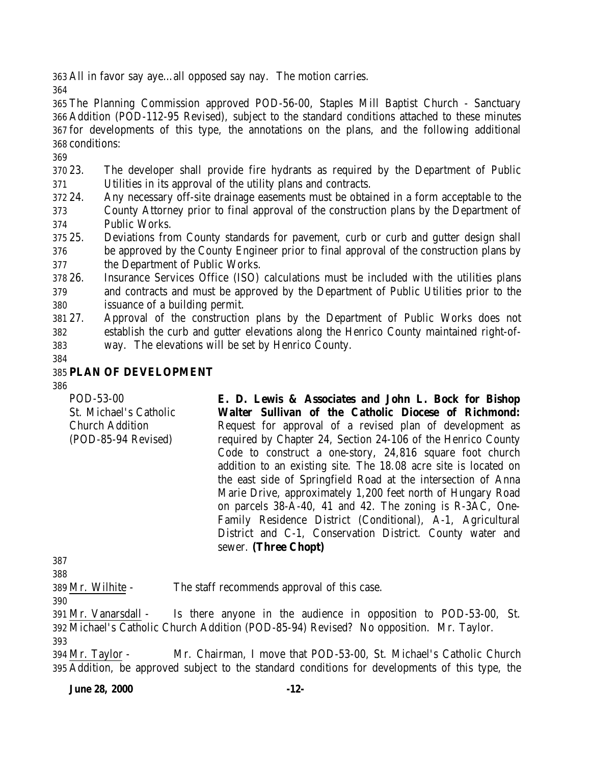All in favor say aye…all opposed say nay. The motion carries.

The Planning Commission approved POD-56-00, Staples Mill Baptist Church - Sanctuary Addition (POD-112-95 Revised), subject to the standard conditions attached to these minutes for developments of this type, the annotations on the plans, and the following additional conditions:

23. The developer shall provide fire hydrants as required by the Department of Public Utilities in its approval of the utility plans and contracts.
24. Any necessary off-site drainage easements must be obtained in a form acceptable to the County Attorney prior to final approval of the construction plans by the Department of Public Works.
25. Deviations from County standards for pavement, curb or curb and gutter design shall be approved by the County Engineer prior to final approval of the construction plans by the Department of Public Works.
26. Insurance Services Office (ISO) calculations must be included with the utilities plans and contracts and must be approved by the Department of Public Utilities prior to the issuance of a building permit.
27. Approval of the construction plans by the Department of Public Works does not establish the curb and gutter elevations along the Henrico County maintained right-of-way. The elevations will be set by Henrico County.

## PLAN OF DEVELOPMENT

POD-53-00
St. Michael's Catholic Church Addition
(POD-85-94 Revised)

**E. D. Lewis & Associates and John L. Bock for Bishop Walter Sullivan of the Catholic Diocese of Richmond:** Request for approval of a revised plan of development as required by Chapter 24, Section 24-106 of the Henrico County Code to construct a one-story, 24,816 square foot church addition to an existing site. The 18.08 acre site is located on the east side of Springfield Road at the intersection of Anna Marie Drive, approximately 1,200 feet north of Hungary Road on parcels 38-A-40, 41 and 42. The zoning is R-3AC, One-Family Residence District (Conditional), A-1, Agricultural District and C-1, Conservation District. County water and sewer. **(Three Chopt)**

Mr. Wilhite - The staff recommends approval of this case.

Mr. Vanarsdall - Is there anyone in the audience in opposition to POD-53-00, St. Michael's Catholic Church Addition (POD-85-94) Revised? No opposition. Mr. Taylor.

Mr. Taylor - Mr. Chairman, I move that POD-53-00, St. Michael's Catholic Church Addition, be approved subject to the standard conditions for developments of this type, the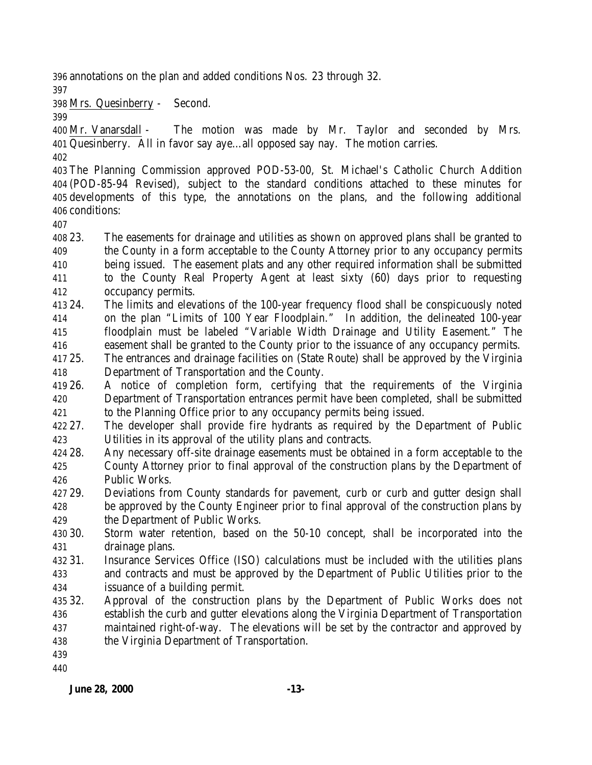annotations on the plan and added conditions Nos. 23 through 32.

Mrs. Quesinberry - Second.

Mr. Vanarsdall - The motion was made by Mr. Taylor and seconded by Mrs. Quesinberry. All in favor say aye…all opposed say nay. The motion carries.

The Planning Commission approved POD-53-00, St. Michael's Catholic Church Addition (POD-85-94 Revised), subject to the standard conditions attached to these minutes for developments of this type, the annotations on the plans, and the following additional conditions:

23. The easements for drainage and utilities as shown on approved plans shall be granted to the County in a form acceptable to the County Attorney prior to any occupancy permits being issued. The easement plats and any other required information shall be submitted to the County Real Property Agent at least sixty (60) days prior to requesting occupancy permits.
24. The limits and elevations of the 100-year frequency flood shall be conspicuously noted on the plan "Limits of 100 Year Floodplain." In addition, the delineated 100-year floodplain must be labeled "Variable Width Drainage and Utility Easement." The easement shall be granted to the County prior to the issuance of any occupancy permits.
25. The entrances and drainage facilities on (State Route) shall be approved by the Virginia Department of Transportation and the County.
26. A notice of completion form, certifying that the requirements of the Virginia Department of Transportation entrances permit have been completed, shall be submitted to the Planning Office prior to any occupancy permits being issued.
27. The developer shall provide fire hydrants as required by the Department of Public Utilities in its approval of the utility plans and contracts.
28. Any necessary off-site drainage easements must be obtained in a form acceptable to the County Attorney prior to final approval of the construction plans by the Department of Public Works.
29. Deviations from County standards for pavement, curb or curb and gutter design shall be approved by the County Engineer prior to final approval of the construction plans by the Department of Public Works.
30. Storm water retention, based on the 50-10 concept, shall be incorporated into the drainage plans.
31. Insurance Services Office (ISO) calculations must be included with the utilities plans and contracts and must be approved by the Department of Public Utilities prior to the issuance of a building permit.
32. Approval of the construction plans by the Department of Public Works does not establish the curb and gutter elevations along the Virginia Department of Transportation maintained right-of-way. The elevations will be set by the contractor and approved by the Virginia Department of Transportation.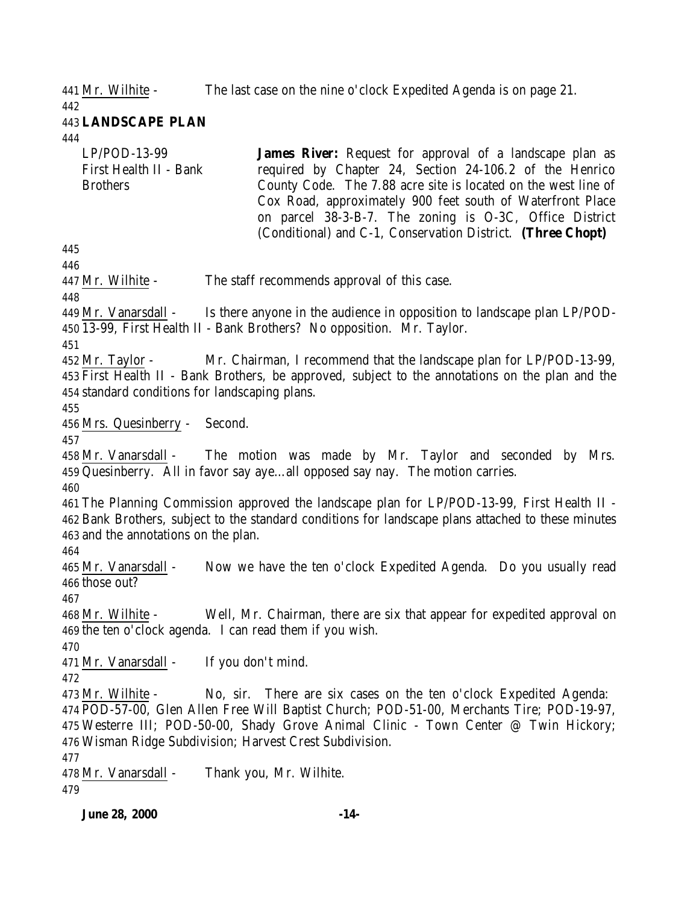441 Mr. Wilhite - The last case on the nine o'clock Expedited Agenda is on page 21.

442

443 **LANDSCAPE PLAN**

444

| | |
|---|---|
| LP/POD-13-99<br>First Health II - Bank Brothers | **James River:** Request for approval of a landscape plan as required by Chapter 24, Section 24-106.2 of the Henrico County Code. The 7.88 acre site is located on the west line of Cox Road, approximately 900 feet south of Waterfront Place on parcel 38-3-B-7. The zoning is O-3C, Office District (Conditional) and C-1, Conservation District. **(Three Chopt)** |

445

446

447 Mr. Wilhite - The staff recommends approval of this case.

448

449 Mr. Vanarsdall - Is there anyone in the audience in opposition to landscape plan LP/POD-
450 13-99, First Health II - Bank Brothers? No opposition. Mr. Taylor.

451

452 Mr. Taylor - Mr. Chairman, I recommend that the landscape plan for LP/POD-13-99,
453 First Health II - Bank Brothers, be approved, subject to the annotations on the plan and the
454 standard conditions for landscaping plans.

455

456 Mrs. Quesinberry - Second.

457

458 Mr. Vanarsdall - The motion was made by Mr. Taylor and seconded by Mrs.
459 Quesinberry. All in favor say aye…all opposed say nay. The motion carries.

460

461 The Planning Commission approved the landscape plan for LP/POD-13-99, First Health II -
462 Bank Brothers, subject to the standard conditions for landscape plans attached to these minutes
463 and the annotations on the plan.

464

465 Mr. Vanarsdall - Now we have the ten o'clock Expedited Agenda. Do you usually read
466 those out?

467

468 Mr. Wilhite - Well, Mr. Chairman, there are six that appear for expedited approval on
469 the ten o'clock agenda. I can read them if you wish.

470

471 Mr. Vanarsdall - If you don't mind.

472

473 Mr. Wilhite - No, sir. There are six cases on the ten o'clock Expedited Agenda:
474 POD-57-00, Glen Allen Free Will Baptist Church; POD-51-00, Merchants Tire; POD-19-97,
475 Westerre III; POD-50-00, Shady Grove Animal Clinic - Town Center @ Twin Hickory;
476 Wisman Ridge Subdivision; Harvest Crest Subdivision.

477

478 Mr. Vanarsdall - Thank you, Mr. Wilhite.

479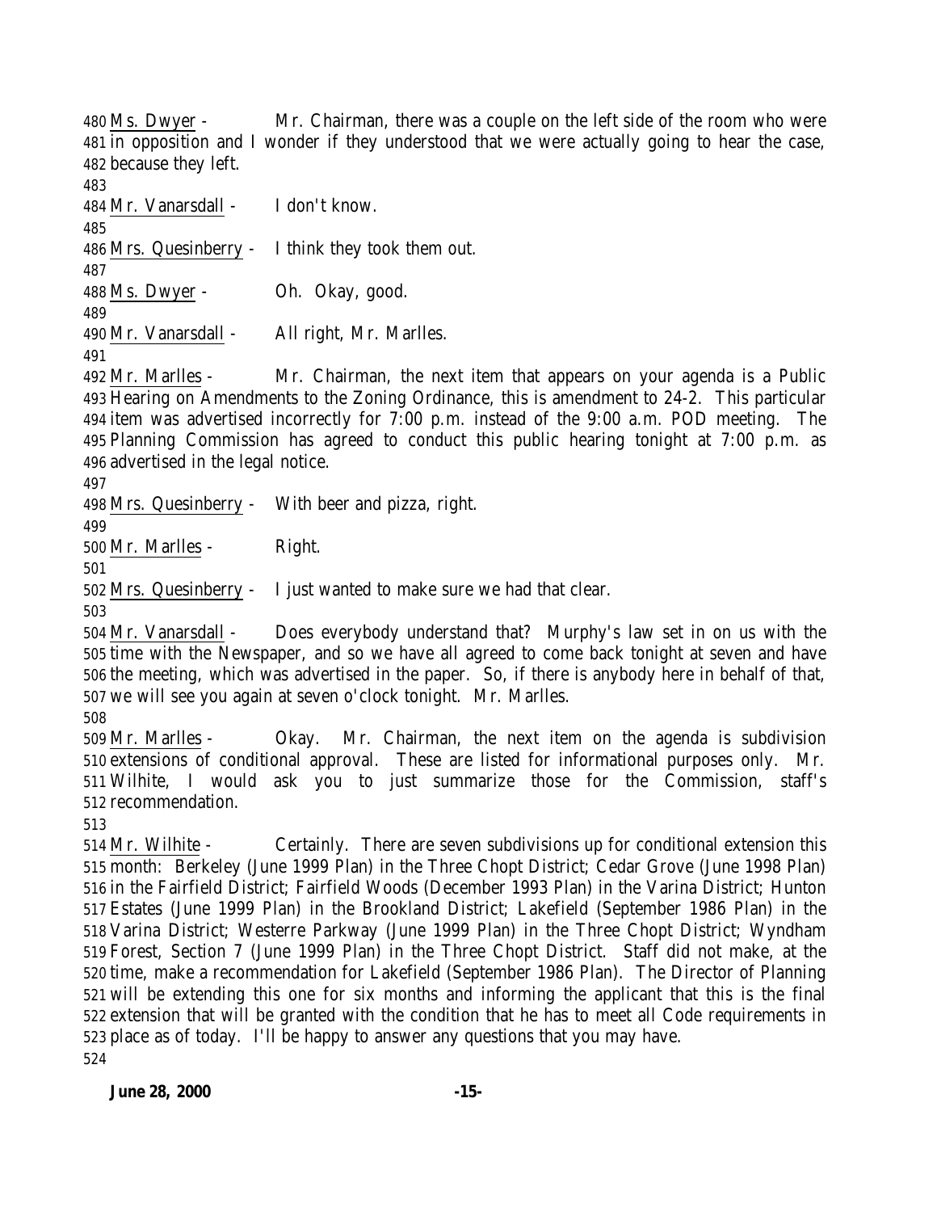480 Ms. Dwyer - Mr. Chairman, there was a couple on the left side of the room who were
481 in opposition and I wonder if they understood that we were actually going to hear the case,
482 because they left.
483
484 Mr. Vanarsdall - I don't know.
485
486 Mrs. Quesinberry - I think they took them out.
487
488 Ms. Dwyer - Oh. Okay, good.
489
490 Mr. Vanarsdall - All right, Mr. Marlles.
491
492 Mr. Marlles - Mr. Chairman, the next item that appears on your agenda is a Public
493 Hearing on Amendments to the Zoning Ordinance, this is amendment to 24-2. This particular
494 item was advertised incorrectly for 7:00 p.m. instead of the 9:00 a.m. POD meeting. The
495 Planning Commission has agreed to conduct this public hearing tonight at 7:00 p.m. as
496 advertised in the legal notice.
497
498 Mrs. Quesinberry - With beer and pizza, right.
499
500 Mr. Marlles - Right.
501
502 Mrs. Quesinberry - I just wanted to make sure we had that clear.
503
504 Mr. Vanarsdall - Does everybody understand that? Murphy's law set in on us with the
505 time with the Newspaper, and so we have all agreed to come back tonight at seven and have
506 the meeting, which was advertised in the paper. So, if there is anybody here in behalf of that,
507 we will see you again at seven o'clock tonight. Mr. Marlles.
508
509 Mr. Marlles - Okay. Mr. Chairman, the next item on the agenda is subdivision
510 extensions of conditional approval. These are listed for informational purposes only. Mr.
511 Wilhite, I would ask you to just summarize those for the Commission, staff's
512 recommendation.
513
514 Mr. Wilhite - Certainly. There are seven subdivisions up for conditional extension this
515 month: Berkeley (June 1999 Plan) in the Three Chopt District; Cedar Grove (June 1998 Plan)
516 in the Fairfield District; Fairfield Woods (December 1993 Plan) in the Varina District; Hunton
517 Estates (June 1999 Plan) in the Brookland District; Lakefield (September 1986 Plan) in the
518 Varina District; Westerre Parkway (June 1999 Plan) in the Three Chopt District; Wyndham
519 Forest, Section 7 (June 1999 Plan) in the Three Chopt District. Staff did not make, at the
520 time, make a recommendation for Lakefield (September 1986 Plan). The Director of Planning
521 will be extending this one for six months and informing the applicant that this is the final
522 extension that will be granted with the condition that he has to meet all Code requirements in
523 place as of today. I'll be happy to answer any questions that you may have.
524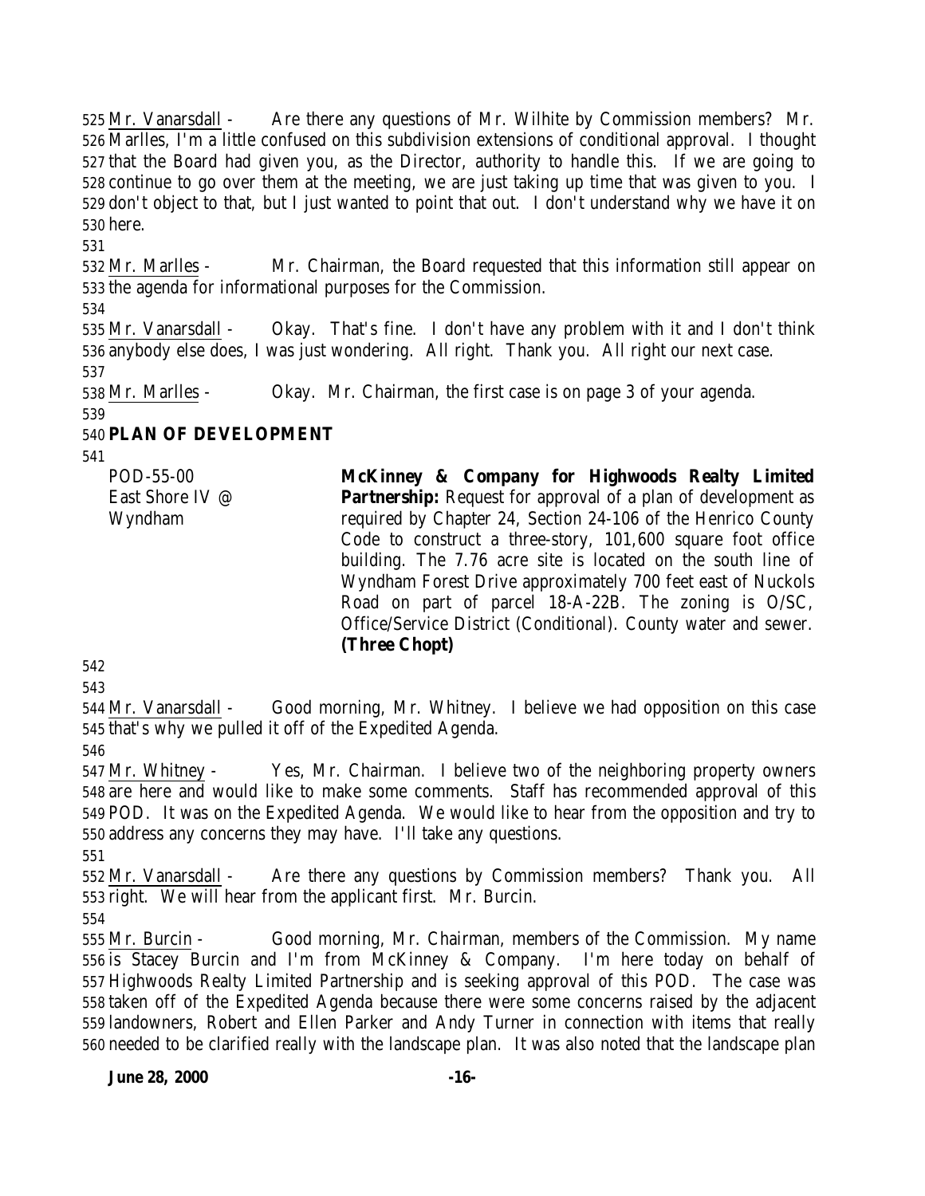525 Mr. Vanarsdall - Are there any questions of Mr. Wilhite by Commission members? Mr. 526 Marlles, I'm a little confused on this subdivision extensions of conditional approval. I thought 527 that the Board had given you, as the Director, authority to handle this. If we are going to 528 continue to go over them at the meeting, we are just taking up time that was given to you. I 529 don't object to that, but I just wanted to point that out. I don't understand why we have it on 530 here.

531

532 Mr. Marlles - Mr. Chairman, the Board requested that this information still appear on 533 the agenda for informational purposes for the Commission.

534

535 Mr. Vanarsdall - Okay. That's fine. I don't have any problem with it and I don't think 536 anybody else does, I was just wondering. All right. Thank you. All right our next case.

537

538 Mr. Marlles - Okay. Mr. Chairman, the first case is on page 3 of your agenda.

539

540 **PLAN OF DEVELOPMENT**

541

POD-55-00
East Shore IV @
Wyndham

**McKinney & Company for Highwoods Realty Limited Partnership:** Request for approval of a plan of development as required by Chapter 24, Section 24-106 of the Henrico County Code to construct a three-story, 101,600 square foot office building. The 7.76 acre site is located on the south line of Wyndham Forest Drive approximately 700 feet east of Nuckols Road on part of parcel 18-A-22B. The zoning is O/SC, Office/Service District (Conditional). County water and sewer. **(Three Chopt)**

542

543

544 Mr. Vanarsdall - Good morning, Mr. Whitney. I believe we had opposition on this case 545 that's why we pulled it off of the Expedited Agenda.

546

547 Mr. Whitney - Yes, Mr. Chairman. I believe two of the neighboring property owners 548 are here and would like to make some comments. Staff has recommended approval of this 549 POD. It was on the Expedited Agenda. We would like to hear from the opposition and try to 550 address any concerns they may have. I'll take any questions.

551

552 Mr. Vanarsdall - Are there any questions by Commission members? Thank you. All 553 right. We will hear from the applicant first. Mr. Burcin.

554

555 Mr. Burcin - Good morning, Mr. Chairman, members of the Commission. My name 556 is Stacey Burcin and I'm from McKinney & Company. I'm here today on behalf of 557 Highwoods Realty Limited Partnership and is seeking approval of this POD. The case was 558 taken off of the Expedited Agenda because there were some concerns raised by the adjacent 559 landowners, Robert and Ellen Parker and Andy Turner in connection with items that really 560 needed to be clarified really with the landscape plan. It was also noted that the landscape plan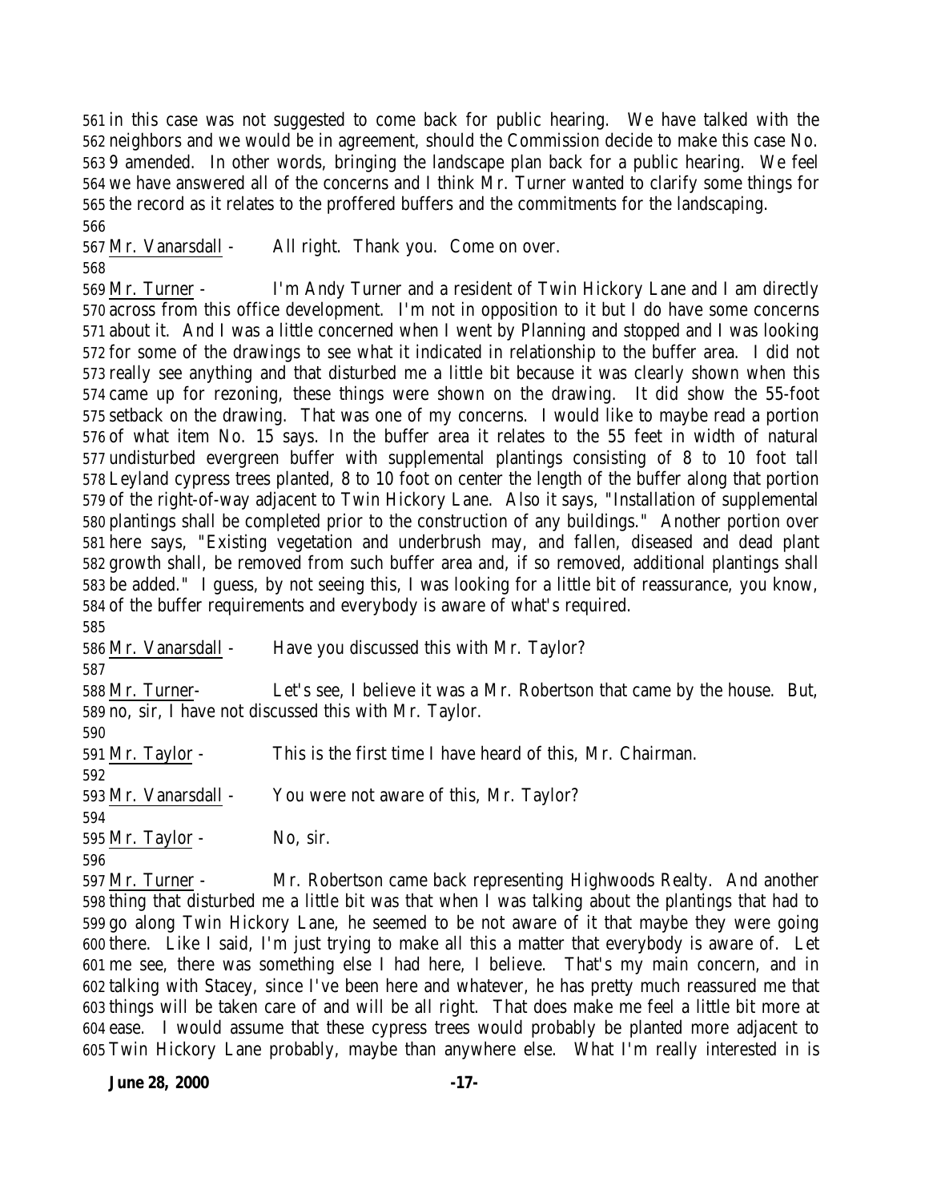in this case was not suggested to come back for public hearing. We have talked with the neighbors and we would be in agreement, should the Commission decide to make this case No. 9 amended. In other words, bringing the landscape plan back for a public hearing. We feel we have answered all of the concerns and I think Mr. Turner wanted to clarify some things for the record as it relates to the proffered buffers and the commitments for the landscaping.

Mr. Vanarsdall - All right. Thank you. Come on over.

Mr. Turner - I'm Andy Turner and a resident of Twin Hickory Lane and I am directly across from this office development. I'm not in opposition to it but I do have some concerns about it. And I was a little concerned when I went by Planning and stopped and I was looking for some of the drawings to see what it indicated in relationship to the buffer area. I did not really see anything and that disturbed me a little bit because it was clearly shown when this came up for rezoning, these things were shown on the drawing. It did show the 55-foot setback on the drawing. That was one of my concerns. I would like to maybe read a portion of what item No. 15 says. In the buffer area it relates to the 55 feet in width of natural undisturbed evergreen buffer with supplemental plantings consisting of 8 to 10 foot tall Leyland cypress trees planted, 8 to 10 foot on center the length of the buffer along that portion of the right-of-way adjacent to Twin Hickory Lane. Also it says, "Installation of supplemental plantings shall be completed prior to the construction of any buildings." Another portion over here says, "Existing vegetation and underbrush may, and fallen, diseased and dead plant growth shall, be removed from such buffer area and, if so removed, additional plantings shall be added." I guess, by not seeing this, I was looking for a little bit of reassurance, you know, of the buffer requirements and everybody is aware of what's required.

Mr. Vanarsdall - Have you discussed this with Mr. Taylor?

Mr. Turner- Let's see, I believe it was a Mr. Robertson that came by the house. But, no, sir, I have not discussed this with Mr. Taylor.

Mr. Taylor - This is the first time I have heard of this, Mr. Chairman.

Mr. Vanarsdall - You were not aware of this, Mr. Taylor?

Mr. Taylor - No, sir.

Mr. Turner - Mr. Robertson came back representing Highwoods Realty. And another thing that disturbed me a little bit was that when I was talking about the plantings that had to go along Twin Hickory Lane, he seemed to be not aware of it that maybe they were going there. Like I said, I'm just trying to make all this a matter that everybody is aware of. Let me see, there was something else I had here, I believe. That's my main concern, and in talking with Stacey, since I've been here and whatever, he has pretty much reassured me that things will be taken care of and will be all right. That does make me feel a little bit more at ease. I would assume that these cypress trees would probably be planted more adjacent to Twin Hickory Lane probably, maybe than anywhere else. What I'm really interested in is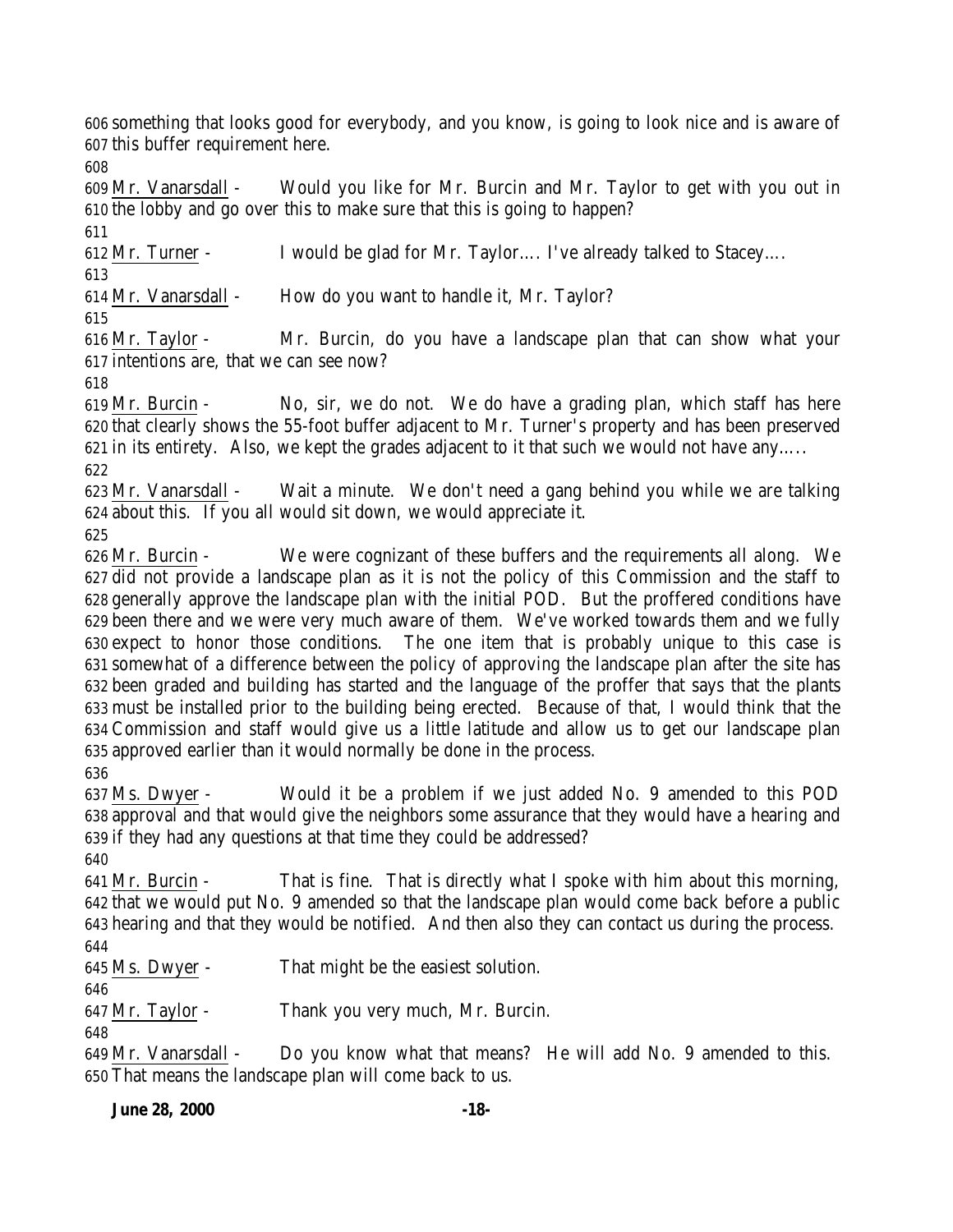something that looks good for everybody, and you know, is going to look nice and is aware of this buffer requirement here.

Mr. Vanarsdall - Would you like for Mr. Burcin and Mr. Taylor to get with you out in the lobby and go over this to make sure that this is going to happen?

Mr. Turner - I would be glad for Mr. Taylor…. I've already talked to Stacey….

Mr. Vanarsdall - How do you want to handle it, Mr. Taylor?

Mr. Taylor - Mr. Burcin, do you have a landscape plan that can show what your intentions are, that we can see now?

Mr. Burcin - No, sir, we do not. We do have a grading plan, which staff has here that clearly shows the 55-foot buffer adjacent to Mr. Turner's property and has been preserved in its entirety. Also, we kept the grades adjacent to it that such we would not have any…..

Mr. Vanarsdall - Wait a minute. We don't need a gang behind you while we are talking about this. If you all would sit down, we would appreciate it.

Mr. Burcin - We were cognizant of these buffers and the requirements all along. We did not provide a landscape plan as it is not the policy of this Commission and the staff to generally approve the landscape plan with the initial POD. But the proffered conditions have been there and we were very much aware of them. We've worked towards them and we fully expect to honor those conditions. The one item that is probably unique to this case is somewhat of a difference between the policy of approving the landscape plan after the site has been graded and building has started and the language of the proffer that says that the plants must be installed prior to the building being erected. Because of that, I would think that the Commission and staff would give us a little latitude and allow us to get our landscape plan approved earlier than it would normally be done in the process.

Ms. Dwyer - Would it be a problem if we just added No. 9 amended to this POD approval and that would give the neighbors some assurance that they would have a hearing and if they had any questions at that time they could be addressed?

Mr. Burcin - That is fine. That is directly what I spoke with him about this morning, that we would put No. 9 amended so that the landscape plan would come back before a public hearing and that they would be notified. And then also they can contact us during the process.

Ms. Dwyer - That might be the easiest solution.

Mr. Taylor - Thank you very much, Mr. Burcin.

Mr. Vanarsdall - Do you know what that means? He will add No. 9 amended to this. That means the landscape plan will come back to us.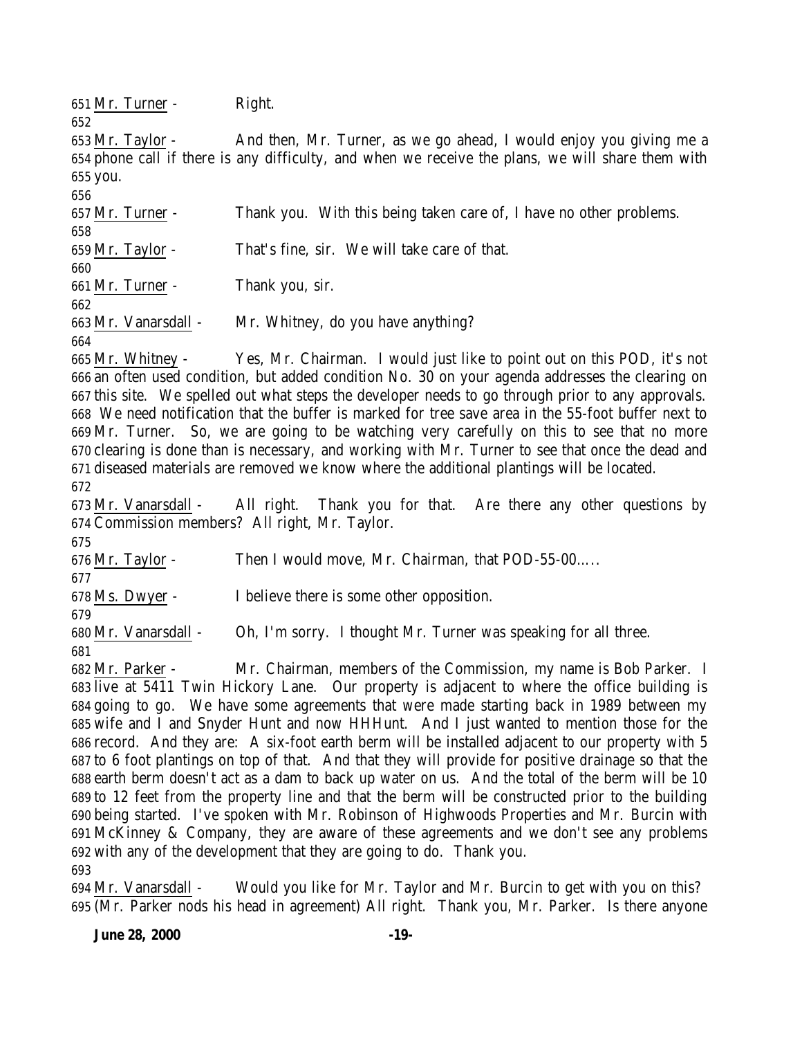Mr. Turner - Right.

Mr. Taylor - And then, Mr. Turner, as we go ahead, I would enjoy you giving me a phone call if there is any difficulty, and when we receive the plans, we will share them with you.

Mr. Turner - Thank you. With this being taken care of, I have no other problems.

Mr. Taylor - That's fine, sir. We will take care of that.

Mr. Turner - Thank you, sir.

Mr. Vanarsdall - Mr. Whitney, do you have anything?

Mr. Whitney - Yes, Mr. Chairman. I would just like to point out on this POD, it's not an often used condition, but added condition No. 30 on your agenda addresses the clearing on this site. We spelled out what steps the developer needs to go through prior to any approvals. We need notification that the buffer is marked for tree save area in the 55-foot buffer next to Mr. Turner. So, we are going to be watching very carefully on this to see that no more clearing is done than is necessary, and working with Mr. Turner to see that once the dead and diseased materials are removed we know where the additional plantings will be located.

Mr. Vanarsdall - All right. Thank you for that. Are there any other questions by Commission members? All right, Mr. Taylor.

Mr. Taylor - Then I would move, Mr. Chairman, that POD-55-00.....

Ms. Dwyer - I believe there is some other opposition.

Mr. Vanarsdall - Oh, I'm sorry. I thought Mr. Turner was speaking for all three.

Mr. Parker - Mr. Chairman, members of the Commission, my name is Bob Parker. I live at 5411 Twin Hickory Lane. Our property is adjacent to where the office building is going to go. We have some agreements that were made starting back in 1989 between my wife and I and Snyder Hunt and now HHHunt. And I just wanted to mention those for the record. And they are: A six-foot earth berm will be installed adjacent to our property with 5 to 6 foot plantings on top of that. And that they will provide for positive drainage so that the earth berm doesn't act as a dam to back up water on us. And the total of the berm will be 10 to 12 feet from the property line and that the berm will be constructed prior to the building being started. I've spoken with Mr. Robinson of Highwoods Properties and Mr. Burcin with McKinney & Company, they are aware of these agreements and we don't see any problems with any of the development that they are going to do. Thank you.

Mr. Vanarsdall - Would you like for Mr. Taylor and Mr. Burcin to get with you on this? (Mr. Parker nods his head in agreement) All right. Thank you, Mr. Parker. Is there anyone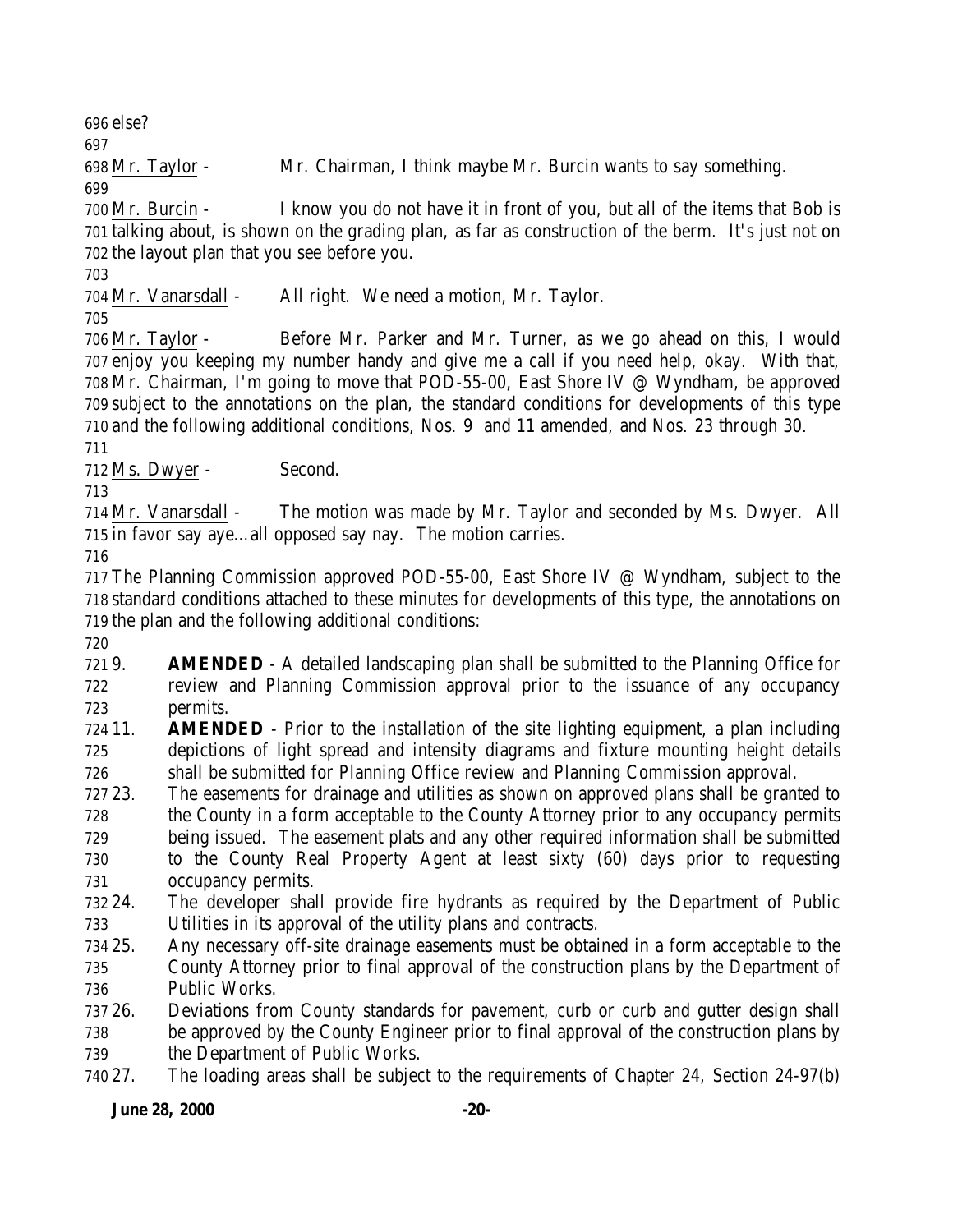else?

Mr. Taylor - Mr. Chairman, I think maybe Mr. Burcin wants to say something.

Mr. Burcin - I know you do not have it in front of you, but all of the items that Bob is talking about, is shown on the grading plan, as far as construction of the berm. It's just not on the layout plan that you see before you.

Mr. Vanarsdall - All right. We need a motion, Mr. Taylor.

Mr. Taylor - Before Mr. Parker and Mr. Turner, as we go ahead on this, I would enjoy you keeping my number handy and give me a call if you need help, okay. With that, Mr. Chairman, I'm going to move that POD-55-00, East Shore IV @ Wyndham, be approved subject to the annotations on the plan, the standard conditions for developments of this type and the following additional conditions, Nos. 9 and 11 amended, and Nos. 23 through 30.

Ms. Dwyer - Second.

Mr. Vanarsdall - The motion was made by Mr. Taylor and seconded by Ms. Dwyer. All in favor say aye…all opposed say nay. The motion carries.

The Planning Commission approved POD-55-00, East Shore IV @ Wyndham, subject to the standard conditions attached to these minutes for developments of this type, the annotations on the plan and the following additional conditions:

9. **AMENDED** - A detailed landscaping plan shall be submitted to the Planning Office for review and Planning Commission approval prior to the issuance of any occupancy permits.
11. **AMENDED** - Prior to the installation of the site lighting equipment, a plan including depictions of light spread and intensity diagrams and fixture mounting height details shall be submitted for Planning Office review and Planning Commission approval.
23. The easements for drainage and utilities as shown on approved plans shall be granted to the County in a form acceptable to the County Attorney prior to any occupancy permits being issued. The easement plats and any other required information shall be submitted to the County Real Property Agent at least sixty (60) days prior to requesting occupancy permits.
24. The developer shall provide fire hydrants as required by the Department of Public Utilities in its approval of the utility plans and contracts.
25. Any necessary off-site drainage easements must be obtained in a form acceptable to the County Attorney prior to final approval of the construction plans by the Department of Public Works.
26. Deviations from County standards for pavement, curb or curb and gutter design shall be approved by the County Engineer prior to final approval of the construction plans by the Department of Public Works.
27. The loading areas shall be subject to the requirements of Chapter 24, Section 24-97(b)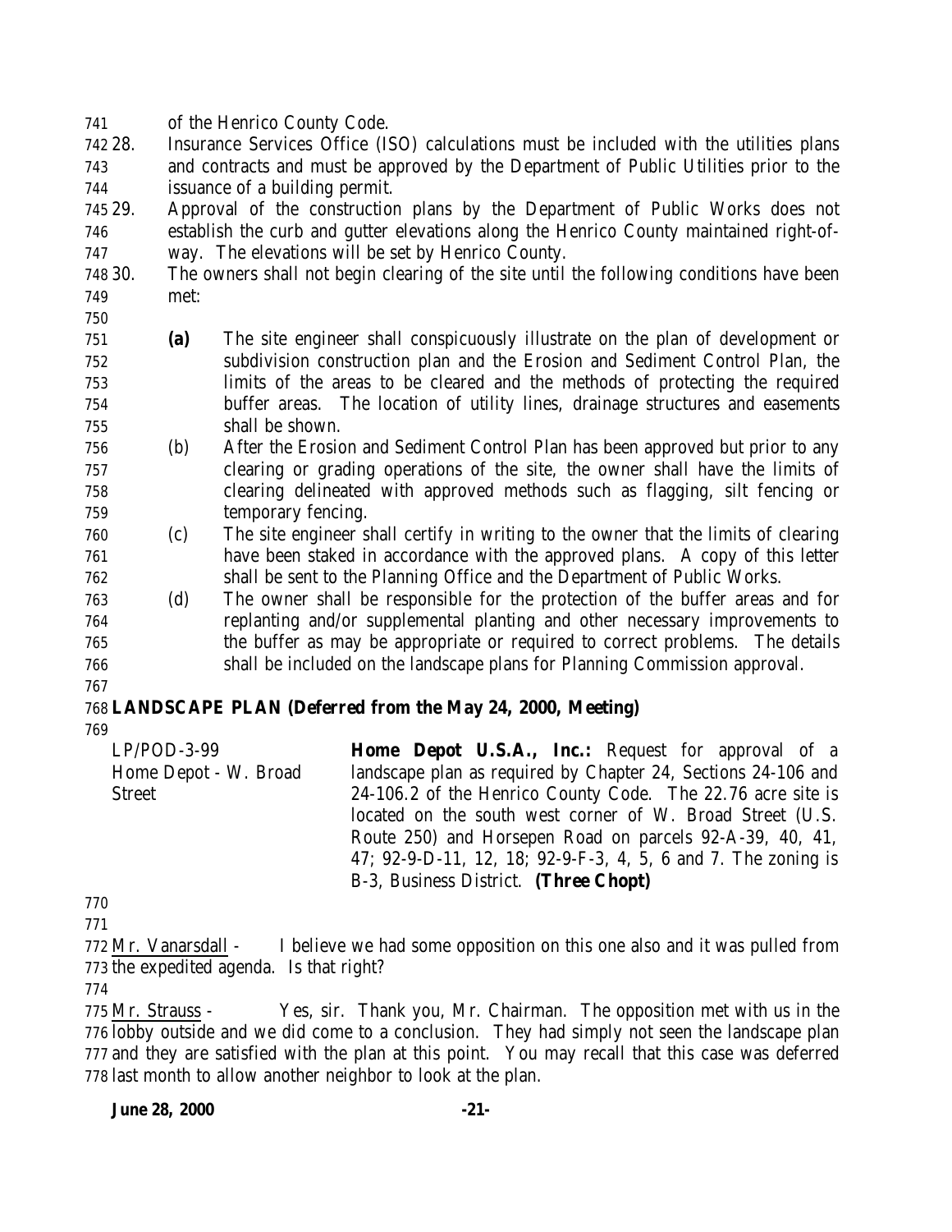of the Henrico County Code.

28. Insurance Services Office (ISO) calculations must be included with the utilities plans and contracts and must be approved by the Department of Public Utilities prior to the issuance of a building permit.
29. Approval of the construction plans by the Department of Public Works does not establish the curb and gutter elevations along the Henrico County maintained right-of-way. The elevations will be set by Henrico County.
30. The owners shall not begin clearing of the site until the following conditions have been met:

    **(a)** The site engineer shall conspicuously illustrate on the plan of development or subdivision construction plan and the Erosion and Sediment Control Plan, the limits of the areas to be cleared and the methods of protecting the required buffer areas. The location of utility lines, drainage structures and easements shall be shown.

    (b) After the Erosion and Sediment Control Plan has been approved but prior to any clearing or grading operations of the site, the owner shall have the limits of clearing delineated with approved methods such as flagging, silt fencing or temporary fencing.

    (c) The site engineer shall certify in writing to the owner that the limits of clearing have been staked in accordance with the approved plans. A copy of this letter shall be sent to the Planning Office and the Department of Public Works.

    (d) The owner shall be responsible for the protection of the buffer areas and for replanting and/or supplemental planting and other necessary improvements to the buffer as may be appropriate or required to correct problems. The details shall be included on the landscape plans for Planning Commission approval.

**LANDSCAPE PLAN (Deferred from the May 24, 2000, Meeting)**

LP/POD-3-99
Home Depot - W. Broad Street

**Home Depot U.S.A., Inc.:** Request for approval of a landscape plan as required by Chapter 24, Sections 24-106 and 24-106.2 of the Henrico County Code. The 22.76 acre site is located on the south west corner of W. Broad Street (U.S. Route 250) and Horsepen Road on parcels 92-A-39, 40, 41, 47; 92-9-D-11, 12, 18; 92-9-F-3, 4, 5, 6 and 7. The zoning is B-3, Business District. **(Three Chopt)**

Mr. Vanarsdall - I believe we had some opposition on this one also and it was pulled from the expedited agenda. Is that right?

Mr. Strauss - Yes, sir. Thank you, Mr. Chairman. The opposition met with us in the lobby outside and we did come to a conclusion. They had simply not seen the landscape plan and they are satisfied with the plan at this point. You may recall that this case was deferred last month to allow another neighbor to look at the plan.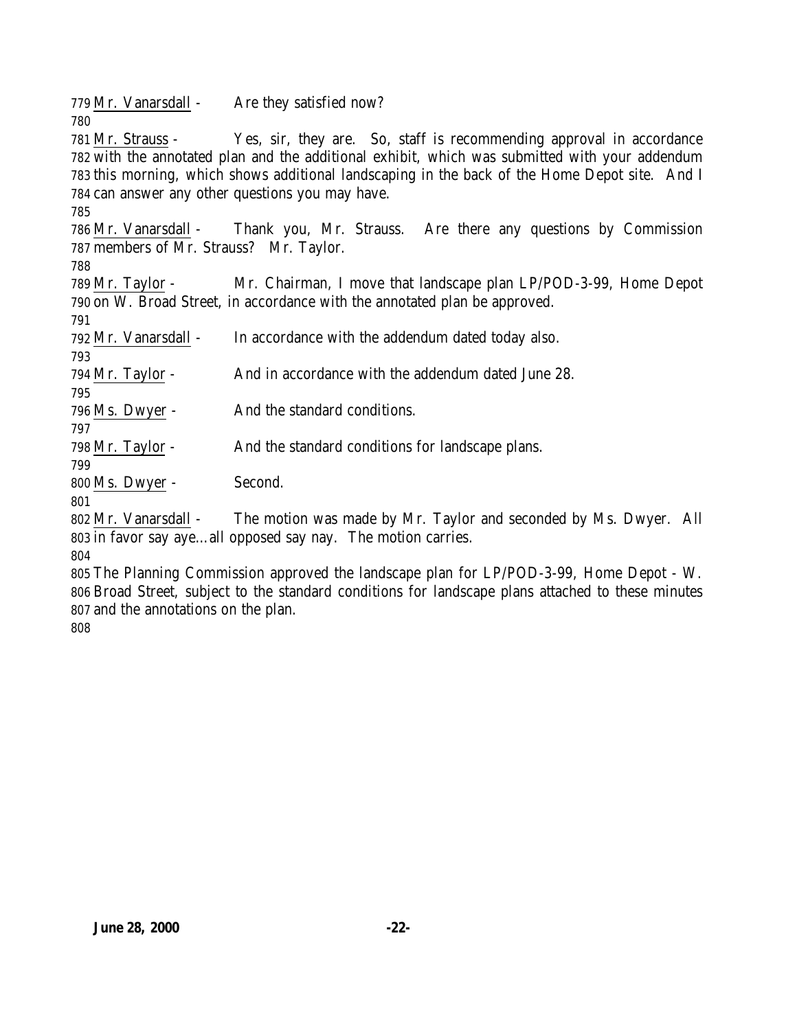779 Mr. Vanarsdall - Are they satisfied now?
780
781 Mr. Strauss - Yes, sir, they are. So, staff is recommending approval in accordance
782 with the annotated plan and the additional exhibit, which was submitted with your addendum
783 this morning, which shows additional landscaping in the back of the Home Depot site. And I
784 can answer any other questions you may have.
785
786 Mr. Vanarsdall - Thank you, Mr. Strauss. Are there any questions by Commission
787 members of Mr. Strauss? Mr. Taylor.
788
789 Mr. Taylor - Mr. Chairman, I move that landscape plan LP/POD-3-99, Home Depot
790 on W. Broad Street, in accordance with the annotated plan be approved.
791
792 Mr. Vanarsdall - In accordance with the addendum dated today also.
793
794 Mr. Taylor - And in accordance with the addendum dated June 28.
795
796 Ms. Dwyer - And the standard conditions.
797
798 Mr. Taylor - And the standard conditions for landscape plans.
799
800 Ms. Dwyer - Second.
801
802 Mr. Vanarsdall - The motion was made by Mr. Taylor and seconded by Ms. Dwyer. All
803 in favor say aye…all opposed say nay. The motion carries.
804
805 The Planning Commission approved the landscape plan for LP/POD-3-99, Home Depot - W.
806 Broad Street, subject to the standard conditions for landscape plans attached to these minutes
807 and the annotations on the plan.
808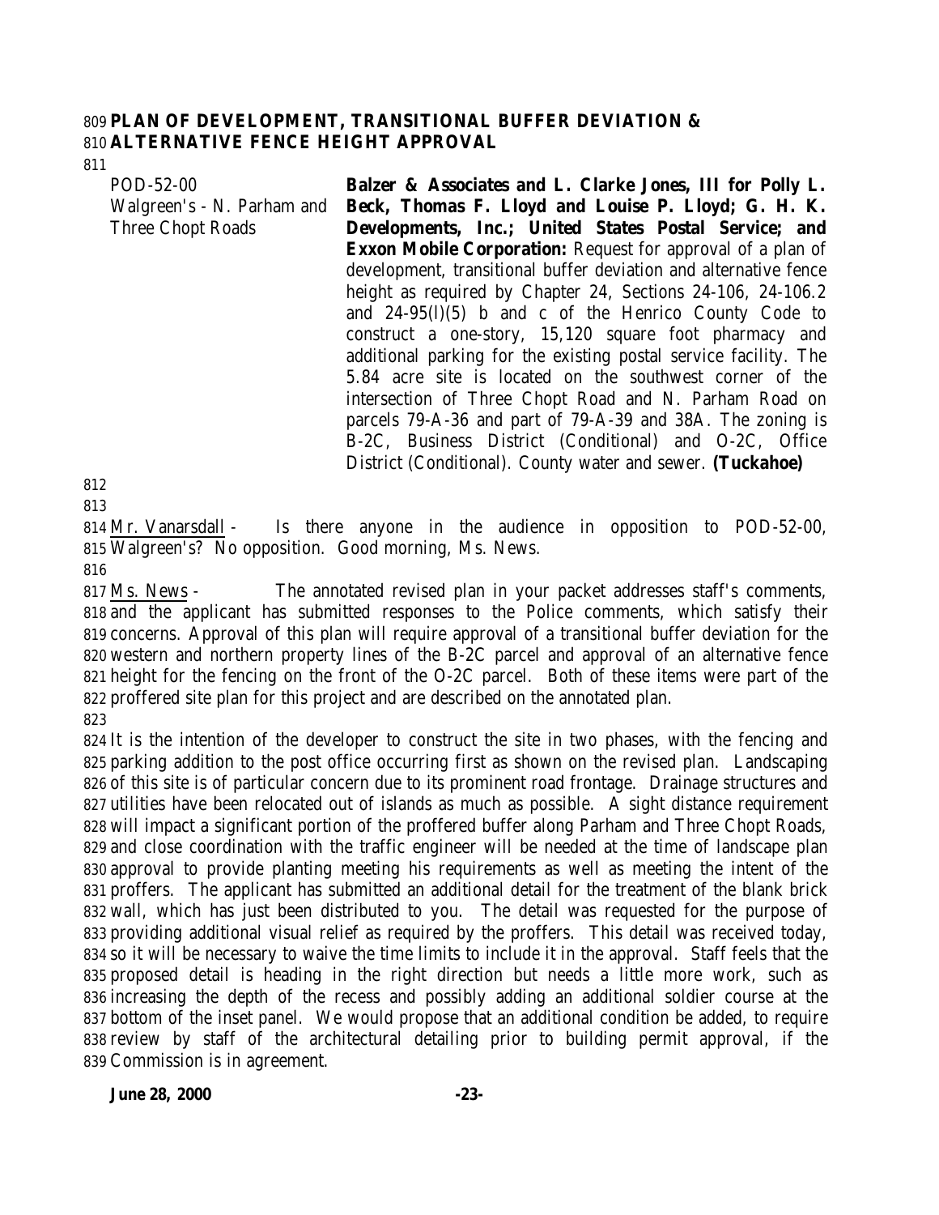**PLAN OF DEVELOPMENT, TRANSITIONAL BUFFER DEVIATION & ALTERNATIVE FENCE HEIGHT APPROVAL**

POD-52-00
Walgreen's - N. Parham and Three Chopt Roads

**Balzer & Associates and L. Clarke Jones, III for Polly L. Beck, Thomas F. Lloyd and Louise P. Lloyd; G. H. K. Developments, Inc.; United States Postal Service; and Exxon Mobile Corporation:** Request for approval of a plan of development, transitional buffer deviation and alternative fence height as required by Chapter 24, Sections 24-106, 24-106.2 and 24-95(l)(5) b and c of the Henrico County Code to construct a one-story, 15,120 square foot pharmacy and additional parking for the existing postal service facility. The 5.84 acre site is located on the southwest corner of the intersection of Three Chopt Road and N. Parham Road on parcels 79-A-36 and part of 79-A-39 and 38A. The zoning is B-2C, Business District (Conditional) and O-2C, Office District (Conditional). County water and sewer. **(Tuckahoe)**

Mr. Vanarsdall - Is there anyone in the audience in opposition to POD-52-00, Walgreen's? No opposition. Good morning, Ms. News.

Ms. News - The annotated revised plan in your packet addresses staff's comments, and the applicant has submitted responses to the Police comments, which satisfy their concerns. Approval of this plan will require approval of a transitional buffer deviation for the western and northern property lines of the B-2C parcel and approval of an alternative fence height for the fencing on the front of the O-2C parcel. Both of these items were part of the proffered site plan for this project and are described on the annotated plan.

It is the intention of the developer to construct the site in two phases, with the fencing and parking addition to the post office occurring first as shown on the revised plan. Landscaping of this site is of particular concern due to its prominent road frontage. Drainage structures and utilities have been relocated out of islands as much as possible. A sight distance requirement will impact a significant portion of the proffered buffer along Parham and Three Chopt Roads, and close coordination with the traffic engineer will be needed at the time of landscape plan approval to provide planting meeting his requirements as well as meeting the intent of the proffers. The applicant has submitted an additional detail for the treatment of the blank brick wall, which has just been distributed to you. The detail was requested for the purpose of providing additional visual relief as required by the proffers. This detail was received today, so it will be necessary to waive the time limits to include it in the approval. Staff feels that the proposed detail is heading in the right direction but needs a little more work, such as increasing the depth of the recess and possibly adding an additional soldier course at the bottom of the inset panel. We would propose that an additional condition be added, to require review by staff of the architectural detailing prior to building permit approval, if the Commission is in agreement.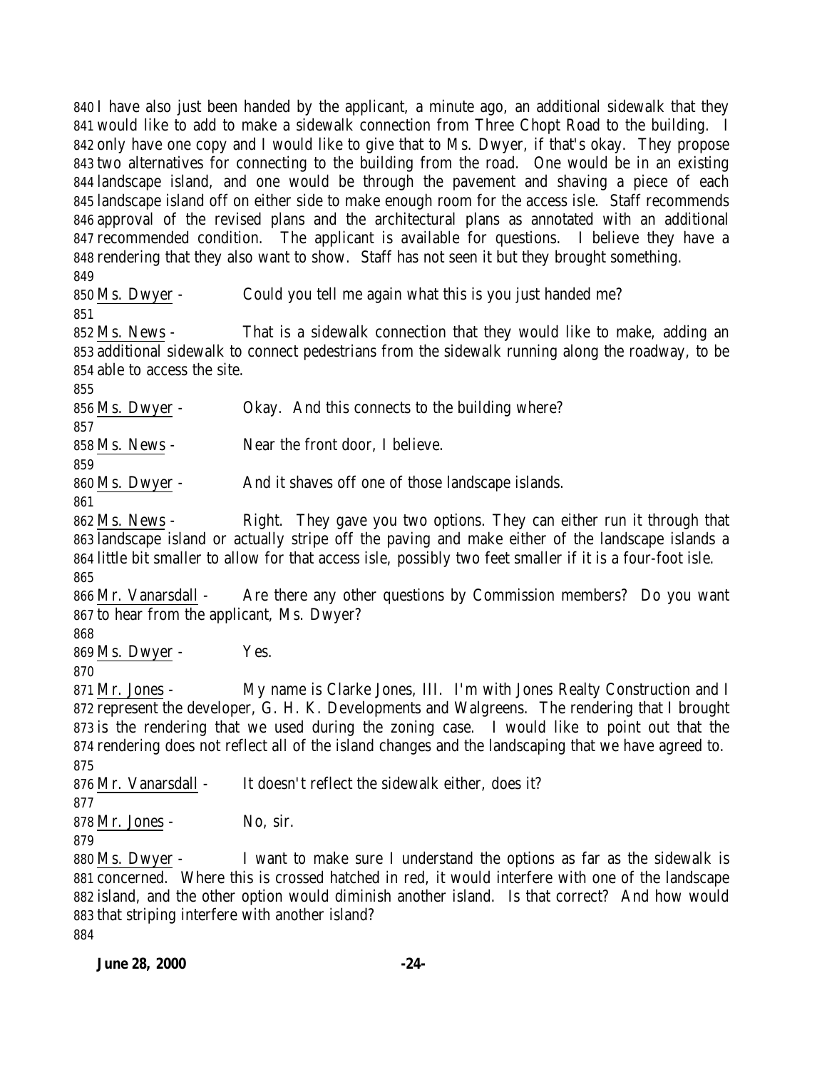840 I have also just been handed by the applicant, a minute ago, an additional sidewalk that they
841 would like to add to make a sidewalk connection from Three Chopt Road to the building. I
842 only have one copy and I would like to give that to Ms. Dwyer, if that's okay. They propose
843 two alternatives for connecting to the building from the road. One would be in an existing
844 landscape island, and one would be through the pavement and shaving a piece of each
845 landscape island off on either side to make enough room for the access isle. Staff recommends
846 approval of the revised plans and the architectural plans as annotated with an additional
847 recommended condition. The applicant is available for questions. I believe they have a
848 rendering that they also want to show. Staff has not seen it but they brought something.
849
850 Ms. Dwyer - Could you tell me again what this is you just handed me?
851
852 Ms. News - That is a sidewalk connection that they would like to make, adding an
853 additional sidewalk to connect pedestrians from the sidewalk running along the roadway, to be
854 able to access the site.
855
856 Ms. Dwyer - Okay. And this connects to the building where?
857
858 Ms. News - Near the front door, I believe.
859
860 Ms. Dwyer - And it shaves off one of those landscape islands.
861
862 Ms. News - Right. They gave you two options. They can either run it through that
863 landscape island or actually stripe off the paving and make either of the landscape islands a
864 little bit smaller to allow for that access isle, possibly two feet smaller if it is a four-foot isle.
865
866 Mr. Vanarsdall - Are there any other questions by Commission members? Do you want
867 to hear from the applicant, Ms. Dwyer?
868
869 Ms. Dwyer - Yes.
870
871 Mr. Jones - My name is Clarke Jones, III. I'm with Jones Realty Construction and I
872 represent the developer, G. H. K. Developments and Walgreens. The rendering that I brought
873 is the rendering that we used during the zoning case. I would like to point out that the
874 rendering does not reflect all of the island changes and the landscaping that we have agreed to.
875
876 Mr. Vanarsdall - It doesn't reflect the sidewalk either, does it?
877
878 Mr. Jones - No, sir.
879
880 Ms. Dwyer - I want to make sure I understand the options as far as the sidewalk is
881 concerned. Where this is crossed hatched in red, it would interfere with one of the landscape
882 island, and the other option would diminish another island. Is that correct? And how would
883 that striping interfere with another island?
884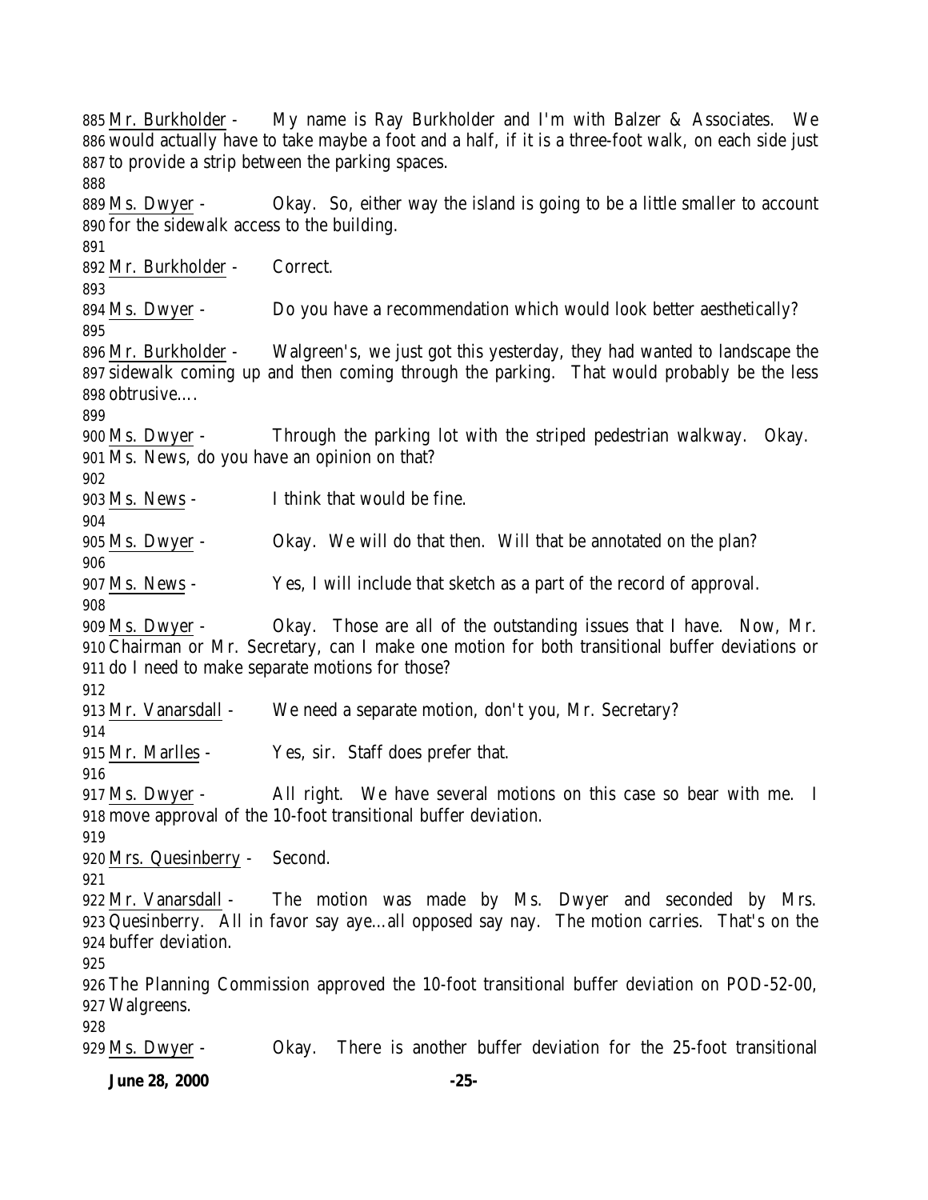Mr. Burkholder - My name is Ray Burkholder and I'm with Balzer & Associates. We would actually have to take maybe a foot and a half, if it is a three-foot walk, on each side just to provide a strip between the parking spaces.

Ms. Dwyer - Okay. So, either way the island is going to be a little smaller to account for the sidewalk access to the building.

Mr. Burkholder - Correct.

Ms. Dwyer - Do you have a recommendation which would look better aesthetically?

Mr. Burkholder - Walgreen's, we just got this yesterday, they had wanted to landscape the sidewalk coming up and then coming through the parking. That would probably be the less obtrusive….

Ms. Dwyer - Through the parking lot with the striped pedestrian walkway. Okay. Ms. News, do you have an opinion on that?

Ms. News - I think that would be fine.

Ms. Dwyer - Okay. We will do that then. Will that be annotated on the plan?

Ms. News - Yes, I will include that sketch as a part of the record of approval.

Ms. Dwyer - Okay. Those are all of the outstanding issues that I have. Now, Mr. Chairman or Mr. Secretary, can I make one motion for both transitional buffer deviations or do I need to make separate motions for those?

Mr. Vanarsdall - We need a separate motion, don't you, Mr. Secretary?

Mr. Marlles - Yes, sir. Staff does prefer that.

Ms. Dwyer - All right. We have several motions on this case so bear with me. I move approval of the 10-foot transitional buffer deviation.

Mrs. Quesinberry - Second.

Mr. Vanarsdall - The motion was made by Ms. Dwyer and seconded by Mrs. Quesinberry. All in favor say aye…all opposed say nay. The motion carries. That's on the buffer deviation.

The Planning Commission approved the 10-foot transitional buffer deviation on POD-52-00, Walgreens.

Ms. Dwyer - Okay. There is another buffer deviation for the 25-foot transitional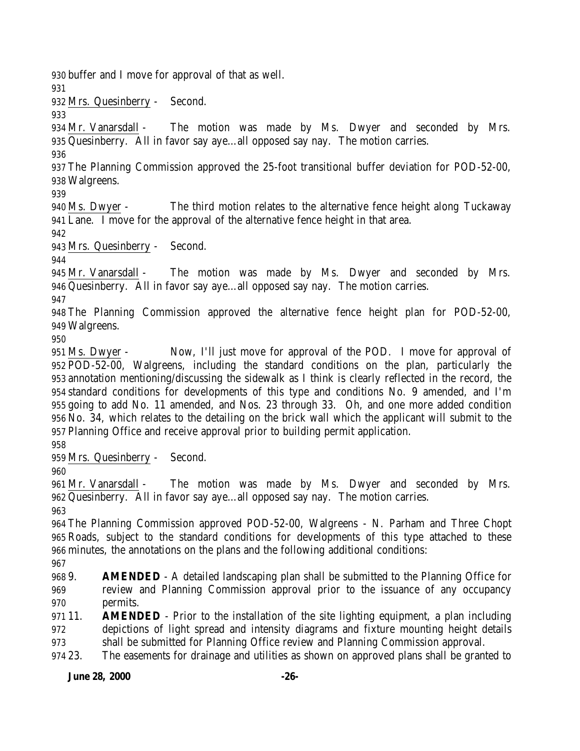buffer and I move for approval of that as well.

Mrs. Quesinberry - Second.

Mr. Vanarsdall - The motion was made by Ms. Dwyer and seconded by Mrs. Quesinberry. All in favor say aye…all opposed say nay. The motion carries.

The Planning Commission approved the 25-foot transitional buffer deviation for POD-52-00, Walgreens.

Ms. Dwyer - The third motion relates to the alternative fence height along Tuckaway Lane. I move for the approval of the alternative fence height in that area.

Mrs. Quesinberry - Second.

Mr. Vanarsdall - The motion was made by Ms. Dwyer and seconded by Mrs. Quesinberry. All in favor say aye…all opposed say nay. The motion carries.

The Planning Commission approved the alternative fence height plan for POD-52-00, Walgreens.

Ms. Dwyer - Now, I'll just move for approval of the POD. I move for approval of POD-52-00, Walgreens, including the standard conditions on the plan, particularly the annotation mentioning/discussing the sidewalk as I think is clearly reflected in the record, the standard conditions for developments of this type and conditions No. 9 amended, and I'm going to add No. 11 amended, and Nos. 23 through 33. Oh, and one more added condition No. 34, which relates to the detailing on the brick wall which the applicant will submit to the Planning Office and receive approval prior to building permit application.

Mrs. Quesinberry - Second.

Mr. Vanarsdall - The motion was made by Ms. Dwyer and seconded by Mrs. Quesinberry. All in favor say aye…all opposed say nay. The motion carries.

The Planning Commission approved POD-52-00, Walgreens - N. Parham and Three Chopt Roads, subject to the standard conditions for developments of this type attached to these minutes, the annotations on the plans and the following additional conditions:

9. **AMENDED** - A detailed landscaping plan shall be submitted to the Planning Office for review and Planning Commission approval prior to the issuance of any occupancy permits.
11. **AMENDED** - Prior to the installation of the site lighting equipment, a plan including depictions of light spread and intensity diagrams and fixture mounting height details shall be submitted for Planning Office review and Planning Commission approval.
23. The easements for drainage and utilities as shown on approved plans shall be granted to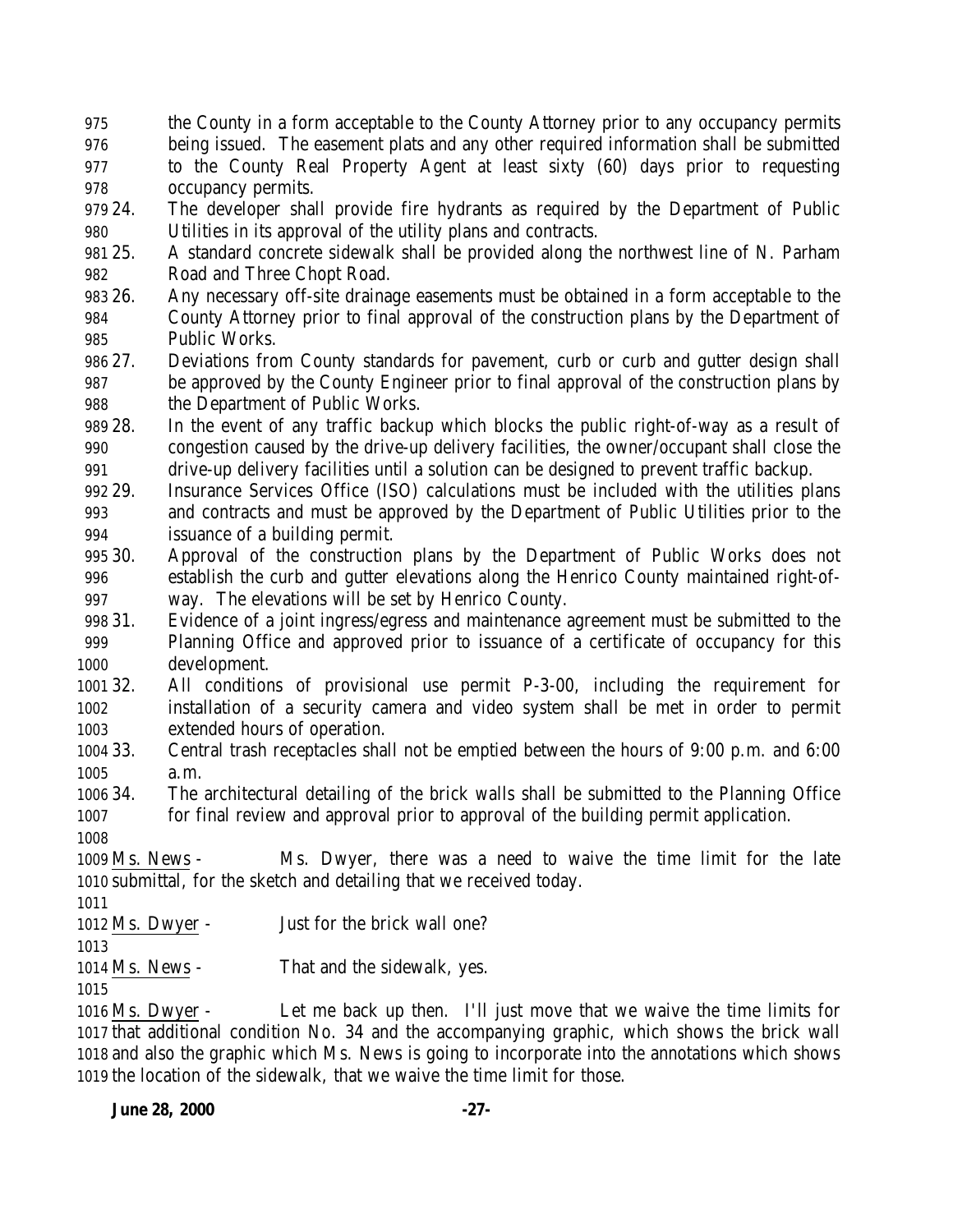the County in a form acceptable to the County Attorney prior to any occupancy permits being issued. The easement plats and any other required information shall be submitted to the County Real Property Agent at least sixty (60) days prior to requesting occupancy permits.

24. The developer shall provide fire hydrants as required by the Department of Public Utilities in its approval of the utility plans and contracts.
25. A standard concrete sidewalk shall be provided along the northwest line of N. Parham Road and Three Chopt Road.
26. Any necessary off-site drainage easements must be obtained in a form acceptable to the County Attorney prior to final approval of the construction plans by the Department of Public Works.
27. Deviations from County standards for pavement, curb or curb and gutter design shall be approved by the County Engineer prior to final approval of the construction plans by the Department of Public Works.
28. In the event of any traffic backup which blocks the public right-of-way as a result of congestion caused by the drive-up delivery facilities, the owner/occupant shall close the drive-up delivery facilities until a solution can be designed to prevent traffic backup.
29. Insurance Services Office (ISO) calculations must be included with the utilities plans and contracts and must be approved by the Department of Public Utilities prior to the issuance of a building permit.
30. Approval of the construction plans by the Department of Public Works does not establish the curb and gutter elevations along the Henrico County maintained right-of-way. The elevations will be set by Henrico County.
31. Evidence of a joint ingress/egress and maintenance agreement must be submitted to the Planning Office and approved prior to issuance of a certificate of occupancy for this development.
32. All conditions of provisional use permit P-3-00, including the requirement for installation of a security camera and video system shall be met in order to permit extended hours of operation.
33. Central trash receptacles shall not be emptied between the hours of 9:00 p.m. and 6:00 a.m.
34. The architectural detailing of the brick walls shall be submitted to the Planning Office for final review and approval prior to approval of the building permit application.

Ms. News - Ms. Dwyer, there was a need to waive the time limit for the late submittal, for the sketch and detailing that we received today.

Ms. Dwyer - Just for the brick wall one?

Ms. News - That and the sidewalk, yes.

Ms. Dwyer - Let me back up then. I'll just move that we waive the time limits for that additional condition No. 34 and the accompanying graphic, which shows the brick wall and also the graphic which Ms. News is going to incorporate into the annotations which shows the location of the sidewalk, that we waive the time limit for those.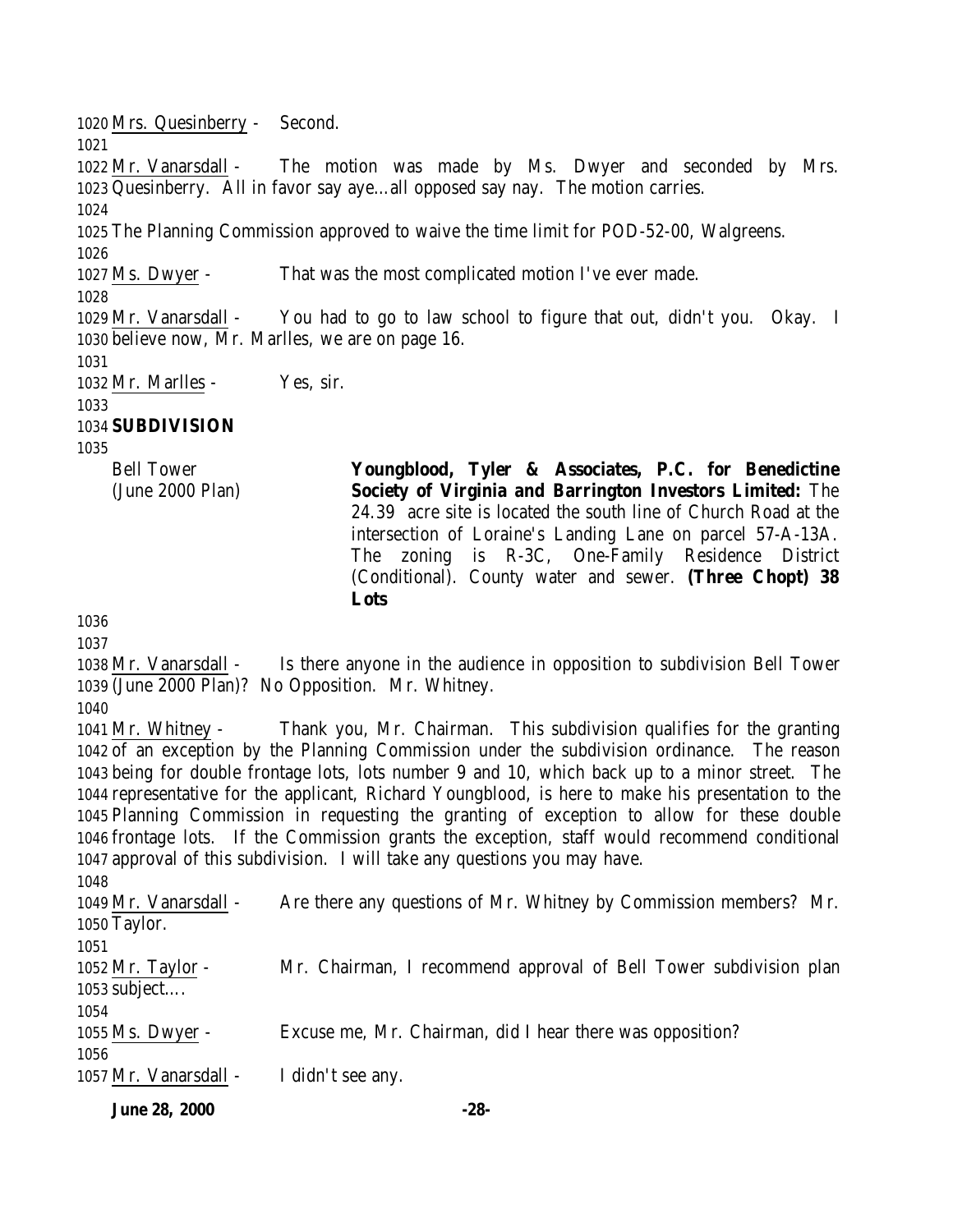Mrs. Quesinberry - Second.

Mr. Vanarsdall - The motion was made by Ms. Dwyer and seconded by Mrs. Quesinberry. All in favor say aye…all opposed say nay. The motion carries.

The Planning Commission approved to waive the time limit for POD-52-00, Walgreens.

Ms. Dwyer - That was the most complicated motion I've ever made.

Mr. Vanarsdall - You had to go to law school to figure that out, didn't you. Okay. I believe now, Mr. Marlles, we are on page 16.

Mr. Marlles - Yes, sir.

**SUBDIVISION**

| | |
|---|---|
| Bell Tower (June 2000 Plan) | **Youngblood, Tyler & Associates, P.C. for Benedictine Society of Virginia and Barrington Investors Limited:** The 24.39 acre site is located the south line of Church Road at the intersection of Loraine's Landing Lane on parcel 57-A-13A. The zoning is R-3C, One-Family Residence District (Conditional). County water and sewer. **(Three Chopt) 38 Lots** |

Mr. Vanarsdall - Is there anyone in the audience in opposition to subdivision Bell Tower (June 2000 Plan)? No Opposition. Mr. Whitney.

Mr. Whitney - Thank you, Mr. Chairman. This subdivision qualifies for the granting of an exception by the Planning Commission under the subdivision ordinance. The reason being for double frontage lots, lots number 9 and 10, which back up to a minor street. The representative for the applicant, Richard Youngblood, is here to make his presentation to the Planning Commission in requesting the granting of exception to allow for these double frontage lots. If the Commission grants the exception, staff would recommend conditional approval of this subdivision. I will take any questions you may have.

Mr. Vanarsdall - Are there any questions of Mr. Whitney by Commission members? Mr. Taylor.

Mr. Taylor - Mr. Chairman, I recommend approval of Bell Tower subdivision plan subject….

Ms. Dwyer - Excuse me, Mr. Chairman, did I hear there was opposition?

Mr. Vanarsdall - I didn't see any.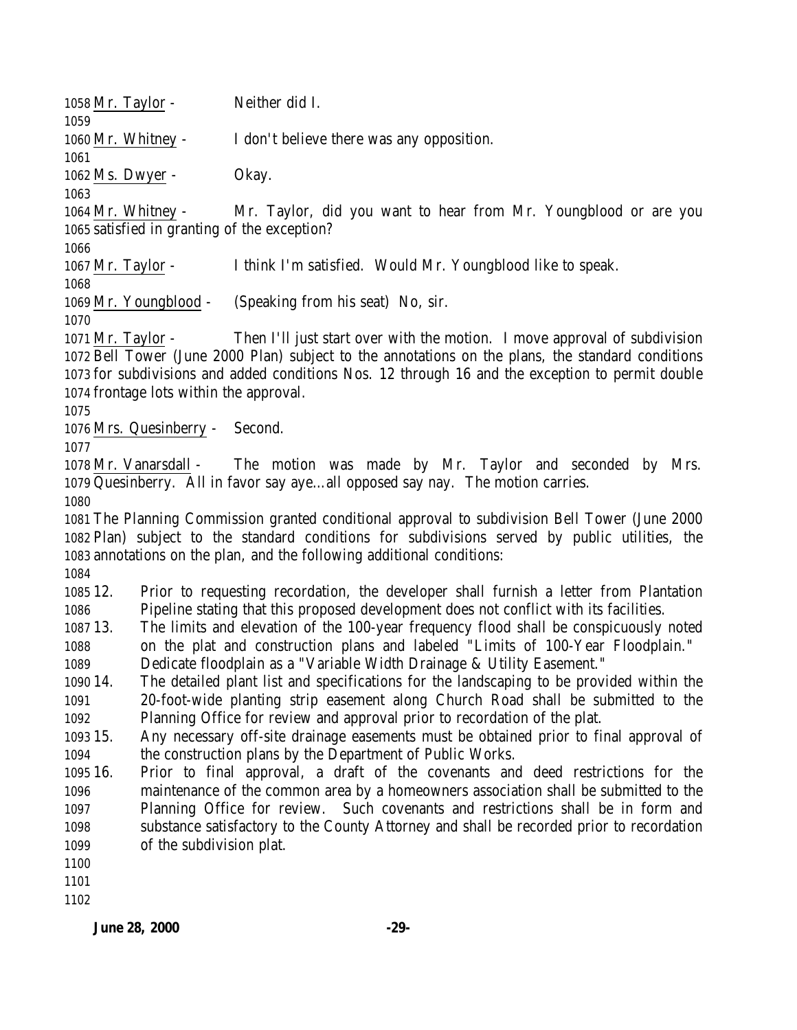Mr. Taylor - Neither did I.

Mr. Whitney - I don't believe there was any opposition.

Ms. Dwyer - Okay.

Mr. Whitney - Mr. Taylor, did you want to hear from Mr. Youngblood or are you satisfied in granting of the exception?

Mr. Taylor - I think I'm satisfied. Would Mr. Youngblood like to speak.

Mr. Youngblood - (Speaking from his seat) No, sir.

Mr. Taylor - Then I'll just start over with the motion. I move approval of subdivision Bell Tower (June 2000 Plan) subject to the annotations on the plans, the standard conditions for subdivisions and added conditions Nos. 12 through 16 and the exception to permit double frontage lots within the approval.

Mrs. Quesinberry - Second.

Mr. Vanarsdall - The motion was made by Mr. Taylor and seconded by Mrs. Quesinberry. All in favor say aye…all opposed say nay. The motion carries.

The Planning Commission granted conditional approval to subdivision Bell Tower (June 2000 Plan) subject to the standard conditions for subdivisions served by public utilities, the annotations on the plan, and the following additional conditions:

12. Prior to requesting recordation, the developer shall furnish a letter from Plantation Pipeline stating that this proposed development does not conflict with its facilities.
13. The limits and elevation of the 100-year frequency flood shall be conspicuously noted on the plat and construction plans and labeled "Limits of 100-Year Floodplain." Dedicate floodplain as a "Variable Width Drainage & Utility Easement."
14. The detailed plant list and specifications for the landscaping to be provided within the 20-foot-wide planting strip easement along Church Road shall be submitted to the Planning Office for review and approval prior to recordation of the plat.
15. Any necessary off-site drainage easements must be obtained prior to final approval of the construction plans by the Department of Public Works.
16. Prior to final approval, a draft of the covenants and deed restrictions for the maintenance of the common area by a homeowners association shall be submitted to the Planning Office for review. Such covenants and restrictions shall be in form and substance satisfactory to the County Attorney and shall be recorded prior to recordation of the subdivision plat.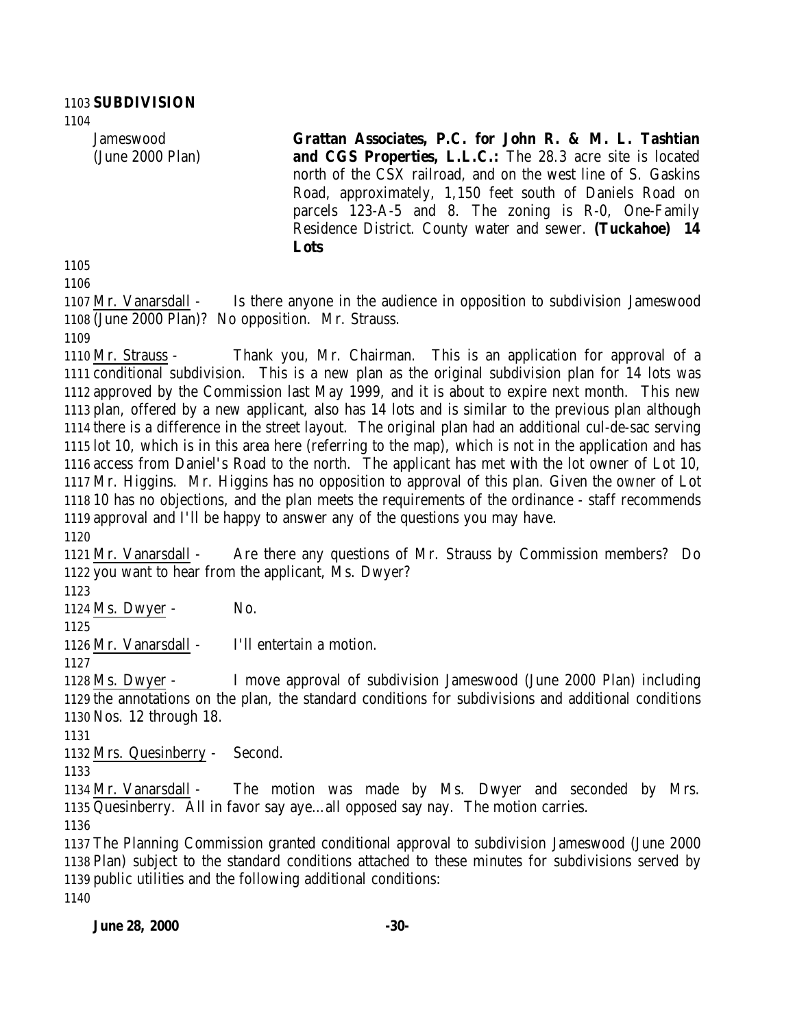**SUBDIVISION**

Jameswood (June 2000 Plan)

**Grattan Associates, P.C. for John R. & M. L. Tashtian and CGS Properties, L.L.C.:** The 28.3 acre site is located north of the CSX railroad, and on the west line of S. Gaskins Road, approximately, 1,150 feet south of Daniels Road on parcels 123-A-5 and 8. The zoning is R-0, One-Family Residence District. County water and sewer. **(Tuckahoe) 14 Lots**

Mr. Vanarsdall - Is there anyone in the audience in opposition to subdivision Jameswood (June 2000 Plan)? No opposition. Mr. Strauss.

Mr. Strauss - Thank you, Mr. Chairman. This is an application for approval of a conditional subdivision. This is a new plan as the original subdivision plan for 14 lots was approved by the Commission last May 1999, and it is about to expire next month. This new plan, offered by a new applicant, also has 14 lots and is similar to the previous plan although there is a difference in the street layout. The original plan had an additional cul-de-sac serving lot 10, which is in this area here (referring to the map), which is not in the application and has access from Daniel's Road to the north. The applicant has met with the lot owner of Lot 10, Mr. Higgins. Mr. Higgins has no opposition to approval of this plan. Given the owner of Lot 10 has no objections, and the plan meets the requirements of the ordinance - staff recommends approval and I'll be happy to answer any of the questions you may have.

Mr. Vanarsdall - Are there any questions of Mr. Strauss by Commission members? Do you want to hear from the applicant, Ms. Dwyer?

Ms. Dwyer - No.

Mr. Vanarsdall - I'll entertain a motion.

Ms. Dwyer - I move approval of subdivision Jameswood (June 2000 Plan) including the annotations on the plan, the standard conditions for subdivisions and additional conditions Nos. 12 through 18.

Mrs. Quesinberry - Second.

Mr. Vanarsdall - The motion was made by Ms. Dwyer and seconded by Mrs. Quesinberry. All in favor say aye…all opposed say nay. The motion carries.

The Planning Commission granted conditional approval to subdivision Jameswood (June 2000 Plan) subject to the standard conditions attached to these minutes for subdivisions served by public utilities and the following additional conditions: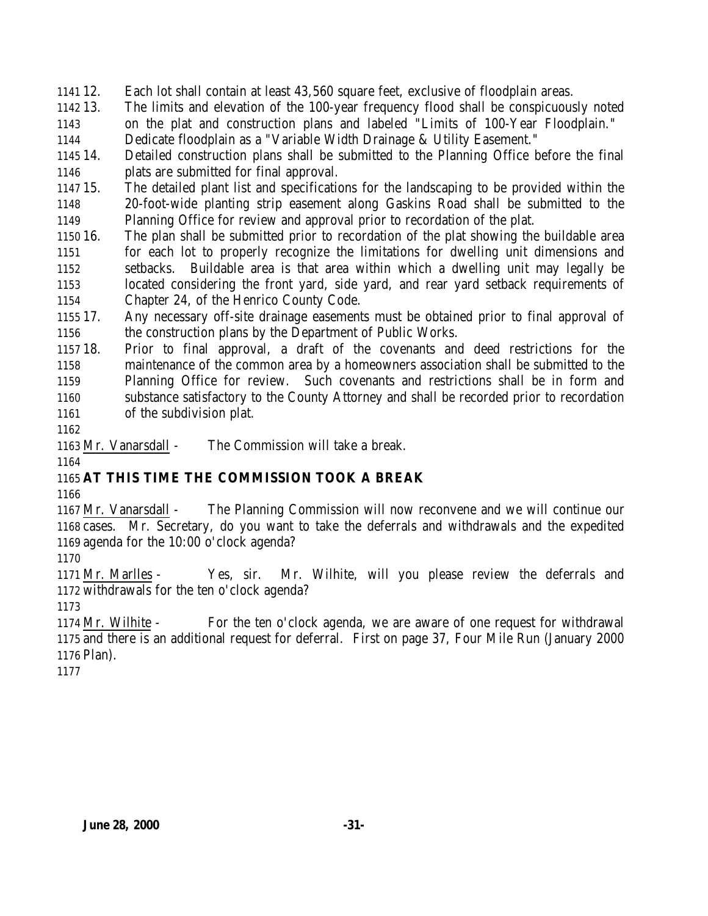12. Each lot shall contain at least 43,560 square feet, exclusive of floodplain areas.
13. The limits and elevation of the 100-year frequency flood shall be conspicuously noted on the plat and construction plans and labeled "Limits of 100-Year Floodplain." Dedicate floodplain as a "Variable Width Drainage & Utility Easement."
14. Detailed construction plans shall be submitted to the Planning Office before the final plats are submitted for final approval.
15. The detailed plant list and specifications for the landscaping to be provided within the 20-foot-wide planting strip easement along Gaskins Road shall be submitted to the Planning Office for review and approval prior to recordation of the plat.
16. The plan shall be submitted prior to recordation of the plat showing the buildable area for each lot to properly recognize the limitations for dwelling unit dimensions and setbacks. Buildable area is that area within which a dwelling unit may legally be located considering the front yard, side yard, and rear yard setback requirements of Chapter 24, of the Henrico County Code.
17. Any necessary off-site drainage easements must be obtained prior to final approval of the construction plans by the Department of Public Works.
18. Prior to final approval, a draft of the covenants and deed restrictions for the maintenance of the common area by a homeowners association shall be submitted to the Planning Office for review. Such covenants and restrictions shall be in form and substance satisfactory to the County Attorney and shall be recorded prior to recordation of the subdivision plat.

Mr. Vanarsdall - The Commission will take a break.

**AT THIS TIME THE COMMISSION TOOK A BREAK**

Mr. Vanarsdall - The Planning Commission will now reconvene and we will continue our cases. Mr. Secretary, do you want to take the deferrals and withdrawals and the expedited agenda for the 10:00 o'clock agenda?

Mr. Marlles - Yes, sir. Mr. Wilhite, will you please review the deferrals and withdrawals for the ten o'clock agenda?

Mr. Wilhite - For the ten o'clock agenda, we are aware of one request for withdrawal and there is an additional request for deferral. First on page 37, Four Mile Run (January 2000 Plan).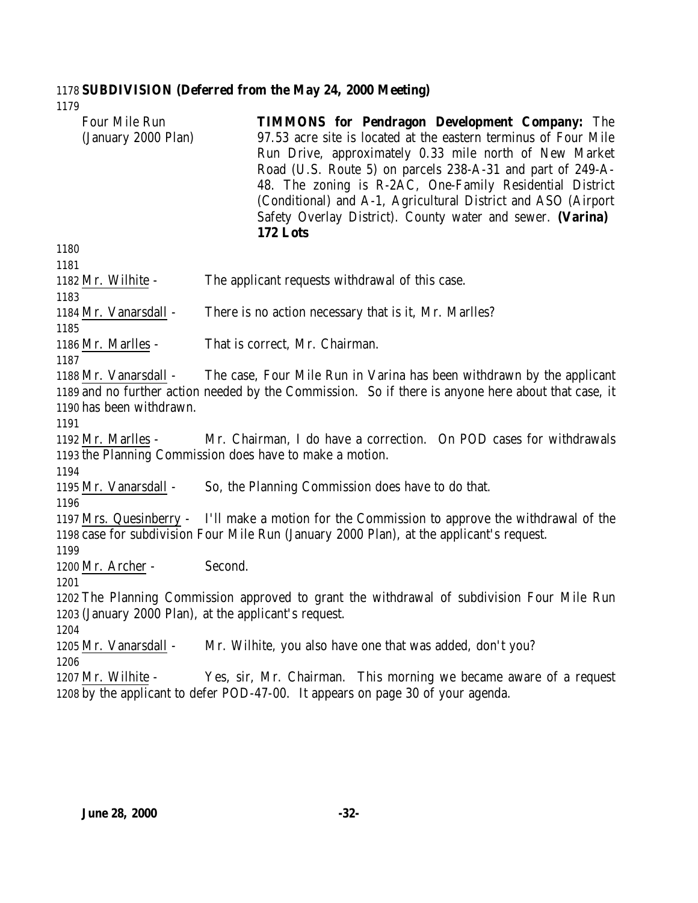**SUBDIVISION (Deferred from the May 24, 2000 Meeting)**

| | |
|---|---|
| Four Mile Run (January 2000 Plan) | **TIMMONS for Pendragon Development Company:** The 97.53 acre site is located at the eastern terminus of Four Mile Run Drive, approximately 0.33 mile north of New Market Road (U.S. Route 5) on parcels 238-A-31 and part of 249-A-48. The zoning is R-2AC, One-Family Residential District (Conditional) and A-1, Agricultural District and ASO (Airport Safety Overlay District). County water and sewer. **(Varina) 172 Lots** |

Mr. Wilhite - The applicant requests withdrawal of this case.

Mr. Vanarsdall - There is no action necessary that is it, Mr. Marlles?

Mr. Marlles - That is correct, Mr. Chairman.

Mr. Vanarsdall - The case, Four Mile Run in Varina has been withdrawn by the applicant and no further action needed by the Commission. So if there is anyone here about that case, it has been withdrawn.

Mr. Marlles - Mr. Chairman, I do have a correction. On POD cases for withdrawals the Planning Commission does have to make a motion.

Mr. Vanarsdall - So, the Planning Commission does have to do that.

Mrs. Quesinberry - I'll make a motion for the Commission to approve the withdrawal of the case for subdivision Four Mile Run (January 2000 Plan), at the applicant's request.

Mr. Archer - Second.

The Planning Commission approved to grant the withdrawal of subdivision Four Mile Run (January 2000 Plan), at the applicant's request.

Mr. Vanarsdall - Mr. Wilhite, you also have one that was added, don't you?

Mr. Wilhite - Yes, sir, Mr. Chairman. This morning we became aware of a request by the applicant to defer POD-47-00. It appears on page 30 of your agenda.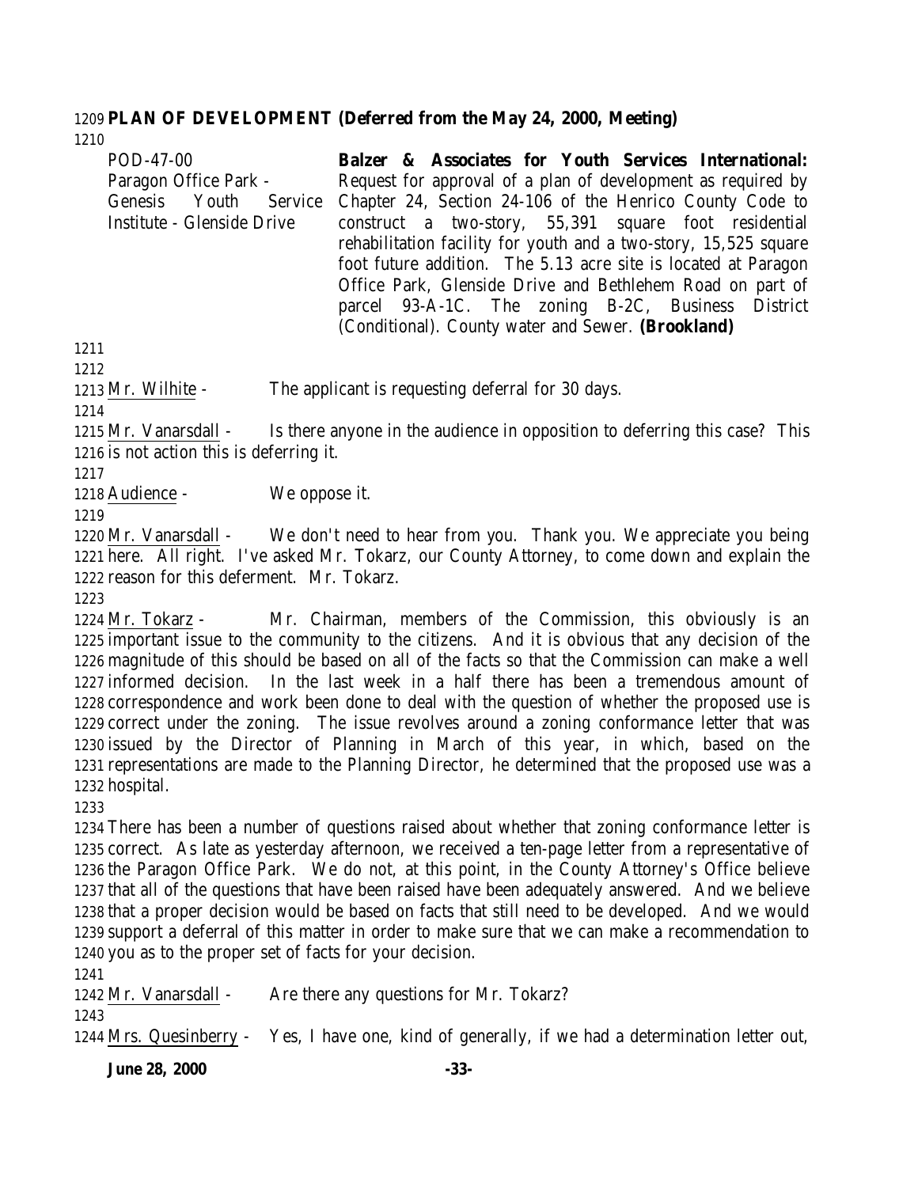**PLAN OF DEVELOPMENT (Deferred from the May 24, 2000, Meeting)**

| | |
|---|---|
| POD-47-00<br>Paragon Office Park - Genesis Youth Service Institute - Glenside Drive | **Balzer & Associates for Youth Services International:** Request for approval of a plan of development as required by Chapter 24, Section 24-106 of the Henrico County Code to construct a two-story, 55,391 square foot residential rehabilitation facility for youth and a two-story, 15,525 square foot future addition. The 5.13 acre site is located at Paragon Office Park, Glenside Drive and Bethlehem Road on part of parcel 93-A-1C. The zoning B-2C, Business District (Conditional). County water and Sewer. **(Brookland)** |

Mr. Wilhite - The applicant is requesting deferral for 30 days.

Mr. Vanarsdall - Is there anyone in the audience in opposition to deferring this case? This is not action this is deferring it.

Audience - We oppose it.

Mr. Vanarsdall - We don't need to hear from you. Thank you. We appreciate you being here. All right. I've asked Mr. Tokarz, our County Attorney, to come down and explain the reason for this deferment. Mr. Tokarz.

Mr. Tokarz - Mr. Chairman, members of the Commission, this obviously is an important issue to the community to the citizens. And it is obvious that any decision of the magnitude of this should be based on all of the facts so that the Commission can make a well informed decision. In the last week in a half there has been a tremendous amount of correspondence and work been done to deal with the question of whether the proposed use is correct under the zoning. The issue revolves around a zoning conformance letter that was issued by the Director of Planning in March of this year, in which, based on the representations are made to the Planning Director, he determined that the proposed use was a hospital.

There has been a number of questions raised about whether that zoning conformance letter is correct. As late as yesterday afternoon, we received a ten-page letter from a representative of the Paragon Office Park. We do not, at this point, in the County Attorney's Office believe that all of the questions that have been raised have been adequately answered. And we believe that a proper decision would be based on facts that still need to be developed. And we would support a deferral of this matter in order to make sure that we can make a recommendation to you as to the proper set of facts for your decision.

Mr. Vanarsdall - Are there any questions for Mr. Tokarz?

Mrs. Quesinberry - Yes, I have one, kind of generally, if we had a determination letter out,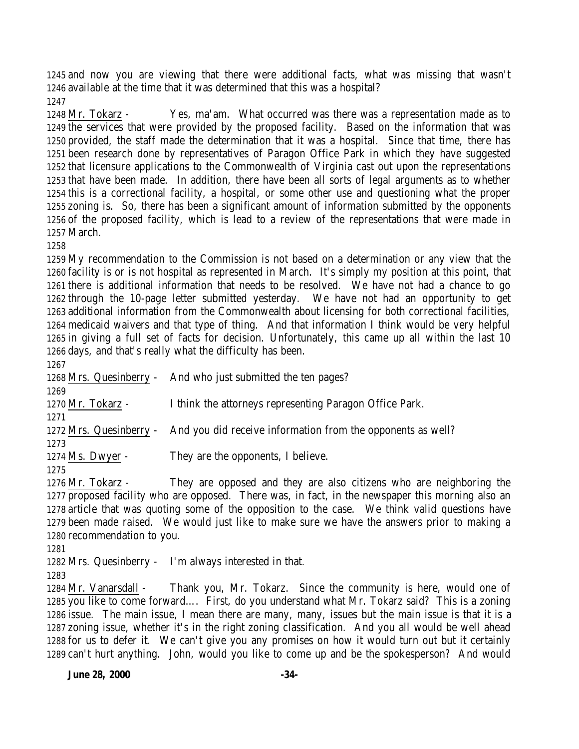and now you are viewing that there were additional facts, what was missing that wasn't available at the time that it was determined that this was a hospital?

Mr. Tokarz - Yes, ma'am. What occurred was there was a representation made as to the services that were provided by the proposed facility. Based on the information that was provided, the staff made the determination that it was a hospital. Since that time, there has been research done by representatives of Paragon Office Park in which they have suggested that licensure applications to the Commonwealth of Virginia cast out upon the representations that have been made. In addition, there have been all sorts of legal arguments as to whether this is a correctional facility, a hospital, or some other use and questioning what the proper zoning is. So, there has been a significant amount of information submitted by the opponents of the proposed facility, which is lead to a review of the representations that were made in March.

My recommendation to the Commission is not based on a determination or any view that the facility is or is not hospital as represented in March. It's simply my position at this point, that there is additional information that needs to be resolved. We have not had a chance to go through the 10-page letter submitted yesterday. We have not had an opportunity to get additional information from the Commonwealth about licensing for both correctional facilities, medicaid waivers and that type of thing. And that information I think would be very helpful in giving a full set of facts for decision. Unfortunately, this came up all within the last 10 days, and that's really what the difficulty has been.

Mrs. Quesinberry - And who just submitted the ten pages?

Mr. Tokarz - I think the attorneys representing Paragon Office Park.

Mrs. Quesinberry - And you did receive information from the opponents as well?

Ms. Dwyer - They are the opponents, I believe.

Mr. Tokarz - They are opposed and they are also citizens who are neighboring the proposed facility who are opposed. There was, in fact, in the newspaper this morning also an article that was quoting some of the opposition to the case. We think valid questions have been made raised. We would just like to make sure we have the answers prior to making a recommendation to you.

Mrs. Quesinberry - I'm always interested in that.

Mr. Vanarsdall - Thank you, Mr. Tokarz. Since the community is here, would one of you like to come forward…. First, do you understand what Mr. Tokarz said? This is a zoning issue. The main issue, I mean there are many, many, issues but the main issue is that it is a zoning issue, whether it's in the right zoning classification. And you all would be well ahead for us to defer it. We can't give you any promises on how it would turn out but it certainly can't hurt anything. John, would you like to come up and be the spokesperson? And would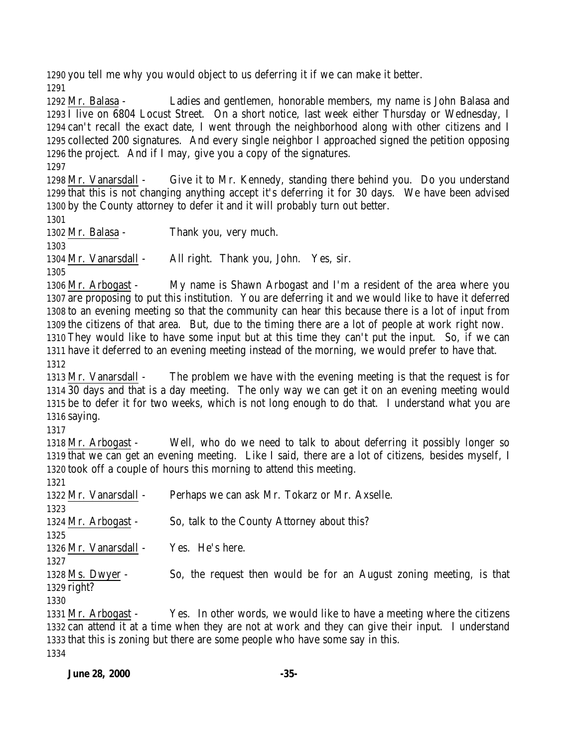you tell me why you would object to us deferring it if we can make it better.

Mr. Balasa - Ladies and gentlemen, honorable members, my name is John Balasa and I live on 6804 Locust Street. On a short notice, last week either Thursday or Wednesday, I can't recall the exact date, I went through the neighborhood along with other citizens and I collected 200 signatures. And every single neighbor I approached signed the petition opposing the project. And if I may, give you a copy of the signatures.

Mr. Vanarsdall - Give it to Mr. Kennedy, standing there behind you. Do you understand that this is not changing anything accept it's deferring it for 30 days. We have been advised by the County attorney to defer it and it will probably turn out better.

Mr. Balasa - Thank you, very much.

Mr. Vanarsdall - All right. Thank you, John. Yes, sir.

Mr. Arbogast - My name is Shawn Arbogast and I'm a resident of the area where you are proposing to put this institution. You are deferring it and we would like to have it deferred to an evening meeting so that the community can hear this because there is a lot of input from the citizens of that area. But, due to the timing there are a lot of people at work right now. They would like to have some input but at this time they can't put the input. So, if we can have it deferred to an evening meeting instead of the morning, we would prefer to have that.

Mr. Vanarsdall - The problem we have with the evening meeting is that the request is for 30 days and that is a day meeting. The only way we can get it on an evening meeting would be to defer it for two weeks, which is not long enough to do that. I understand what you are saying.

Mr. Arbogast - Well, who do we need to talk to about deferring it possibly longer so that we can get an evening meeting. Like I said, there are a lot of citizens, besides myself, I took off a couple of hours this morning to attend this meeting.

Mr. Vanarsdall - Perhaps we can ask Mr. Tokarz or Mr. Axselle.

Mr. Arbogast - So, talk to the County Attorney about this?

Mr. Vanarsdall - Yes. He's here.

Ms. Dwyer - So, the request then would be for an August zoning meeting, is that right?

Mr. Arbogast - Yes. In other words, we would like to have a meeting where the citizens can attend it at a time when they are not at work and they can give their input. I understand that this is zoning but there are some people who have some say in this.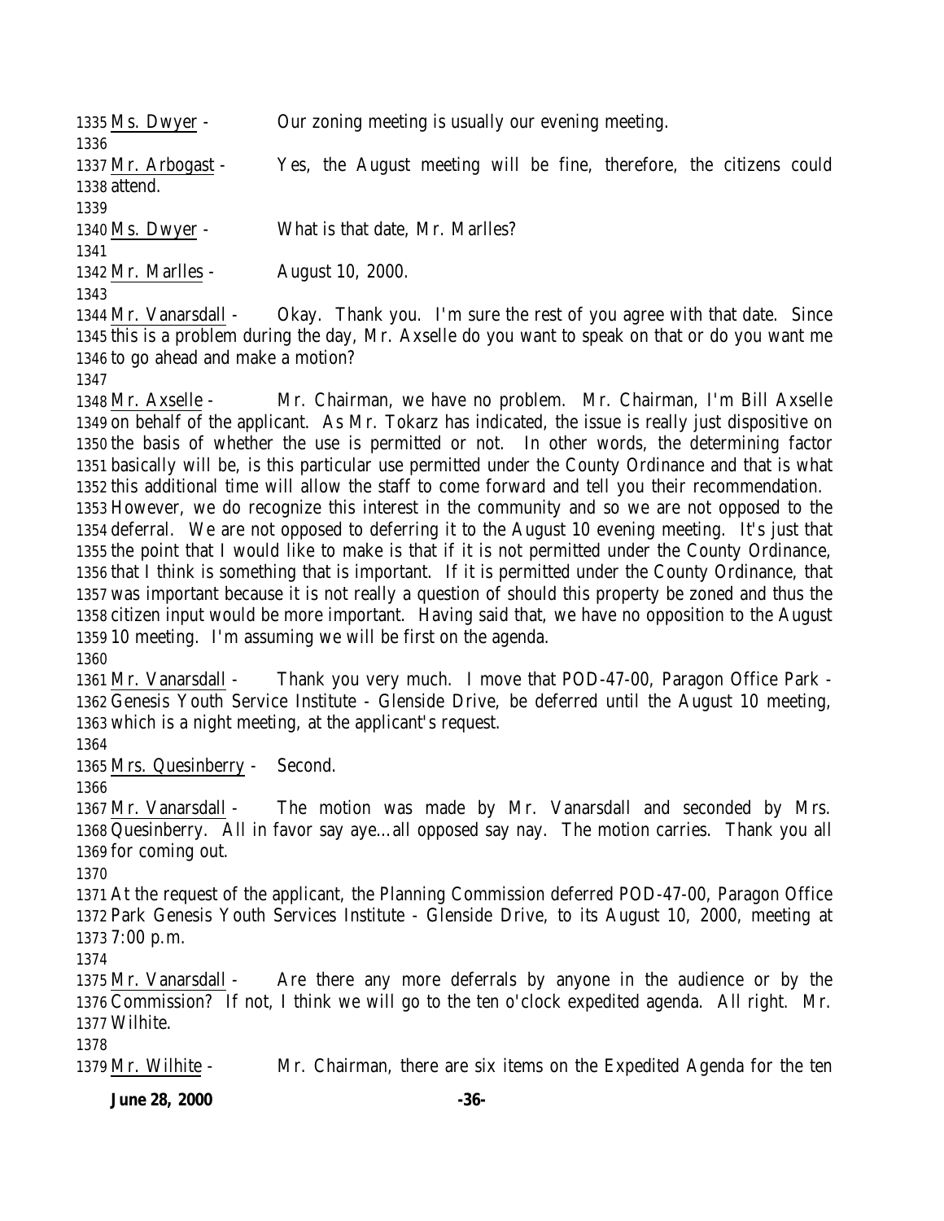1335 Ms. Dwyer - Our zoning meeting is usually our evening meeting.
1336
1337 Mr. Arbogast - Yes, the August meeting will be fine, therefore, the citizens could
1338 attend.
1339
1340 Ms. Dwyer - What is that date, Mr. Marlles?
1341
1342 Mr. Marlles - August 10, 2000.
1343
1344 Mr. Vanarsdall - Okay. Thank you. I'm sure the rest of you agree with that date. Since
1345 this is a problem during the day, Mr. Axselle do you want to speak on that or do you want me
1346 to go ahead and make a motion?
1347
1348 Mr. Axselle - Mr. Chairman, we have no problem. Mr. Chairman, I'm Bill Axselle
1349 on behalf of the applicant. As Mr. Tokarz has indicated, the issue is really just dispositive on
1350 the basis of whether the use is permitted or not. In other words, the determining factor
1351 basically will be, is this particular use permitted under the County Ordinance and that is what
1352 this additional time will allow the staff to come forward and tell you their recommendation.
1353 However, we do recognize this interest in the community and so we are not opposed to the
1354 deferral. We are not opposed to deferring it to the August 10 evening meeting. It's just that
1355 the point that I would like to make is that if it is not permitted under the County Ordinance,
1356 that I think is something that is important. If it is permitted under the County Ordinance, that
1357 was important because it is not really a question of should this property be zoned and thus the
1358 citizen input would be more important. Having said that, we have no opposition to the August
1359 10 meeting. I'm assuming we will be first on the agenda.
1360
1361 Mr. Vanarsdall - Thank you very much. I move that POD-47-00, Paragon Office Park -
1362 Genesis Youth Service Institute - Glenside Drive, be deferred until the August 10 meeting,
1363 which is a night meeting, at the applicant's request.
1364
1365 Mrs. Quesinberry - Second.
1366
1367 Mr. Vanarsdall - The motion was made by Mr. Vanarsdall and seconded by Mrs.
1368 Quesinberry. All in favor say aye…all opposed say nay. The motion carries. Thank you all
1369 for coming out.
1370
1371 At the request of the applicant, the Planning Commission deferred POD-47-00, Paragon Office
1372 Park Genesis Youth Services Institute - Glenside Drive, to its August 10, 2000, meeting at
1373 7:00 p.m.
1374
1375 Mr. Vanarsdall - Are there any more deferrals by anyone in the audience or by the
1376 Commission? If not, I think we will go to the ten o'clock expedited agenda. All right. Mr.
1377 Wilhite.
1378
1379 Mr. Wilhite - Mr. Chairman, there are six items on the Expedited Agenda for the ten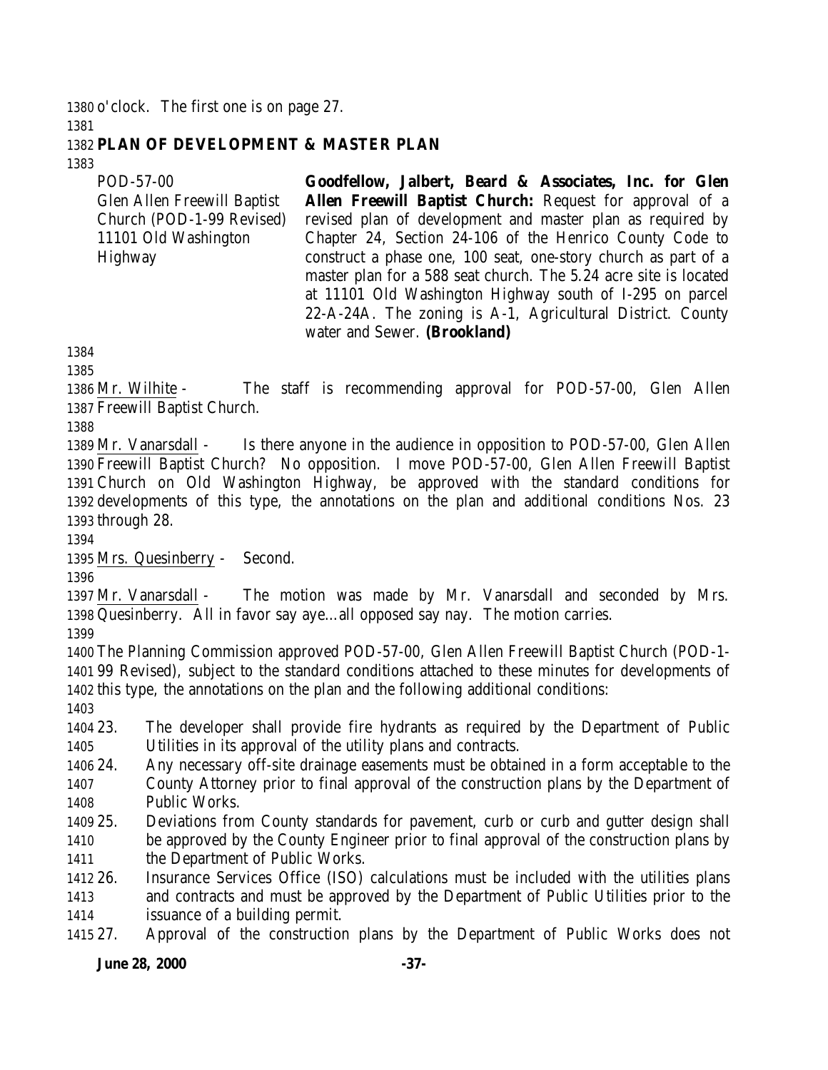o'clock. The first one is on page 27.

**PLAN OF DEVELOPMENT & MASTER PLAN**

| | |
|---|---|
| POD-57-00<br>Glen Allen Freewill Baptist Church (POD-1-99 Revised)<br>11101 Old Washington Highway | **Goodfellow, Jalbert, Beard & Associates, Inc. for Glen Allen Freewill Baptist Church:** Request for approval of a revised plan of development and master plan as required by Chapter 24, Section 24-106 of the Henrico County Code to construct a phase one, 100 seat, one-story church as part of a master plan for a 588 seat church. The 5.24 acre site is located at 11101 Old Washington Highway south of I-295 on parcel 22-A-24A. The zoning is A-1, Agricultural District. County water and Sewer. **(Brookland)** |

Mr. Wilhite - The staff is recommending approval for POD-57-00, Glen Allen Freewill Baptist Church.

Mr. Vanarsdall - Is there anyone in the audience in opposition to POD-57-00, Glen Allen Freewill Baptist Church? No opposition. I move POD-57-00, Glen Allen Freewill Baptist Church on Old Washington Highway, be approved with the standard conditions for developments of this type, the annotations on the plan and additional conditions Nos. 23 through 28.

Mrs. Quesinberry - Second.

Mr. Vanarsdall - The motion was made by Mr. Vanarsdall and seconded by Mrs. Quesinberry. All in favor say aye…all opposed say nay. The motion carries.

The Planning Commission approved POD-57-00, Glen Allen Freewill Baptist Church (POD-1-99 Revised), subject to the standard conditions attached to these minutes for developments of this type, the annotations on the plan and the following additional conditions:

23. The developer shall provide fire hydrants as required by the Department of Public Utilities in its approval of the utility plans and contracts.
24. Any necessary off-site drainage easements must be obtained in a form acceptable to the County Attorney prior to final approval of the construction plans by the Department of Public Works.
25. Deviations from County standards for pavement, curb or curb and gutter design shall be approved by the County Engineer prior to final approval of the construction plans by the Department of Public Works.
26. Insurance Services Office (ISO) calculations must be included with the utilities plans and contracts and must be approved by the Department of Public Utilities prior to the issuance of a building permit.
27. Approval of the construction plans by the Department of Public Works does not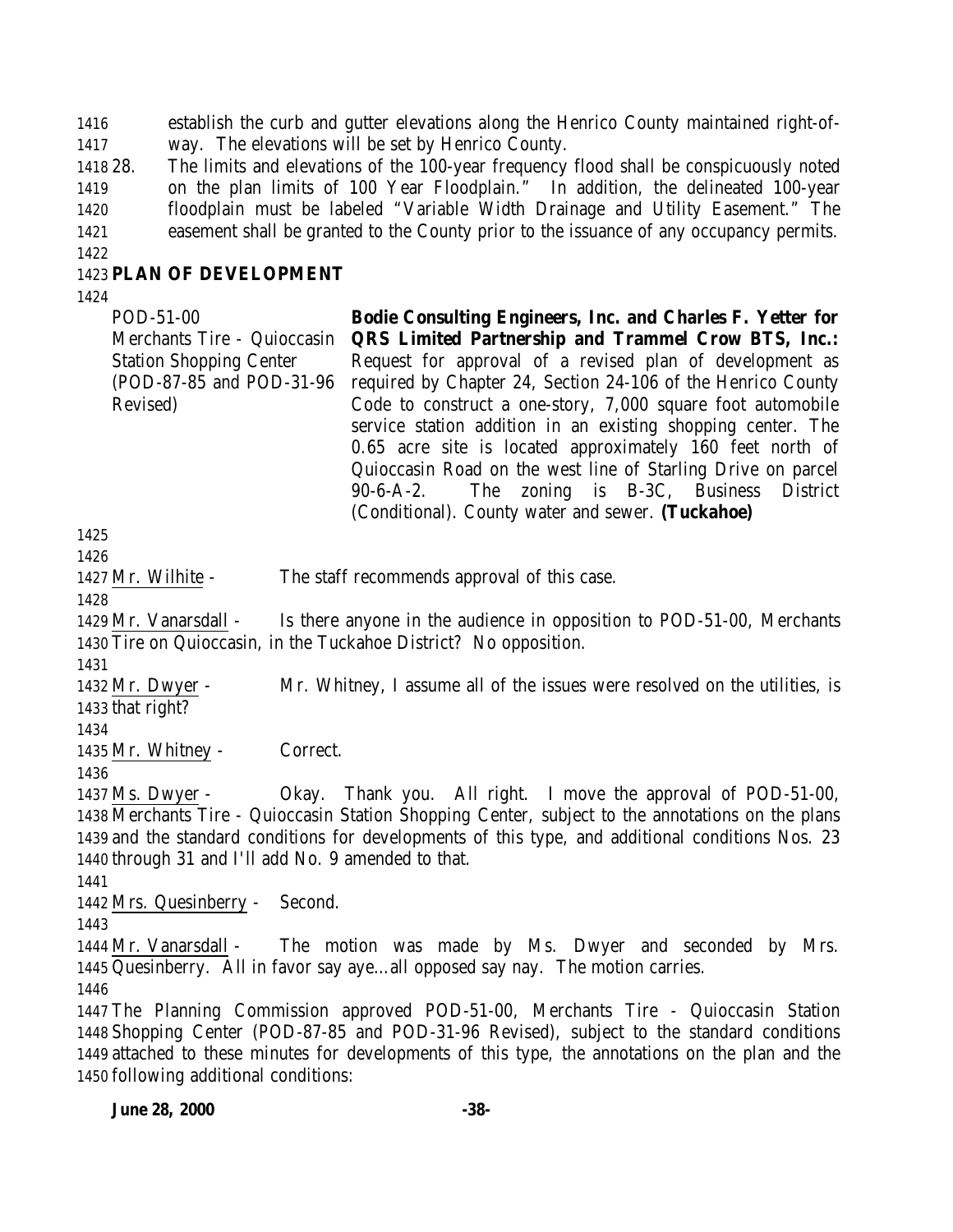establish the curb and gutter elevations along the Henrico County maintained right-of-way. The elevations will be set by Henrico County.

28. The limits and elevations of the 100-year frequency flood shall be conspicuously noted on the plan limits of 100 Year Floodplain." In addition, the delineated 100-year floodplain must be labeled "Variable Width Drainage and Utility Easement." The easement shall be granted to the County prior to the issuance of any occupancy permits.

## PLAN OF DEVELOPMENT

| | |
|---|---|
| POD-51-00<br>Merchants Tire - Quioccasin Station Shopping Center<br>(POD-87-85 and POD-31-96 Revised) | **Bodie Consulting Engineers, Inc. and Charles F. Yetter for QRS Limited Partnership and Trammel Crow BTS, Inc.:** Request for approval of a revised plan of development as required by Chapter 24, Section 24-106 of the Henrico County Code to construct a one-story, 7,000 square foot automobile service station addition in an existing shopping center. The 0.65 acre site is located approximately 160 feet north of Quioccasin Road on the west line of Starling Drive on parcel 90-6-A-2. The zoning is B-3C, Business District (Conditional). County water and sewer. **(Tuckahoe)** |

Mr. Wilhite - The staff recommends approval of this case.

Mr. Vanarsdall - Is there anyone in the audience in opposition to POD-51-00, Merchants Tire on Quioccasin, in the Tuckahoe District? No opposition.

Mr. Dwyer - Mr. Whitney, I assume all of the issues were resolved on the utilities, is that right?

Mr. Whitney - Correct.

Ms. Dwyer - Okay. Thank you. All right. I move the approval of POD-51-00, Merchants Tire - Quioccasin Station Shopping Center, subject to the annotations on the plans and the standard conditions for developments of this type, and additional conditions Nos. 23 through 31 and I'll add No. 9 amended to that.

Mrs. Quesinberry - Second.

Mr. Vanarsdall - The motion was made by Ms. Dwyer and seconded by Mrs. Quesinberry. All in favor say aye…all opposed say nay. The motion carries.

The Planning Commission approved POD-51-00, Merchants Tire - Quioccasin Station Shopping Center (POD-87-85 and POD-31-96 Revised), subject to the standard conditions attached to these minutes for developments of this type, the annotations on the plan and the following additional conditions: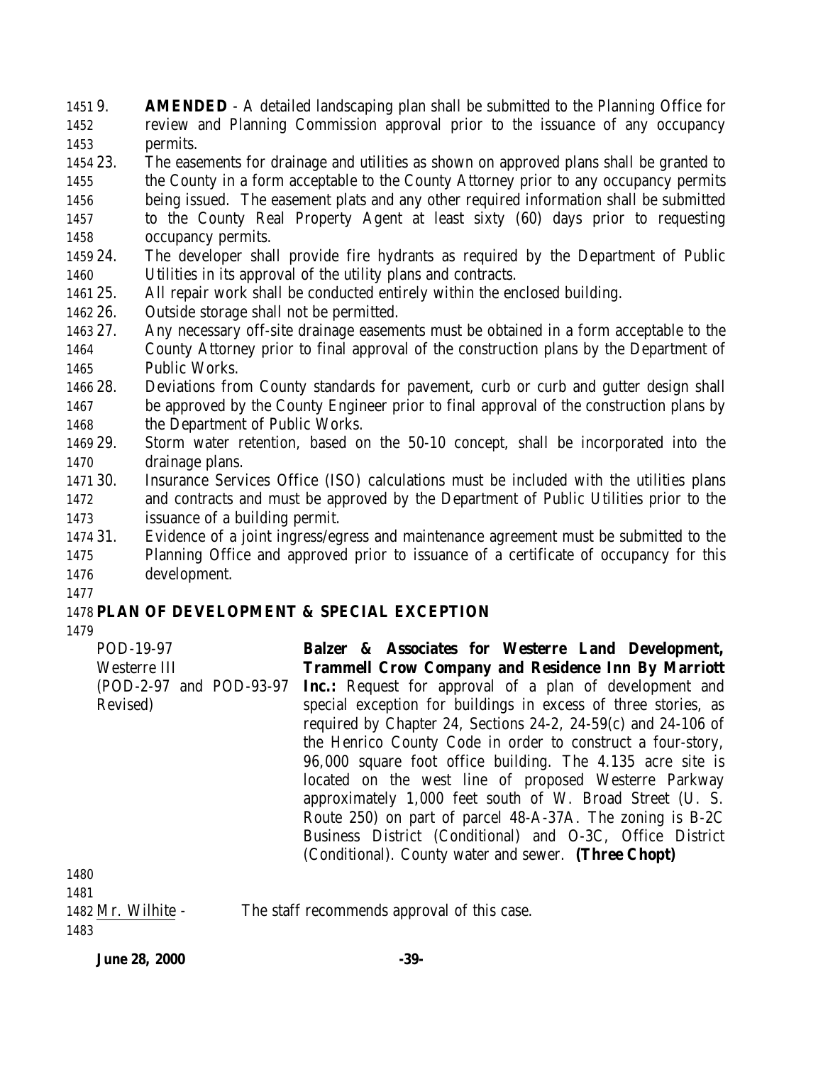9. **AMENDED** - A detailed landscaping plan shall be submitted to the Planning Office for review and Planning Commission approval prior to the issuance of any occupancy permits.
23. The easements for drainage and utilities as shown on approved plans shall be granted to the County in a form acceptable to the County Attorney prior to any occupancy permits being issued. The easement plats and any other required information shall be submitted to the County Real Property Agent at least sixty (60) days prior to requesting occupancy permits.
24. The developer shall provide fire hydrants as required by the Department of Public Utilities in its approval of the utility plans and contracts.
25. All repair work shall be conducted entirely within the enclosed building.
26. Outside storage shall not be permitted.
27. Any necessary off-site drainage easements must be obtained in a form acceptable to the County Attorney prior to final approval of the construction plans by the Department of Public Works.
28. Deviations from County standards for pavement, curb or curb and gutter design shall be approved by the County Engineer prior to final approval of the construction plans by the Department of Public Works.
29. Storm water retention, based on the 50-10 concept, shall be incorporated into the drainage plans.
30. Insurance Services Office (ISO) calculations must be included with the utilities plans and contracts and must be approved by the Department of Public Utilities prior to the issuance of a building permit.
31. Evidence of a joint ingress/egress and maintenance agreement must be submitted to the Planning Office and approved prior to issuance of a certificate of occupancy for this development.

## PLAN OF DEVELOPMENT & SPECIAL EXCEPTION

POD-19-97
Westerre III
(POD-2-97 and POD-93-97 Revised)

**Balzer & Associates for Westerre Land Development, Trammell Crow Company and Residence Inn By Marriott Inc.:** Request for approval of a plan of development and special exception for buildings in excess of three stories, as required by Chapter 24, Sections 24-2, 24-59(c) and 24-106 of the Henrico County Code in order to construct a four-story, 96,000 square foot office building. The 4.135 acre site is located on the west line of proposed Westerre Parkway approximately 1,000 feet south of W. Broad Street (U. S. Route 250) on part of parcel 48-A-37A. The zoning is B-2C Business District (Conditional) and O-3C, Office District (Conditional). County water and sewer. **(Three Chopt)**

Mr. Wilhite - The staff recommends approval of this case.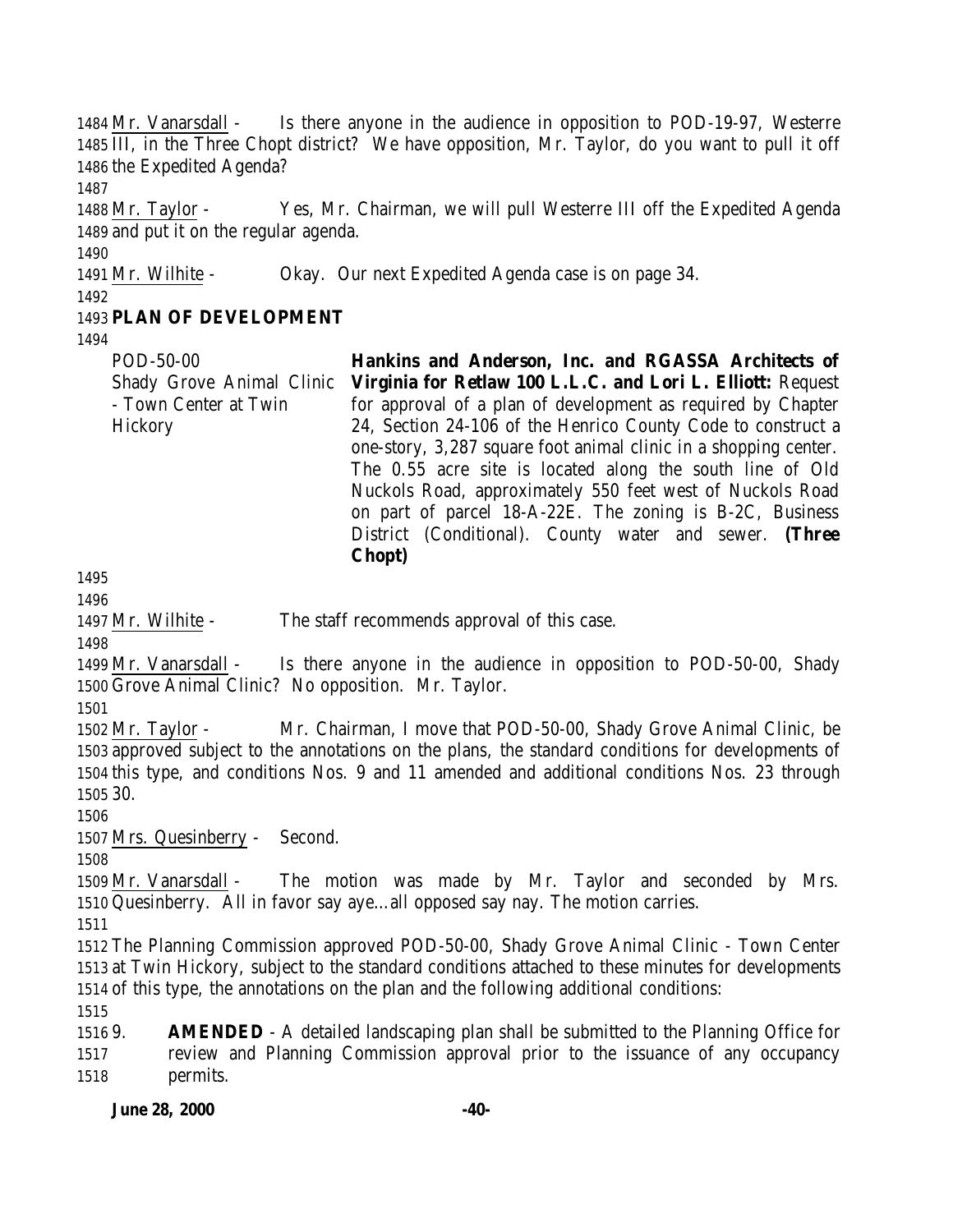Mr. Vanarsdall - Is there anyone in the audience in opposition to POD-19-97, Westerre III, in the Three Chopt district? We have opposition, Mr. Taylor, do you want to pull it off the Expedited Agenda?

Mr. Taylor - Yes, Mr. Chairman, we will pull Westerre III off the Expedited Agenda and put it on the regular agenda.

Mr. Wilhite - Okay. Our next Expedited Agenda case is on page 34.

**PLAN OF DEVELOPMENT**

| | |
|---|---|
| POD-50-00<br>Shady Grove Animal Clinic - Town Center at Twin Hickory | **Hankins and Anderson, Inc. and RGASSA Architects of Virginia for Retlaw 100 L.L.C. and Lori L. Elliott:** Request for approval of a plan of development as required by Chapter 24, Section 24-106 of the Henrico County Code to construct a one-story, 3,287 square foot animal clinic in a shopping center. The 0.55 acre site is located along the south line of Old Nuckols Road, approximately 550 feet west of Nuckols Road on part of parcel 18-A-22E. The zoning is B-2C, Business District (Conditional). County water and sewer. **(Three Chopt)** |

Mr. Wilhite - The staff recommends approval of this case.

Mr. Vanarsdall - Is there anyone in the audience in opposition to POD-50-00, Shady Grove Animal Clinic? No opposition. Mr. Taylor.

Mr. Taylor - Mr. Chairman, I move that POD-50-00, Shady Grove Animal Clinic, be approved subject to the annotations on the plans, the standard conditions for developments of this type, and conditions Nos. 9 and 11 amended and additional conditions Nos. 23 through 30.

Mrs. Quesinberry - Second.

Mr. Vanarsdall - The motion was made by Mr. Taylor and seconded by Mrs. Quesinberry. All in favor say aye…all opposed say nay. The motion carries.

The Planning Commission approved POD-50-00, Shady Grove Animal Clinic - Town Center at Twin Hickory, subject to the standard conditions attached to these minutes for developments of this type, the annotations on the plan and the following additional conditions:

9. **AMENDED** - A detailed landscaping plan shall be submitted to the Planning Office for review and Planning Commission approval prior to the issuance of any occupancy permits.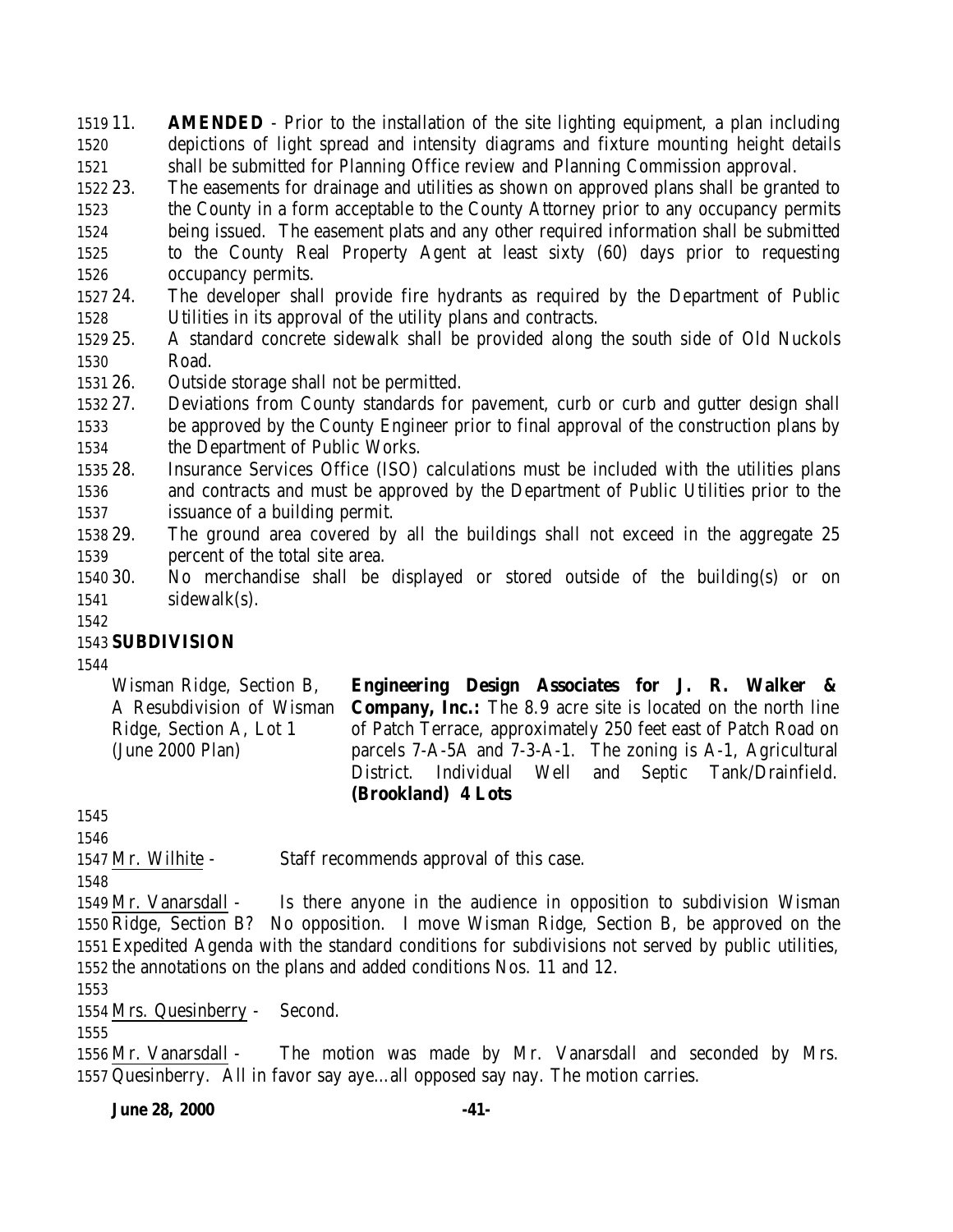11. **AMENDED** - Prior to the installation of the site lighting equipment, a plan including depictions of light spread and intensity diagrams and fixture mounting height details shall be submitted for Planning Office review and Planning Commission approval.
23. The easements for drainage and utilities as shown on approved plans shall be granted to the County in a form acceptable to the County Attorney prior to any occupancy permits being issued. The easement plats and any other required information shall be submitted to the County Real Property Agent at least sixty (60) days prior to requesting occupancy permits.
24. The developer shall provide fire hydrants as required by the Department of Public Utilities in its approval of the utility plans and contracts.
25. A standard concrete sidewalk shall be provided along the south side of Old Nuckols Road.
26. Outside storage shall not be permitted.
27. Deviations from County standards for pavement, curb or curb and gutter design shall be approved by the County Engineer prior to final approval of the construction plans by the Department of Public Works.
28. Insurance Services Office (ISO) calculations must be included with the utilities plans and contracts and must be approved by the Department of Public Utilities prior to the issuance of a building permit.
29. The ground area covered by all the buildings shall not exceed in the aggregate 25 percent of the total site area.
30. No merchandise shall be displayed or stored outside of the building(s) or on sidewalk(s).

**SUBDIVISION**

| | |
|---|---|
| Wisman Ridge, Section B, A Resubdivision of Wisman Ridge, Section A, Lot 1 (June 2000 Plan) | **Engineering Design Associates for J. R. Walker & Company, Inc.:** The 8.9 acre site is located on the north line of Patch Terrace, approximately 250 feet east of Patch Road on parcels 7-A-5A and 7-3-A-1. The zoning is A-1, Agricultural District. Individual Well and Septic Tank/Drainfield. **(Brookland) 4 Lots** |

Mr. Wilhite - Staff recommends approval of this case.

Mr. Vanarsdall - Is there anyone in the audience in opposition to subdivision Wisman Ridge, Section B? No opposition. I move Wisman Ridge, Section B, be approved on the Expedited Agenda with the standard conditions for subdivisions not served by public utilities, the annotations on the plans and added conditions Nos. 11 and 12.

Mrs. Quesinberry - Second.

Mr. Vanarsdall - The motion was made by Mr. Vanarsdall and seconded by Mrs. Quesinberry. All in favor say aye…all opposed say nay. The motion carries.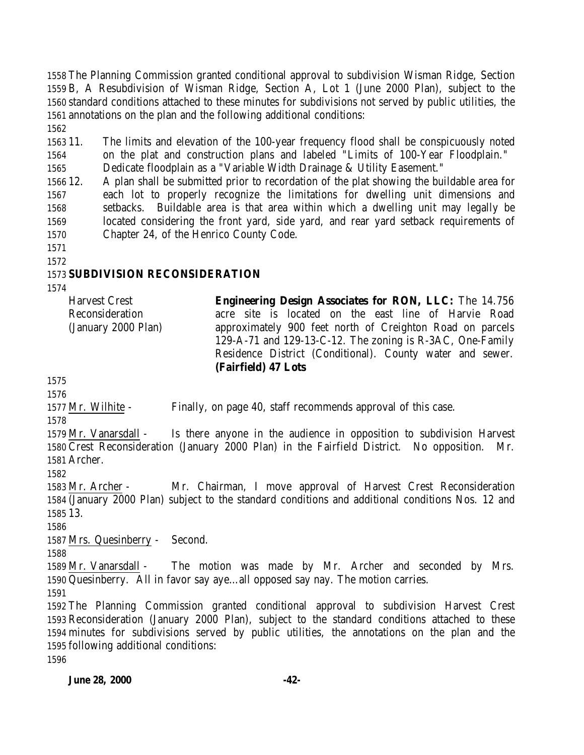The Planning Commission granted conditional approval to subdivision Wisman Ridge, Section B, A Resubdivision of Wisman Ridge, Section A, Lot 1 (June 2000 Plan), subject to the standard conditions attached to these minutes for subdivisions not served by public utilities, the annotations on the plan and the following additional conditions:

11. The limits and elevation of the 100-year frequency flood shall be conspicuously noted on the plat and construction plans and labeled "Limits of 100-Year Floodplain." Dedicate floodplain as a "Variable Width Drainage & Utility Easement."
12. A plan shall be submitted prior to recordation of the plat showing the buildable area for each lot to properly recognize the limitations for dwelling unit dimensions and setbacks. Buildable area is that area within which a dwelling unit may legally be located considering the front yard, side yard, and rear yard setback requirements of Chapter 24, of the Henrico County Code.

## SUBDIVISION RECONSIDERATION

Harvest Crest Reconsideration (January 2000 Plan)

**Engineering Design Associates for RON, LLC:** The 14.756 acre site is located on the east line of Harvie Road approximately 900 feet north of Creighton Road on parcels 129-A-71 and 129-13-C-12. The zoning is R-3AC, One-Family Residence District (Conditional). County water and sewer. **(Fairfield) 47 Lots**

Mr. Wilhite - Finally, on page 40, staff recommends approval of this case.

Mr. Vanarsdall - Is there anyone in the audience in opposition to subdivision Harvest Crest Reconsideration (January 2000 Plan) in the Fairfield District. No opposition. Mr. Archer.

Mr. Archer - Mr. Chairman, I move approval of Harvest Crest Reconsideration (January 2000 Plan) subject to the standard conditions and additional conditions Nos. 12 and 13.

Mrs. Quesinberry - Second.

Mr. Vanarsdall - The motion was made by Mr. Archer and seconded by Mrs. Quesinberry. All in favor say aye…all opposed say nay. The motion carries.

The Planning Commission granted conditional approval to subdivision Harvest Crest Reconsideration (January 2000 Plan), subject to the standard conditions attached to these minutes for subdivisions served by public utilities, the annotations on the plan and the following additional conditions: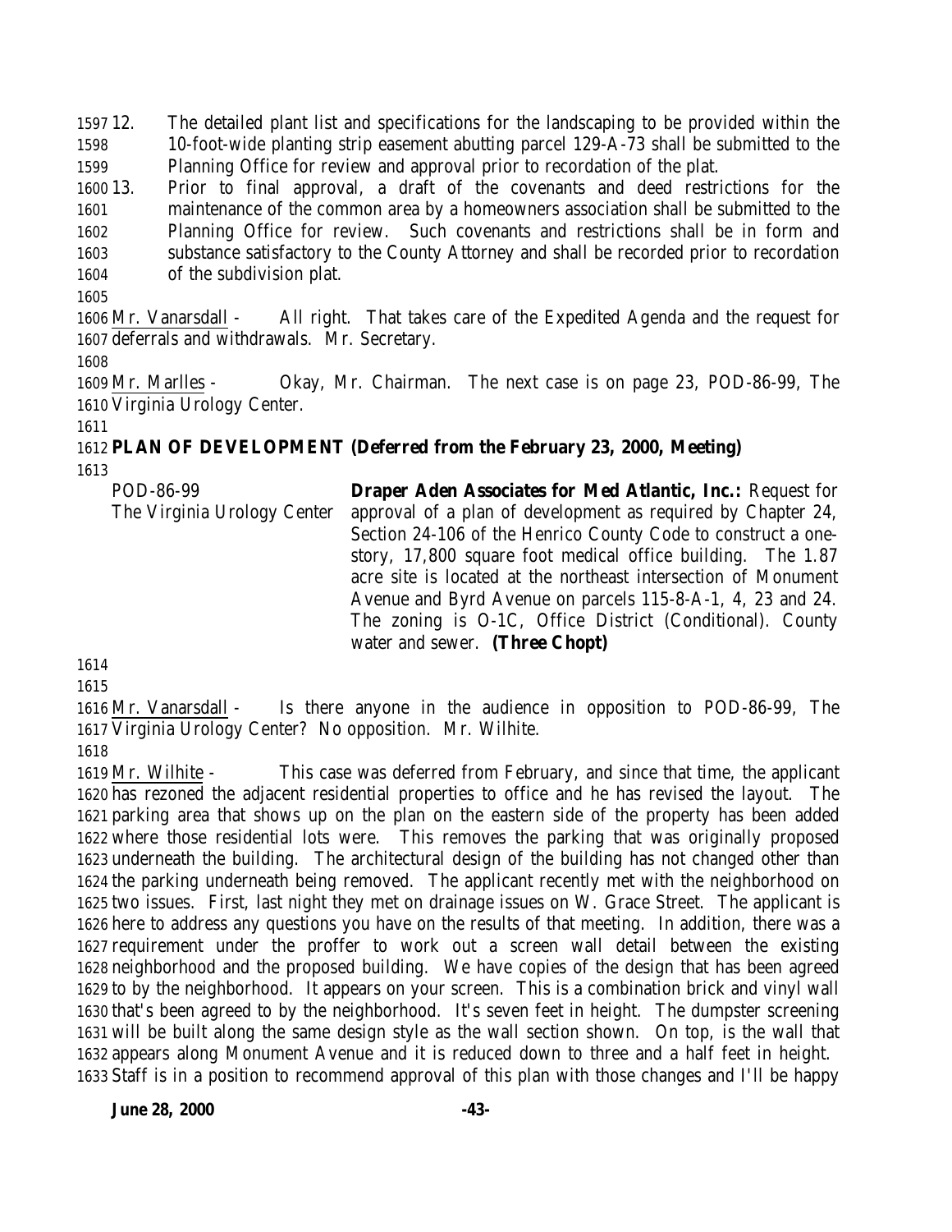12. The detailed plant list and specifications for the landscaping to be provided within the 10-foot-wide planting strip easement abutting parcel 129-A-73 shall be submitted to the Planning Office for review and approval prior to recordation of the plat.
13. Prior to final approval, a draft of the covenants and deed restrictions for the maintenance of the common area by a homeowners association shall be submitted to the Planning Office for review. Such covenants and restrictions shall be in form and substance satisfactory to the County Attorney and shall be recorded prior to recordation of the subdivision plat.

Mr. Vanarsdall - All right. That takes care of the Expedited Agenda and the request for deferrals and withdrawals. Mr. Secretary.

Mr. Marlles - Okay, Mr. Chairman. The next case is on page 23, POD-86-99, The Virginia Urology Center.

**PLAN OF DEVELOPMENT (Deferred from the February 23, 2000, Meeting)**

POD-86-99
The Virginia Urology Center

**Draper Aden Associates for Med Atlantic, Inc.:** Request for approval of a plan of development as required by Chapter 24, Section 24-106 of the Henrico County Code to construct a one-story, 17,800 square foot medical office building. The 1.87 acre site is located at the northeast intersection of Monument Avenue and Byrd Avenue on parcels 115-8-A-1, 4, 23 and 24. The zoning is O-1C, Office District (Conditional). County water and sewer. **(Three Chopt)**

Mr. Vanarsdall - Is there anyone in the audience in opposition to POD-86-99, The Virginia Urology Center? No opposition. Mr. Wilhite.

Mr. Wilhite - This case was deferred from February, and since that time, the applicant has rezoned the adjacent residential properties to office and he has revised the layout. The parking area that shows up on the plan on the eastern side of the property has been added where those residential lots were. This removes the parking that was originally proposed underneath the building. The architectural design of the building has not changed other than the parking underneath being removed. The applicant recently met with the neighborhood on two issues. First, last night they met on drainage issues on W. Grace Street. The applicant is here to address any questions you have on the results of that meeting. In addition, there was a requirement under the proffer to work out a screen wall detail between the existing neighborhood and the proposed building. We have copies of the design that has been agreed to by the neighborhood. It appears on your screen. This is a combination brick and vinyl wall that's been agreed to by the neighborhood. It's seven feet in height. The dumpster screening will be built along the same design style as the wall section shown. On top, is the wall that appears along Monument Avenue and it is reduced down to three and a half feet in height. Staff is in a position to recommend approval of this plan with those changes and I'll be happy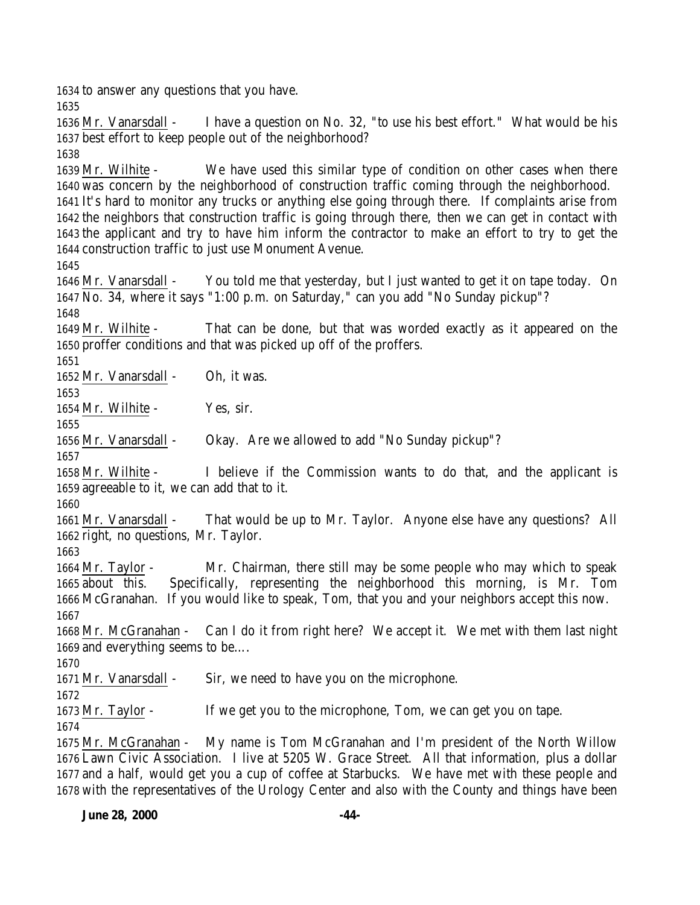1634 to answer any questions that you have.

1635

1636 Mr. Vanarsdall - I have a question on No. 32, "to use his best effort." What would be his
1637 best effort to keep people out of the neighborhood?

1638

1639 Mr. Wilhite - We have used this similar type of condition on other cases when there
1640 was concern by the neighborhood of construction traffic coming through the neighborhood.
1641 It's hard to monitor any trucks or anything else going through there. If complaints arise from
1642 the neighbors that construction traffic is going through there, then we can get in contact with
1643 the applicant and try to have him inform the contractor to make an effort to try to get the
1644 construction traffic to just use Monument Avenue.

1645

1646 Mr. Vanarsdall - You told me that yesterday, but I just wanted to get it on tape today. On
1647 No. 34, where it says "1:00 p.m. on Saturday," can you add "No Sunday pickup"?

1648

1649 Mr. Wilhite - That can be done, but that was worded exactly as it appeared on the
1650 proffer conditions and that was picked up off of the proffers.

1651

1652 Mr. Vanarsdall - Oh, it was.

1653

1654 Mr. Wilhite - Yes, sir.

1655

1656 Mr. Vanarsdall - Okay. Are we allowed to add "No Sunday pickup"?

1657

1658 Mr. Wilhite - I believe if the Commission wants to do that, and the applicant is
1659 agreeable to it, we can add that to it.

1660

1661 Mr. Vanarsdall - That would be up to Mr. Taylor. Anyone else have any questions? All
1662 right, no questions, Mr. Taylor.

1663

1664 Mr. Taylor - Mr. Chairman, there still may be some people who may which to speak
1665 about this. Specifically, representing the neighborhood this morning, is Mr. Tom
1666 McGranahan. If you would like to speak, Tom, that you and your neighbors accept this now.

1667

1668 Mr. McGranahan - Can I do it from right here? We accept it. We met with them last night
1669 and everything seems to be….

1670

1671 Mr. Vanarsdall - Sir, we need to have you on the microphone.

1672

1673 Mr. Taylor - If we get you to the microphone, Tom, we can get you on tape.

1674

1675 Mr. McGranahan - My name is Tom McGranahan and I'm president of the North Willow
1676 Lawn Civic Association. I live at 5205 W. Grace Street. All that information, plus a dollar
1677 and a half, would get you a cup of coffee at Starbucks. We have met with these people and
1678 with the representatives of the Urology Center and also with the County and things have been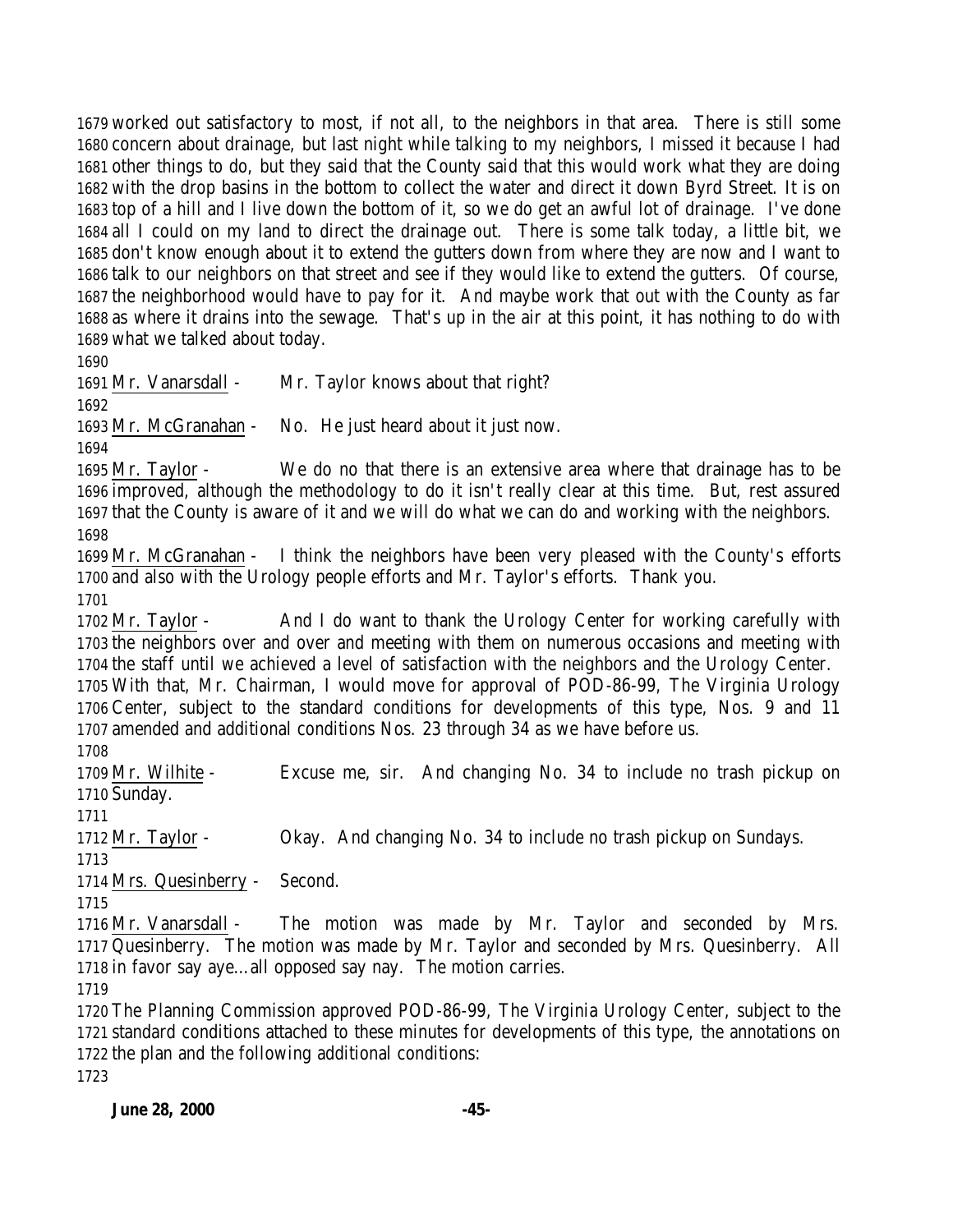worked out satisfactory to most, if not all, to the neighbors in that area. There is still some concern about drainage, but last night while talking to my neighbors, I missed it because I had other things to do, but they said that the County said that this would work what they are doing with the drop basins in the bottom to collect the water and direct it down Byrd Street. It is on top of a hill and I live down the bottom of it, so we do get an awful lot of drainage. I've done all I could on my land to direct the drainage out. There is some talk today, a little bit, we don't know enough about it to extend the gutters down from where they are now and I want to talk to our neighbors on that street and see if they would like to extend the gutters. Of course, the neighborhood would have to pay for it. And maybe work that out with the County as far as where it drains into the sewage. That's up in the air at this point, it has nothing to do with what we talked about today.

Mr. Vanarsdall - Mr. Taylor knows about that right?

Mr. McGranahan - No. He just heard about it just now.

Mr. Taylor - We do no that there is an extensive area where that drainage has to be improved, although the methodology to do it isn't really clear at this time. But, rest assured that the County is aware of it and we will do what we can do and working with the neighbors.

Mr. McGranahan - I think the neighbors have been very pleased with the County's efforts and also with the Urology people efforts and Mr. Taylor's efforts. Thank you.

Mr. Taylor - And I do want to thank the Urology Center for working carefully with the neighbors over and over and meeting with them on numerous occasions and meeting with the staff until we achieved a level of satisfaction with the neighbors and the Urology Center. With that, Mr. Chairman, I would move for approval of POD-86-99, The Virginia Urology Center, subject to the standard conditions for developments of this type, Nos. 9 and 11 amended and additional conditions Nos. 23 through 34 as we have before us.

Mr. Wilhite - Excuse me, sir. And changing No. 34 to include no trash pickup on Sunday.

Mr. Taylor - Okay. And changing No. 34 to include no trash pickup on Sundays.

Mrs. Quesinberry - Second.

Mr. Vanarsdall - The motion was made by Mr. Taylor and seconded by Mrs. Quesinberry. The motion was made by Mr. Taylor and seconded by Mrs. Quesinberry. All in favor say aye…all opposed say nay. The motion carries.

The Planning Commission approved POD-86-99, The Virginia Urology Center, subject to the standard conditions attached to these minutes for developments of this type, the annotations on the plan and the following additional conditions: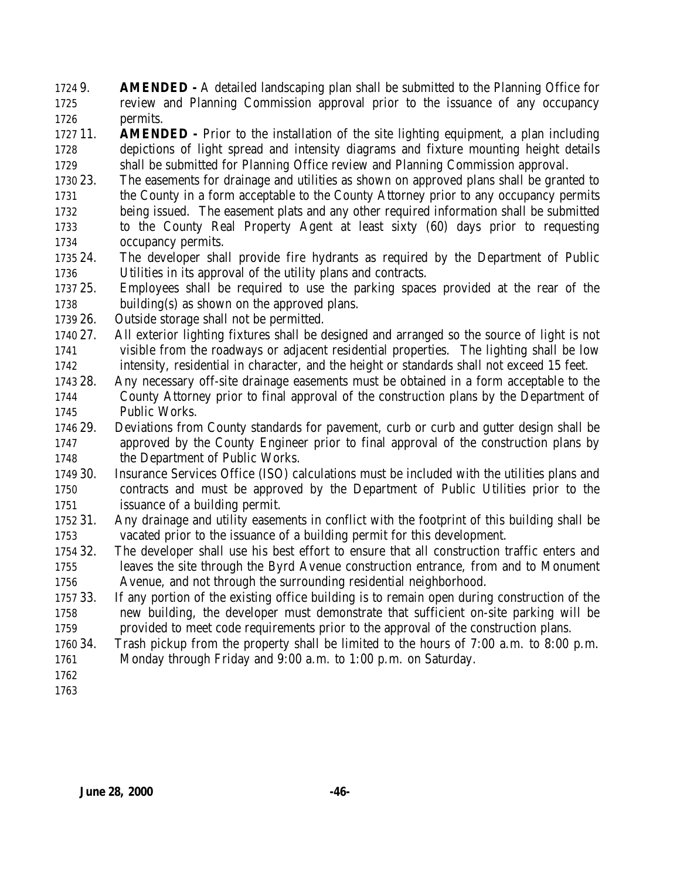9. **AMENDED -** A detailed landscaping plan shall be submitted to the Planning Office for review and Planning Commission approval prior to the issuance of any occupancy permits.

11. **AMENDED -** Prior to the installation of the site lighting equipment, a plan including depictions of light spread and intensity diagrams and fixture mounting height details shall be submitted for Planning Office review and Planning Commission approval.

23. The easements for drainage and utilities as shown on approved plans shall be granted to the County in a form acceptable to the County Attorney prior to any occupancy permits being issued. The easement plats and any other required information shall be submitted to the County Real Property Agent at least sixty (60) days prior to requesting occupancy permits.

24. The developer shall provide fire hydrants as required by the Department of Public Utilities in its approval of the utility plans and contracts.

25. Employees shall be required to use the parking spaces provided at the rear of the building(s) as shown on the approved plans.

26. Outside storage shall not be permitted.

27. All exterior lighting fixtures shall be designed and arranged so the source of light is not visible from the roadways or adjacent residential properties. The lighting shall be low intensity, residential in character, and the height or standards shall not exceed 15 feet.

28. Any necessary off-site drainage easements must be obtained in a form acceptable to the County Attorney prior to final approval of the construction plans by the Department of Public Works.

29. Deviations from County standards for pavement, curb or curb and gutter design shall be approved by the County Engineer prior to final approval of the construction plans by the Department of Public Works.

30. Insurance Services Office (ISO) calculations must be included with the utilities plans and contracts and must be approved by the Department of Public Utilities prior to the issuance of a building permit.

31. Any drainage and utility easements in conflict with the footprint of this building shall be vacated prior to the issuance of a building permit for this development.

32. The developer shall use his best effort to ensure that all construction traffic enters and leaves the site through the Byrd Avenue construction entrance, from and to Monument Avenue, and not through the surrounding residential neighborhood.

33. If any portion of the existing office building is to remain open during construction of the new building, the developer must demonstrate that sufficient on-site parking will be provided to meet code requirements prior to the approval of the construction plans.

34. Trash pickup from the property shall be limited to the hours of 7:00 a.m. to 8:00 p.m. Monday through Friday and 9:00 a.m. to 1:00 p.m. on Saturday.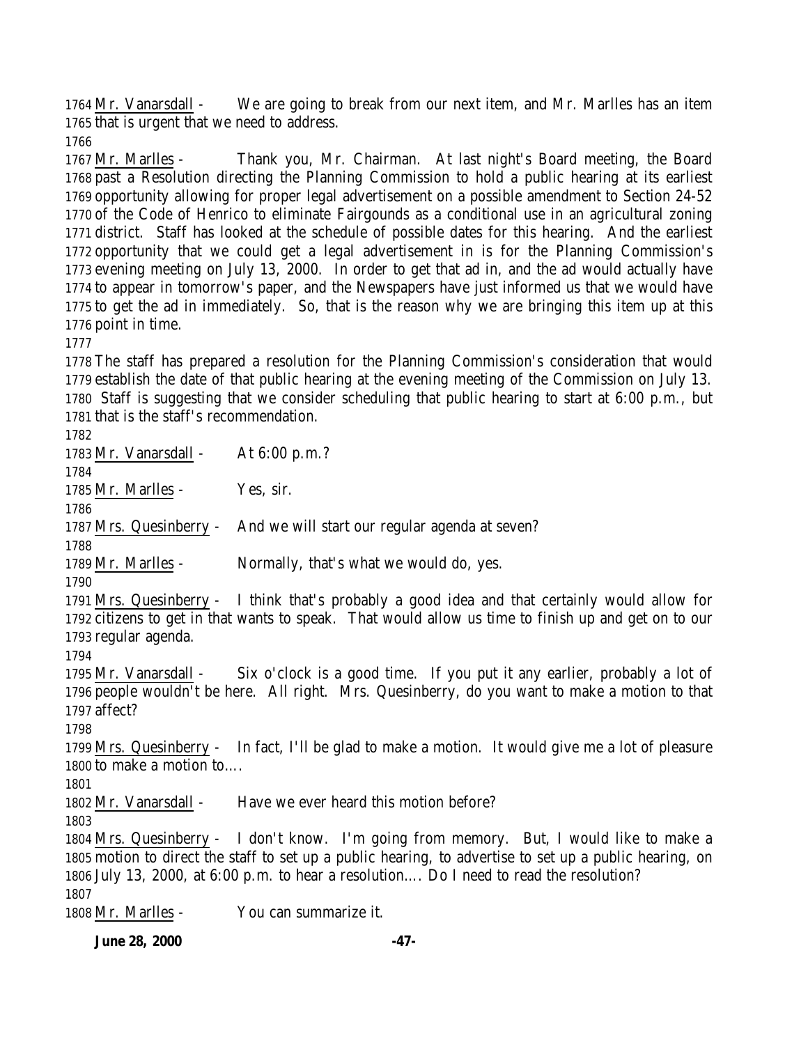Mr. Vanarsdall - We are going to break from our next item, and Mr. Marlles has an item that is urgent that we need to address.

Mr. Marlles - Thank you, Mr. Chairman. At last night's Board meeting, the Board past a Resolution directing the Planning Commission to hold a public hearing at its earliest opportunity allowing for proper legal advertisement on a possible amendment to Section 24-52 of the Code of Henrico to eliminate Fairgounds as a conditional use in an agricultural zoning district. Staff has looked at the schedule of possible dates for this hearing. And the earliest opportunity that we could get a legal advertisement in is for the Planning Commission's evening meeting on July 13, 2000. In order to get that ad in, and the ad would actually have to appear in tomorrow's paper, and the Newspapers have just informed us that we would have to get the ad in immediately. So, that is the reason why we are bringing this item up at this point in time.

The staff has prepared a resolution for the Planning Commission's consideration that would establish the date of that public hearing at the evening meeting of the Commission on July 13. Staff is suggesting that we consider scheduling that public hearing to start at 6:00 p.m., but that is the staff's recommendation.

Mr. Vanarsdall - At 6:00 p.m.?

Mr. Marlles - Yes, sir.

Mrs. Quesinberry - And we will start our regular agenda at seven?

Mr. Marlles - Normally, that's what we would do, yes.

Mrs. Quesinberry - I think that's probably a good idea and that certainly would allow for citizens to get in that wants to speak. That would allow us time to finish up and get on to our regular agenda.

Mr. Vanarsdall - Six o'clock is a good time. If you put it any earlier, probably a lot of people wouldn't be here. All right. Mrs. Quesinberry, do you want to make a motion to that affect?

Mrs. Quesinberry - In fact, I'll be glad to make a motion. It would give me a lot of pleasure to make a motion to….

Mr. Vanarsdall - Have we ever heard this motion before?

Mrs. Quesinberry - I don't know. I'm going from memory. But, I would like to make a motion to direct the staff to set up a public hearing, to advertise to set up a public hearing, on July 13, 2000, at 6:00 p.m. to hear a resolution…. Do I need to read the resolution?

Mr. Marlles - You can summarize it.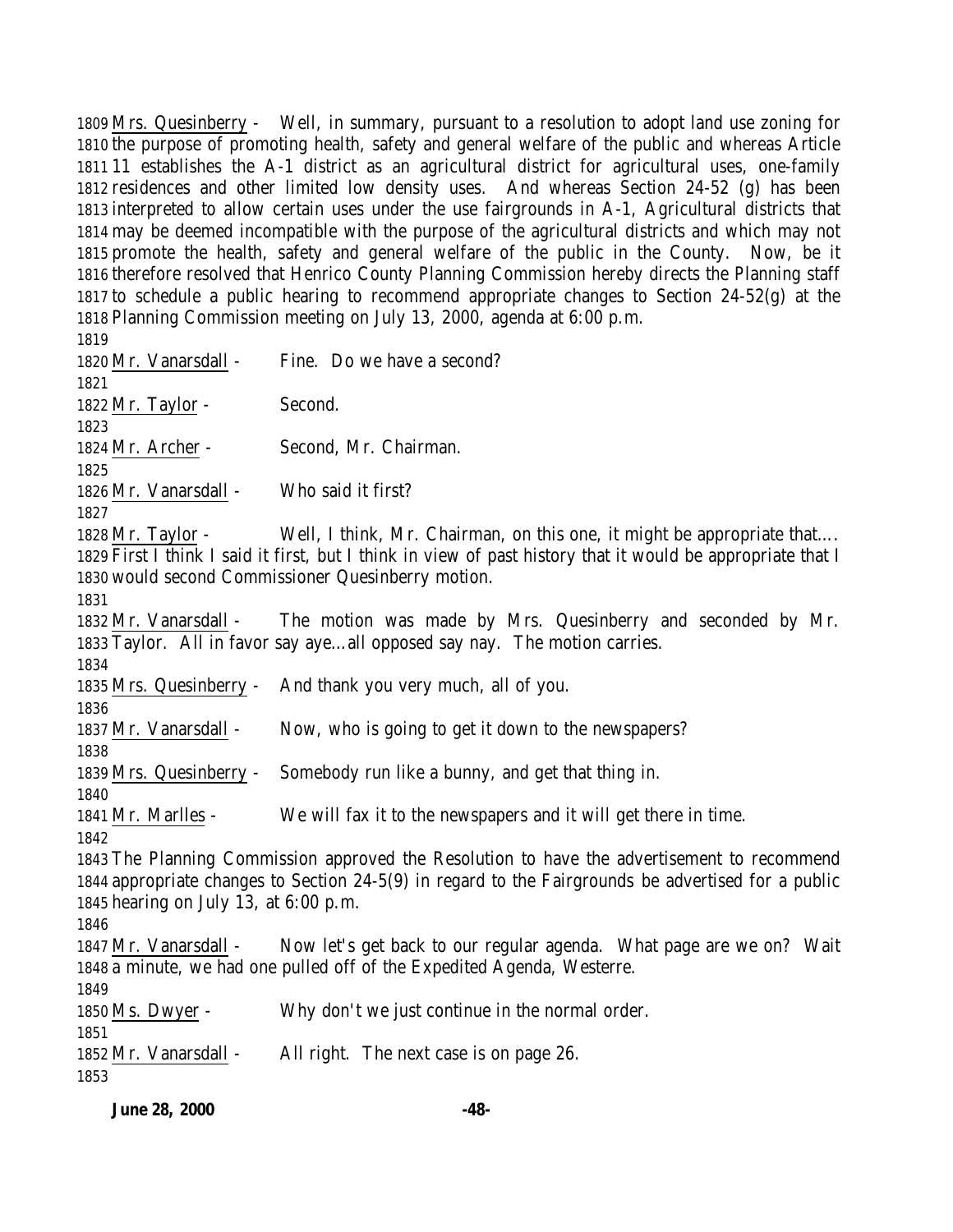1809 Mrs. Quesinberry - Well, in summary, pursuant to a resolution to adopt land use zoning for 1810 the purpose of promoting health, safety and general welfare of the public and whereas Article 1811 11 establishes the A-1 district as an agricultural district for agricultural uses, one-family 1812 residences and other limited low density uses. And whereas Section 24-52 (g) has been 1813 interpreted to allow certain uses under the use fairgrounds in A-1, Agricultural districts that 1814 may be deemed incompatible with the purpose of the agricultural districts and which may not 1815 promote the health, safety and general welfare of the public in the County. Now, be it 1816 therefore resolved that Henrico County Planning Commission hereby directs the Planning staff 1817 to schedule a public hearing to recommend appropriate changes to Section 24-52(g) at the 1818 Planning Commission meeting on July 13, 2000, agenda at 6:00 p.m.

1819

1820 Mr. Vanarsdall - Fine. Do we have a second?

1821

1822 Mr. Taylor - Second.

1823

1824 Mr. Archer - Second, Mr. Chairman.

1825

1826 Mr. Vanarsdall - Who said it first?

1827

1828 Mr. Taylor - Well, I think, Mr. Chairman, on this one, it might be appropriate that…. 1829 First I think I said it first, but I think in view of past history that it would be appropriate that I 1830 would second Commissioner Quesinberry motion.

1831

1832 Mr. Vanarsdall - The motion was made by Mrs. Quesinberry and seconded by Mr. 1833 Taylor. All in favor say aye…all opposed say nay. The motion carries.

1834

1835 Mrs. Quesinberry - And thank you very much, all of you.

1836

1837 Mr. Vanarsdall - Now, who is going to get it down to the newspapers?

1838

1839 Mrs. Quesinberry - Somebody run like a bunny, and get that thing in.

1840

1841 Mr. Marlles - We will fax it to the newspapers and it will get there in time.

1842

1843 The Planning Commission approved the Resolution to have the advertisement to recommend 1844 appropriate changes to Section 24-5(9) in regard to the Fairgrounds be advertised for a public 1845 hearing on July 13, at 6:00 p.m.

1846

1847 Mr. Vanarsdall - Now let's get back to our regular agenda. What page are we on? Wait 1848 a minute, we had one pulled off of the Expedited Agenda, Westerre.

1849

1850 Ms. Dwyer - Why don't we just continue in the normal order.

1851

1852 Mr. Vanarsdall - All right. The next case is on page 26.

1853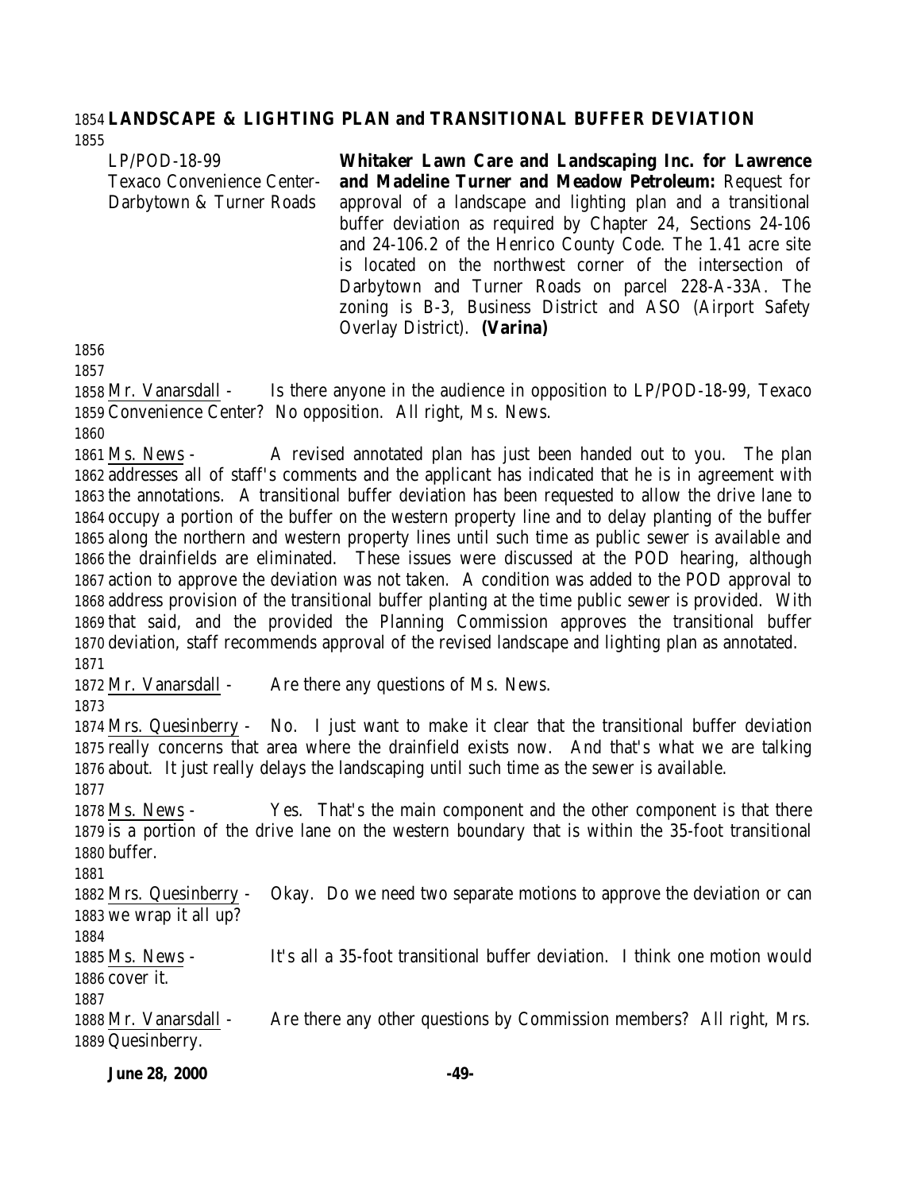**LANDSCAPE & LIGHTING PLAN and TRANSITIONAL BUFFER DEVIATION**

| | |
|---|---|
| LP/POD-18-99<br>Texaco Convenience Center-<br>Darbytown & Turner Roads | **Whitaker Lawn Care and Landscaping Inc. for Lawrence and Madeline Turner and Meadow Petroleum:** Request for approval of a landscape and lighting plan and a transitional buffer deviation as required by Chapter 24, Sections 24-106 and 24-106.2 of the Henrico County Code. The 1.41 acre site is located on the northwest corner of the intersection of Darbytown and Turner Roads on parcel 228-A-33A. The zoning is B-3, Business District and ASO (Airport Safety Overlay District). **(Varina)** |

Mr. Vanarsdall - Is there anyone in the audience in opposition to LP/POD-18-99, Texaco Convenience Center? No opposition. All right, Ms. News.

Ms. News - A revised annotated plan has just been handed out to you. The plan addresses all of staff's comments and the applicant has indicated that he is in agreement with the annotations. A transitional buffer deviation has been requested to allow the drive lane to occupy a portion of the buffer on the western property line and to delay planting of the buffer along the northern and western property lines until such time as public sewer is available and the drainfields are eliminated. These issues were discussed at the POD hearing, although action to approve the deviation was not taken. A condition was added to the POD approval to address provision of the transitional buffer planting at the time public sewer is provided. With that said, and the provided the Planning Commission approves the transitional buffer deviation, staff recommends approval of the revised landscape and lighting plan as annotated.

Mr. Vanarsdall - Are there any questions of Ms. News.

Mrs. Quesinberry - No. I just want to make it clear that the transitional buffer deviation really concerns that area where the drainfield exists now. And that's what we are talking about. It just really delays the landscaping until such time as the sewer is available.

Ms. News - Yes. That's the main component and the other component is that there is a portion of the drive lane on the western boundary that is within the 35-foot transitional buffer.

Mrs. Quesinberry - Okay. Do we need two separate motions to approve the deviation or can we wrap it all up?

Ms. News - It's all a 35-foot transitional buffer deviation. I think one motion would cover it.

Mr. Vanarsdall - Are there any other questions by Commission members? All right, Mrs. Quesinberry.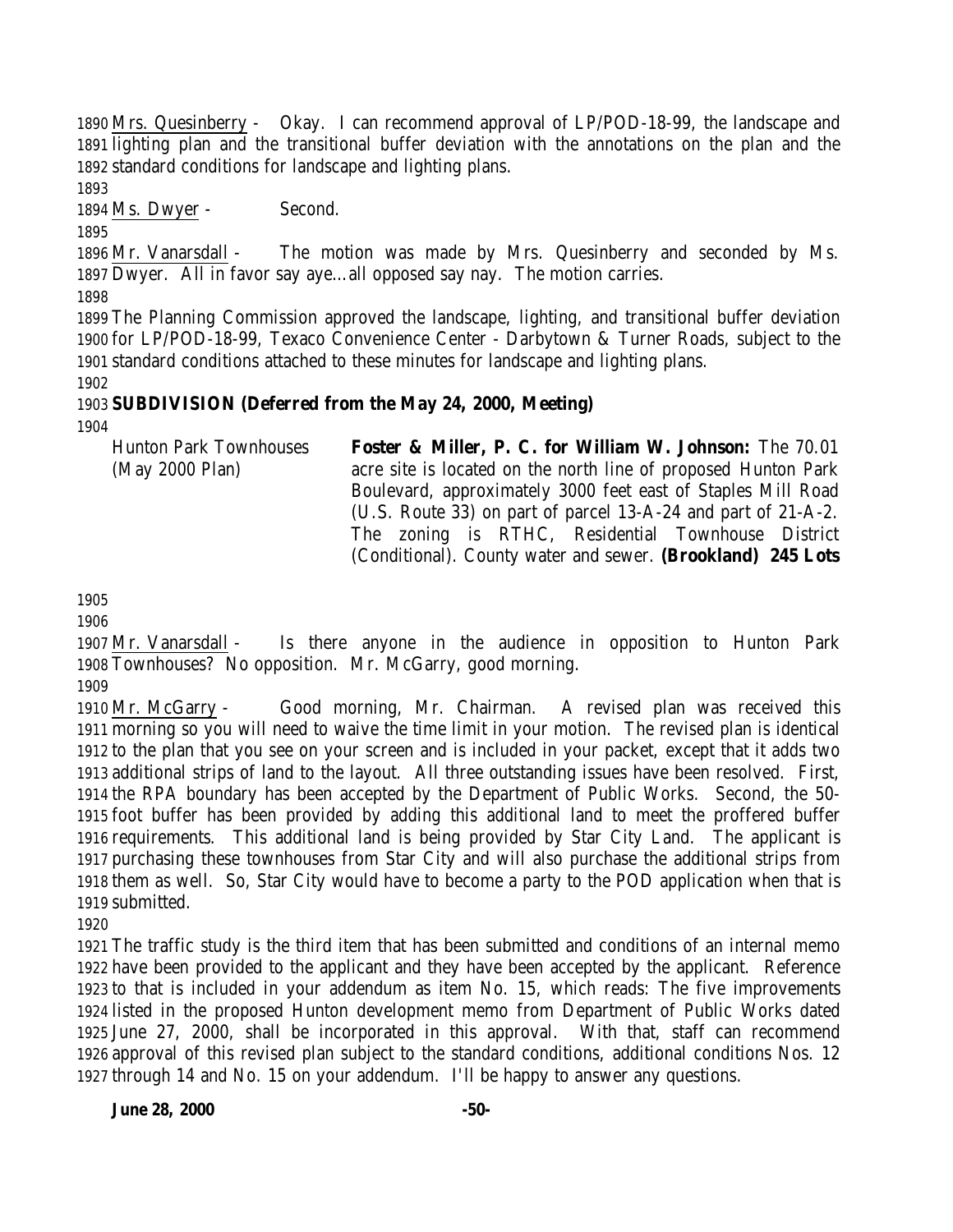Mrs. Quesinberry - Okay. I can recommend approval of LP/POD-18-99, the landscape and lighting plan and the transitional buffer deviation with the annotations on the plan and the standard conditions for landscape and lighting plans.

Ms. Dwyer - Second.

Mr. Vanarsdall - The motion was made by Mrs. Quesinberry and seconded by Ms. Dwyer. All in favor say aye…all opposed say nay. The motion carries.

The Planning Commission approved the landscape, lighting, and transitional buffer deviation for LP/POD-18-99, Texaco Convenience Center - Darbytown & Turner Roads, subject to the standard conditions attached to these minutes for landscape and lighting plans.

**SUBDIVISION (Deferred from the May 24, 2000, Meeting)**

| | |
|---|---|
| Hunton Park Townhouses (May 2000 Plan) | **Foster & Miller, P. C. for William W. Johnson:** The 70.01 acre site is located on the north line of proposed Hunton Park Boulevard, approximately 3000 feet east of Staples Mill Road (U.S. Route 33) on part of parcel 13-A-24 and part of 21-A-2. The zoning is RTHC, Residential Townhouse District (Conditional). County water and sewer. **(Brookland) 245 Lots** |

Mr. Vanarsdall - Is there anyone in the audience in opposition to Hunton Park Townhouses? No opposition. Mr. McGarry, good morning.

Mr. McGarry - Good morning, Mr. Chairman. A revised plan was received this morning so you will need to waive the time limit in your motion. The revised plan is identical to the plan that you see on your screen and is included in your packet, except that it adds two additional strips of land to the layout. All three outstanding issues have been resolved. First, the RPA boundary has been accepted by the Department of Public Works. Second, the 50-foot buffer has been provided by adding this additional land to meet the proffered buffer requirements. This additional land is being provided by Star City Land. The applicant is purchasing these townhouses from Star City and will also purchase the additional strips from them as well. So, Star City would have to become a party to the POD application when that is submitted.

The traffic study is the third item that has been submitted and conditions of an internal memo have been provided to the applicant and they have been accepted by the applicant. Reference to that is included in your addendum as item No. 15, which reads: The five improvements listed in the proposed Hunton development memo from Department of Public Works dated June 27, 2000, shall be incorporated in this approval. With that, staff can recommend approval of this revised plan subject to the standard conditions, additional conditions Nos. 12 through 14 and No. 15 on your addendum. I'll be happy to answer any questions.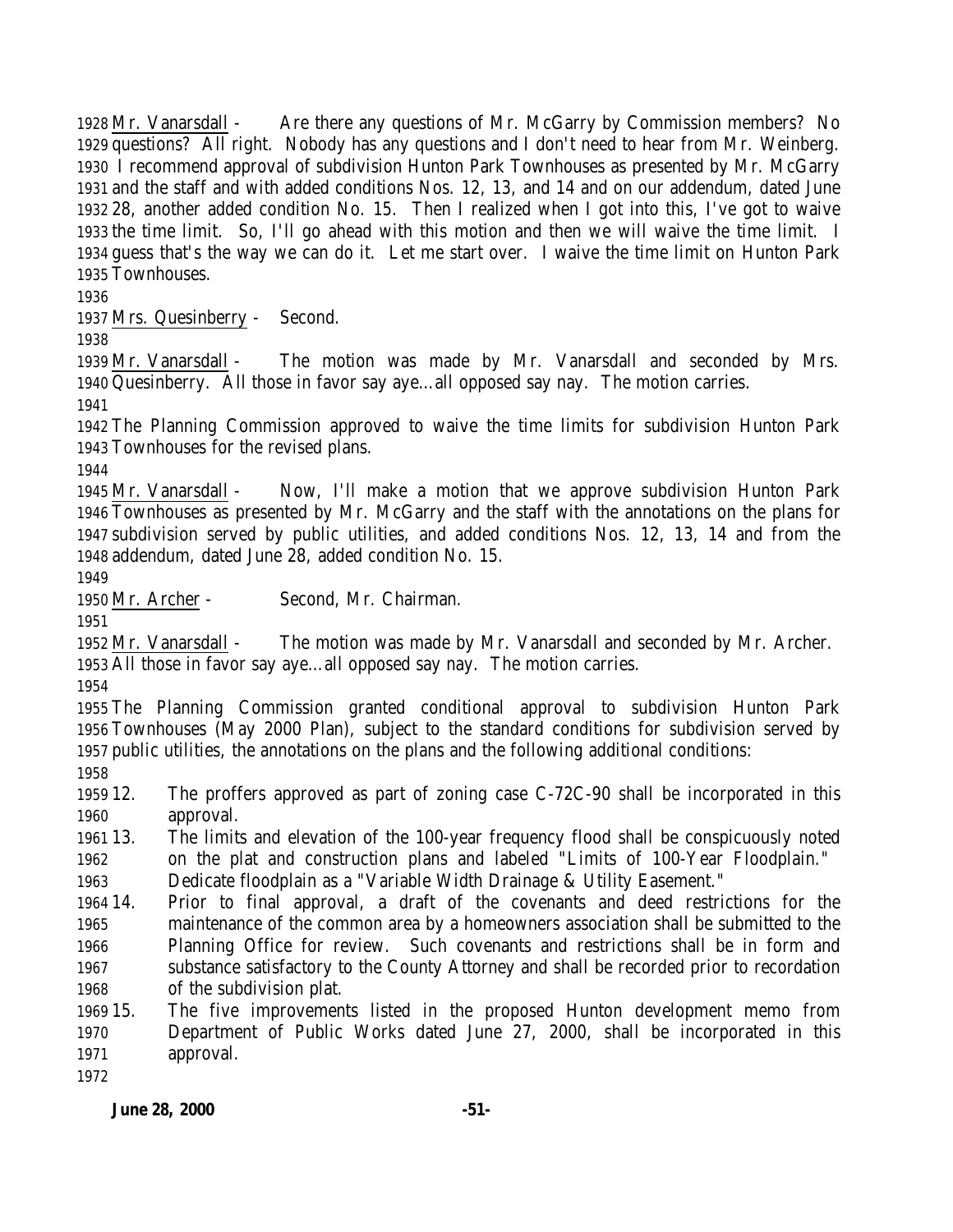Mr. Vanarsdall - Are there any questions of Mr. McGarry by Commission members? No questions? All right. Nobody has any questions and I don't need to hear from Mr. Weinberg. I recommend approval of subdivision Hunton Park Townhouses as presented by Mr. McGarry and the staff and with added conditions Nos. 12, 13, and 14 and on our addendum, dated June 28, another added condition No. 15. Then I realized when I got into this, I've got to waive the time limit. So, I'll go ahead with this motion and then we will waive the time limit. I guess that's the way we can do it. Let me start over. I waive the time limit on Hunton Park Townhouses.

Mrs. Quesinberry - Second.

Mr. Vanarsdall - The motion was made by Mr. Vanarsdall and seconded by Mrs. Quesinberry. All those in favor say aye…all opposed say nay. The motion carries.

The Planning Commission approved to waive the time limits for subdivision Hunton Park Townhouses for the revised plans.

Mr. Vanarsdall - Now, I'll make a motion that we approve subdivision Hunton Park Townhouses as presented by Mr. McGarry and the staff with the annotations on the plans for subdivision served by public utilities, and added conditions Nos. 12, 13, 14 and from the addendum, dated June 28, added condition No. 15.

Mr. Archer - Second, Mr. Chairman.

Mr. Vanarsdall - The motion was made by Mr. Vanarsdall and seconded by Mr. Archer. All those in favor say aye…all opposed say nay. The motion carries.

The Planning Commission granted conditional approval to subdivision Hunton Park Townhouses (May 2000 Plan), subject to the standard conditions for subdivision served by public utilities, the annotations on the plans and the following additional conditions:

12. The proffers approved as part of zoning case C-72C-90 shall be incorporated in this approval.
13. The limits and elevation of the 100-year frequency flood shall be conspicuously noted on the plat and construction plans and labeled "Limits of 100-Year Floodplain." Dedicate floodplain as a "Variable Width Drainage & Utility Easement."
14. Prior to final approval, a draft of the covenants and deed restrictions for the maintenance of the common area by a homeowners association shall be submitted to the Planning Office for review. Such covenants and restrictions shall be in form and substance satisfactory to the County Attorney and shall be recorded prior to recordation of the subdivision plat.
15. The five improvements listed in the proposed Hunton development memo from Department of Public Works dated June 27, 2000, shall be incorporated in this approval.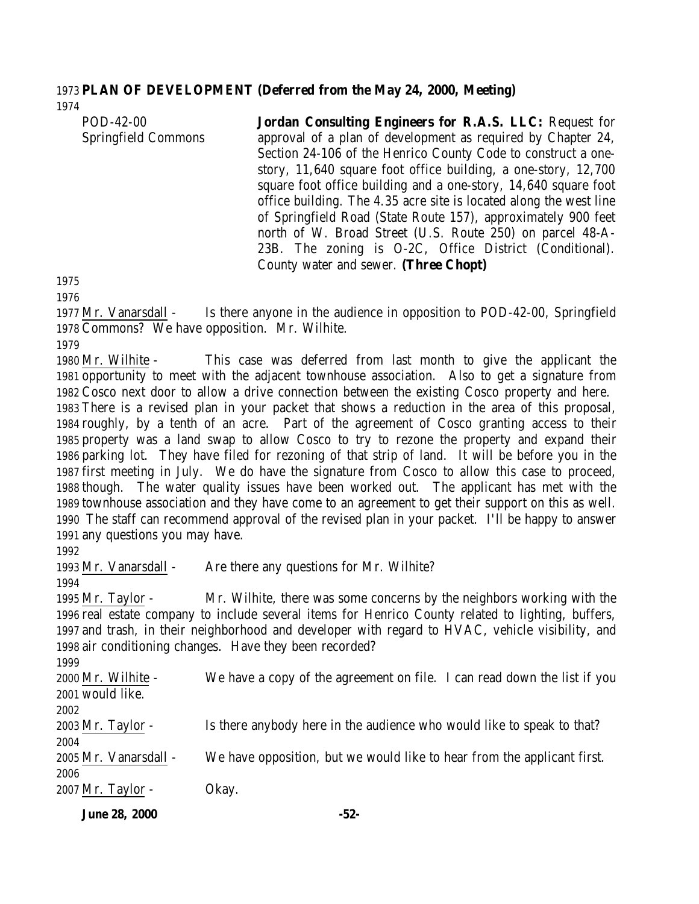**PLAN OF DEVELOPMENT (Deferred from the May 24, 2000, Meeting)**

| POD-42-00<br>Springfield Commons | **Jordan Consulting Engineers for R.A.S. LLC:** Request for approval of a plan of development as required by Chapter 24, Section 24-106 of the Henrico County Code to construct a one-story, 11,640 square foot office building, a one-story, 12,700 square foot office building and a one-story, 14,640 square foot office building. The 4.35 acre site is located along the west line of Springfield Road (State Route 157), approximately 900 feet north of W. Broad Street (U.S. Route 250) on parcel 48-A-23B. The zoning is O-2C, Office District (Conditional). County water and sewer. **(Three Chopt)** |
| --- | --- |

Mr. Vanarsdall - Is there anyone in the audience in opposition to POD-42-00, Springfield Commons? We have opposition. Mr. Wilhite.

Mr. Wilhite - This case was deferred from last month to give the applicant the opportunity to meet with the adjacent townhouse association. Also to get a signature from Cosco next door to allow a drive connection between the existing Cosco property and here. There is a revised plan in your packet that shows a reduction in the area of this proposal, roughly, by a tenth of an acre. Part of the agreement of Cosco granting access to their property was a land swap to allow Cosco to try to rezone the property and expand their parking lot. They have filed for rezoning of that strip of land. It will be before you in the first meeting in July. We do have the signature from Cosco to allow this case to proceed, though. The water quality issues have been worked out. The applicant has met with the townhouse association and they have come to an agreement to get their support on this as well. The staff can recommend approval of the revised plan in your packet. I'll be happy to answer any questions you may have.

Mr. Vanarsdall - Are there any questions for Mr. Wilhite?

Mr. Taylor - Mr. Wilhite, there was some concerns by the neighbors working with the real estate company to include several items for Henrico County related to lighting, buffers, and trash, in their neighborhood and developer with regard to HVAC, vehicle visibility, and air conditioning changes. Have they been recorded?

Mr. Wilhite - We have a copy of the agreement on file. I can read down the list if you would like.

Mr. Taylor - Is there anybody here in the audience who would like to speak to that?

Mr. Vanarsdall - We have opposition, but we would like to hear from the applicant first.

Mr. Taylor - Okay.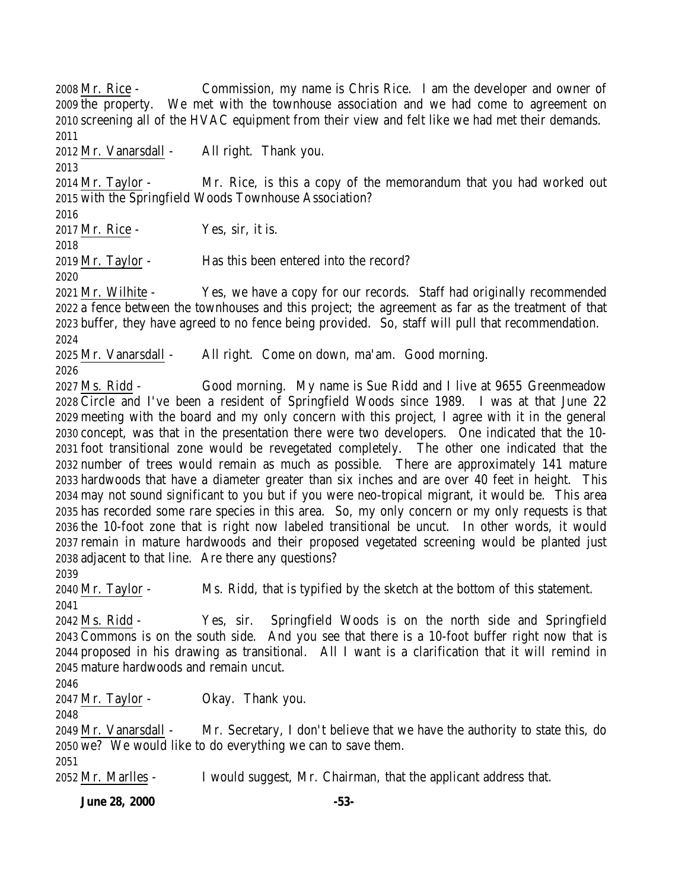Mr. Rice - Commission, my name is Chris Rice. I am the developer and owner of the property. We met with the townhouse association and we had come to agreement on screening all of the HVAC equipment from their view and felt like we had met their demands.

Mr. Vanarsdall - All right. Thank you.

Mr. Taylor - Mr. Rice, is this a copy of the memorandum that you had worked out with the Springfield Woods Townhouse Association?

Mr. Rice - Yes, sir, it is.

Mr. Taylor - Has this been entered into the record?

Mr. Wilhite - Yes, we have a copy for our records. Staff had originally recommended a fence between the townhouses and this project; the agreement as far as the treatment of that buffer, they have agreed to no fence being provided. So, staff will pull that recommendation.

Mr. Vanarsdall - All right. Come on down, ma'am. Good morning.

Ms. Ridd - Good morning. My name is Sue Ridd and I live at 9655 Greenmeadow Circle and I've been a resident of Springfield Woods since 1989. I was at that June 22 meeting with the board and my only concern with this project, I agree with it in the general concept, was that in the presentation there were two developers. One indicated that the 10-foot transitional zone would be revegetated completely. The other one indicated that the number of trees would remain as much as possible. There are approximately 141 mature hardwoods that have a diameter greater than six inches and are over 40 feet in height. This may not sound significant to you but if you were neo-tropical migrant, it would be. This area has recorded some rare species in this area. So, my only concern or my only requests is that the 10-foot zone that is right now labeled transitional be uncut. In other words, it would remain in mature hardwoods and their proposed vegetated screening would be planted just adjacent to that line. Are there any questions?

Mr. Taylor - Ms. Ridd, that is typified by the sketch at the bottom of this statement.

Ms. Ridd - Yes, sir. Springfield Woods is on the north side and Springfield Commons is on the south side. And you see that there is a 10-foot buffer right now that is proposed in his drawing as transitional. All I want is a clarification that it will remind in mature hardwoods and remain uncut.

Mr. Taylor - Okay. Thank you.

Mr. Vanarsdall - Mr. Secretary, I don't believe that we have the authority to state this, do we? We would like to do everything we can to save them.

Mr. Marlles - I would suggest, Mr. Chairman, that the applicant address that.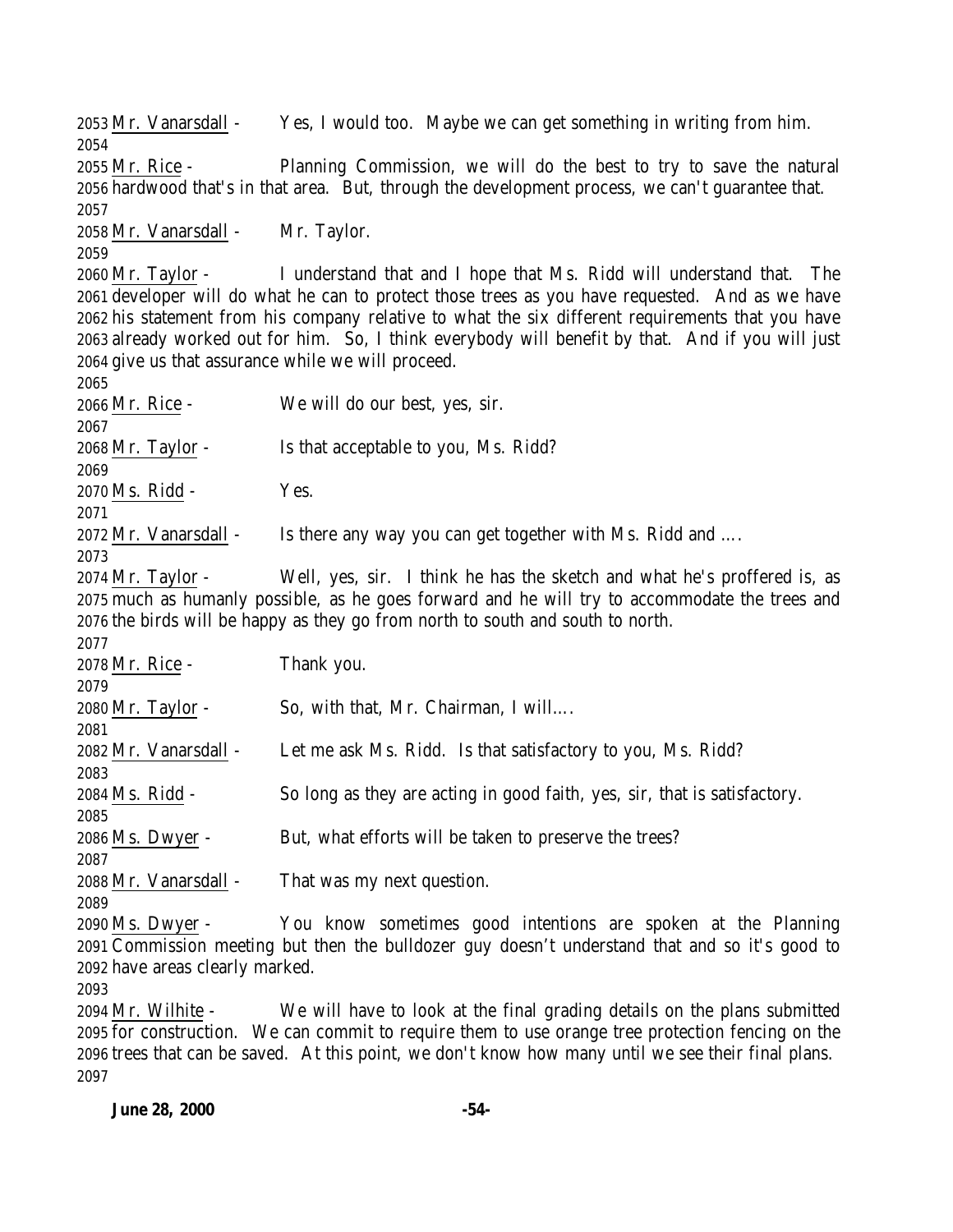Mr. Vanarsdall - Yes, I would too. Maybe we can get something in writing from him.

Mr. Rice - Planning Commission, we will do the best to try to save the natural hardwood that's in that area. But, through the development process, we can't guarantee that.

Mr. Vanarsdall - Mr. Taylor.

Mr. Taylor - I understand that and I hope that Ms. Ridd will understand that. The developer will do what he can to protect those trees as you have requested. And as we have his statement from his company relative to what the six different requirements that you have already worked out for him. So, I think everybody will benefit by that. And if you will just give us that assurance while we will proceed.

Mr. Rice - We will do our best, yes, sir.

Mr. Taylor - Is that acceptable to you, Ms. Ridd?

Ms. Ridd - Yes.

Mr. Vanarsdall - Is there any way you can get together with Ms. Ridd and ….

Mr. Taylor - Well, yes, sir. I think he has the sketch and what he's proffered is, as much as humanly possible, as he goes forward and he will try to accommodate the trees and the birds will be happy as they go from north to south and south to north.

Mr. Rice - Thank you.

Mr. Taylor - So, with that, Mr. Chairman, I will….

Mr. Vanarsdall - Let me ask Ms. Ridd. Is that satisfactory to you, Ms. Ridd?

Ms. Ridd - So long as they are acting in good faith, yes, sir, that is satisfactory.

Ms. Dwyer - But, what efforts will be taken to preserve the trees?

Mr. Vanarsdall - That was my next question.

Ms. Dwyer - You know sometimes good intentions are spoken at the Planning Commission meeting but then the bulldozer guy doesn't understand that and so it's good to have areas clearly marked.

Mr. Wilhite - We will have to look at the final grading details on the plans submitted for construction. We can commit to require them to use orange tree protection fencing on the trees that can be saved. At this point, we don't know how many until we see their final plans.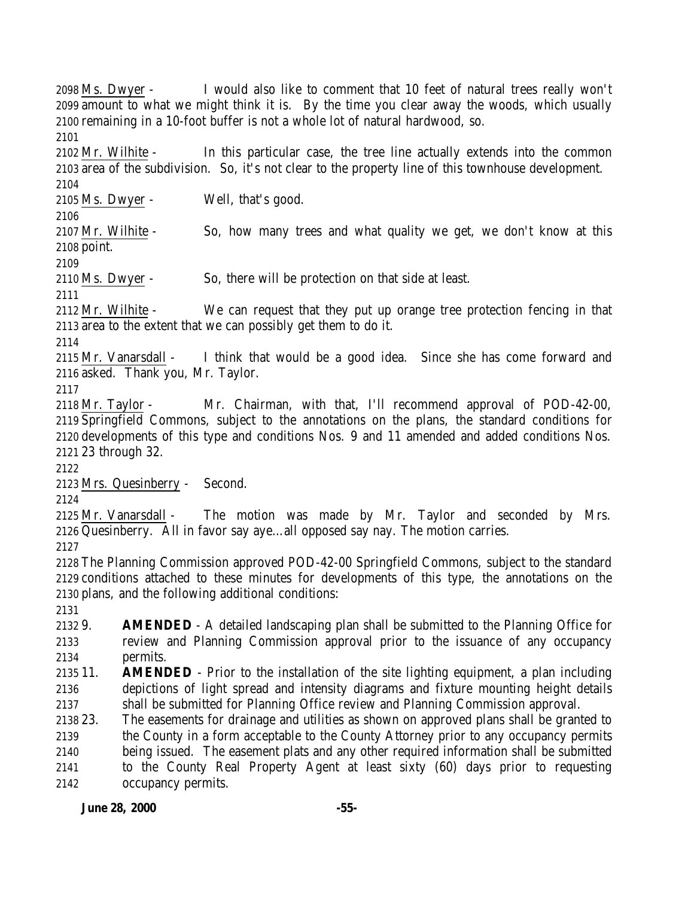Ms. Dwyer - I would also like to comment that 10 feet of natural trees really won't amount to what we might think it is. By the time you clear away the woods, which usually remaining in a 10-foot buffer is not a whole lot of natural hardwood, so.

Mr. Wilhite - In this particular case, the tree line actually extends into the common area of the subdivision. So, it's not clear to the property line of this townhouse development.

Ms. Dwyer - Well, that's good.

Mr. Wilhite - So, how many trees and what quality we get, we don't know at this point.

Ms. Dwyer - So, there will be protection on that side at least.

Mr. Wilhite - We can request that they put up orange tree protection fencing in that area to the extent that we can possibly get them to do it.

Mr. Vanarsdall - I think that would be a good idea. Since she has come forward and asked. Thank you, Mr. Taylor.

Mr. Taylor - Mr. Chairman, with that, I'll recommend approval of POD-42-00, Springfield Commons, subject to the annotations on the plans, the standard conditions for developments of this type and conditions Nos. 9 and 11 amended and added conditions Nos. 23 through 32.

Mrs. Quesinberry - Second.

Mr. Vanarsdall - The motion was made by Mr. Taylor and seconded by Mrs. Quesinberry. All in favor say aye…all opposed say nay. The motion carries.

The Planning Commission approved POD-42-00 Springfield Commons, subject to the standard conditions attached to these minutes for developments of this type, the annotations on the plans, and the following additional conditions:

9. **AMENDED** - A detailed landscaping plan shall be submitted to the Planning Office for review and Planning Commission approval prior to the issuance of any occupancy permits.
11. **AMENDED** - Prior to the installation of the site lighting equipment, a plan including depictions of light spread and intensity diagrams and fixture mounting height details shall be submitted for Planning Office review and Planning Commission approval.
23. The easements for drainage and utilities as shown on approved plans shall be granted to the County in a form acceptable to the County Attorney prior to any occupancy permits being issued. The easement plats and any other required information shall be submitted to the County Real Property Agent at least sixty (60) days prior to requesting occupancy permits.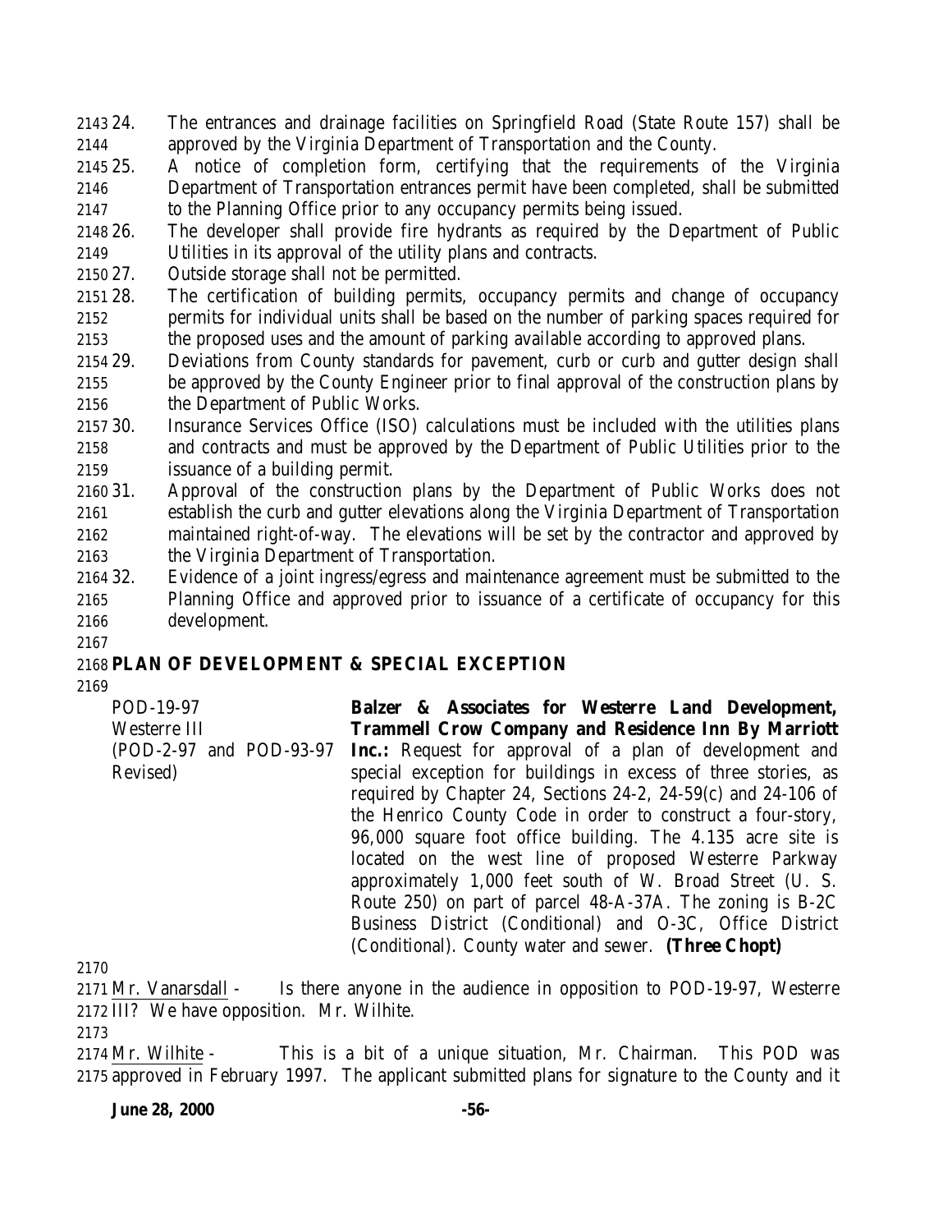24. The entrances and drainage facilities on Springfield Road (State Route 157) shall be approved by the Virginia Department of Transportation and the County.
25. A notice of completion form, certifying that the requirements of the Virginia Department of Transportation entrances permit have been completed, shall be submitted to the Planning Office prior to any occupancy permits being issued.
26. The developer shall provide fire hydrants as required by the Department of Public Utilities in its approval of the utility plans and contracts.
27. Outside storage shall not be permitted.
28. The certification of building permits, occupancy permits and change of occupancy permits for individual units shall be based on the number of parking spaces required for the proposed uses and the amount of parking available according to approved plans.
29. Deviations from County standards for pavement, curb or curb and gutter design shall be approved by the County Engineer prior to final approval of the construction plans by the Department of Public Works.
30. Insurance Services Office (ISO) calculations must be included with the utilities plans and contracts and must be approved by the Department of Public Utilities prior to the issuance of a building permit.
31. Approval of the construction plans by the Department of Public Works does not establish the curb and gutter elevations along the Virginia Department of Transportation maintained right-of-way. The elevations will be set by the contractor and approved by the Virginia Department of Transportation.
32. Evidence of a joint ingress/egress and maintenance agreement must be submitted to the Planning Office and approved prior to issuance of a certificate of occupancy for this development.

## PLAN OF DEVELOPMENT & SPECIAL EXCEPTION

POD-19-97
Westerre III
(POD-2-97 and POD-93-97 Revised)

**Balzer & Associates for Westerre Land Development, Trammell Crow Company and Residence Inn By Marriott Inc.:** Request for approval of a plan of development and special exception for buildings in excess of three stories, as required by Chapter 24, Sections 24-2, 24-59(c) and 24-106 of the Henrico County Code in order to construct a four-story, 96,000 square foot office building. The 4.135 acre site is located on the west line of proposed Westerre Parkway approximately 1,000 feet south of W. Broad Street (U. S. Route 250) on part of parcel 48-A-37A. The zoning is B-2C Business District (Conditional) and O-3C, Office District (Conditional). County water and sewer. **(Three Chopt)**

Mr. Vanarsdall - Is there anyone in the audience in opposition to POD-19-97, Westerre III? We have opposition. Mr. Wilhite.

Mr. Wilhite - This is a bit of a unique situation, Mr. Chairman. This POD was approved in February 1997. The applicant submitted plans for signature to the County and it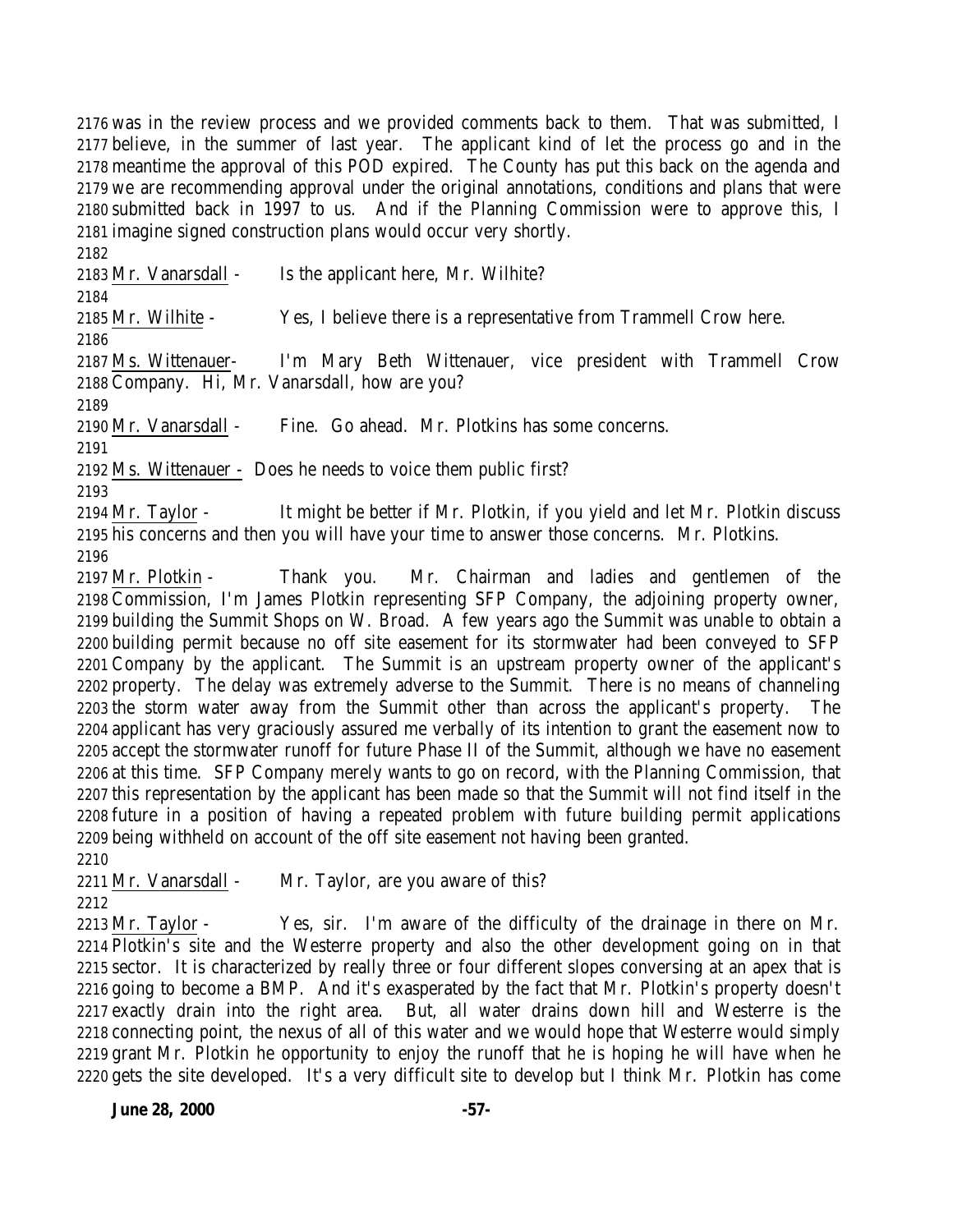was in the review process and we provided comments back to them. That was submitted, I believe, in the summer of last year. The applicant kind of let the process go and in the meantime the approval of this POD expired. The County has put this back on the agenda and we are recommending approval under the original annotations, conditions and plans that were submitted back in 1997 to us. And if the Planning Commission were to approve this, I imagine signed construction plans would occur very shortly.

Mr. Vanarsdall - Is the applicant here, Mr. Wilhite?

Mr. Wilhite - Yes, I believe there is a representative from Trammell Crow here.

Ms. Wittenauer- I'm Mary Beth Wittenauer, vice president with Trammell Crow Company. Hi, Mr. Vanarsdall, how are you?

Mr. Vanarsdall - Fine. Go ahead. Mr. Plotkins has some concerns.

Ms. Wittenauer - Does he needs to voice them public first?

Mr. Taylor - It might be better if Mr. Plotkin, if you yield and let Mr. Plotkin discuss his concerns and then you will have your time to answer those concerns. Mr. Plotkins.

Mr. Plotkin - Thank you. Mr. Chairman and ladies and gentlemen of the Commission, I'm James Plotkin representing SFP Company, the adjoining property owner, building the Summit Shops on W. Broad. A few years ago the Summit was unable to obtain a building permit because no off site easement for its stormwater had been conveyed to SFP Company by the applicant. The Summit is an upstream property owner of the applicant's property. The delay was extremely adverse to the Summit. There is no means of channeling the storm water away from the Summit other than across the applicant's property. The applicant has very graciously assured me verbally of its intention to grant the easement now to accept the stormwater runoff for future Phase II of the Summit, although we have no easement at this time. SFP Company merely wants to go on record, with the Planning Commission, that this representation by the applicant has been made so that the Summit will not find itself in the future in a position of having a repeated problem with future building permit applications being withheld on account of the off site easement not having been granted.

Mr. Vanarsdall - Mr. Taylor, are you aware of this?

Mr. Taylor - Yes, sir. I'm aware of the difficulty of the drainage in there on Mr. Plotkin's site and the Westerre property and also the other development going on in that sector. It is characterized by really three or four different slopes conversing at an apex that is going to become a BMP. And it's exasperated by the fact that Mr. Plotkin's property doesn't exactly drain into the right area. But, all water drains down hill and Westerre is the connecting point, the nexus of all of this water and we would hope that Westerre would simply grant Mr. Plotkin he opportunity to enjoy the runoff that he is hoping he will have when he gets the site developed. It's a very difficult site to develop but I think Mr. Plotkin has come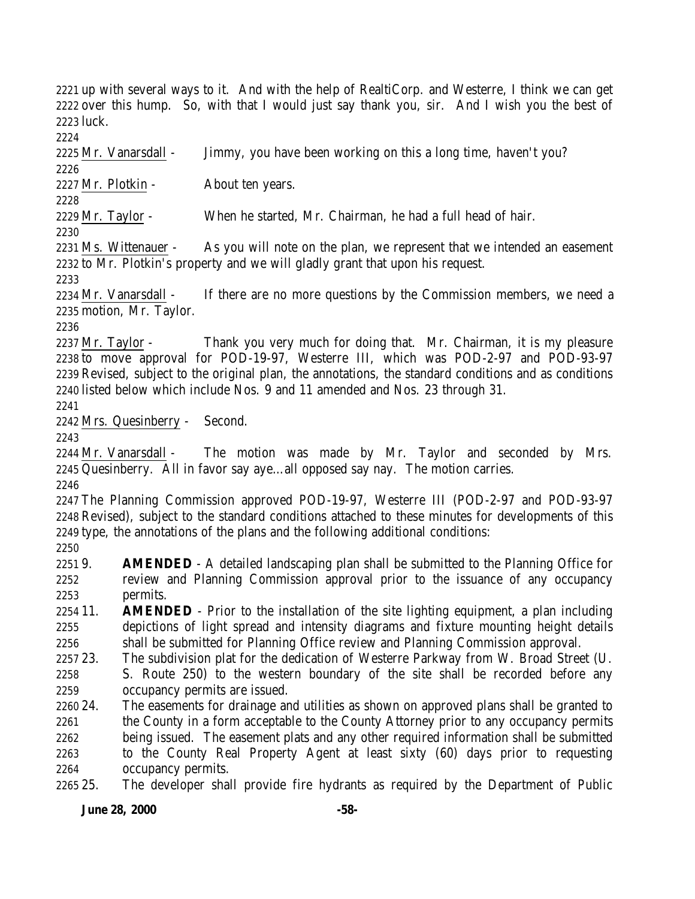up with several ways to it. And with the help of RealtiCorp. and Westerre, I think we can get over this hump. So, with that I would just say thank you, sir. And I wish you the best of luck.

Mr. Vanarsdall - Jimmy, you have been working on this a long time, haven't you?

Mr. Plotkin - About ten years.

Mr. Taylor - When he started, Mr. Chairman, he had a full head of hair.

Ms. Wittenauer - As you will note on the plan, we represent that we intended an easement to Mr. Plotkin's property and we will gladly grant that upon his request.

Mr. Vanarsdall - If there are no more questions by the Commission members, we need a motion, Mr. Taylor.

Mr. Taylor - Thank you very much for doing that. Mr. Chairman, it is my pleasure to move approval for POD-19-97, Westerre III, which was POD-2-97 and POD-93-97 Revised, subject to the original plan, the annotations, the standard conditions and as conditions listed below which include Nos. 9 and 11 amended and Nos. 23 through 31.

Mrs. Quesinberry - Second.

Mr. Vanarsdall - The motion was made by Mr. Taylor and seconded by Mrs. Quesinberry. All in favor say aye…all opposed say nay. The motion carries.

The Planning Commission approved POD-19-97, Westerre III (POD-2-97 and POD-93-97 Revised), subject to the standard conditions attached to these minutes for developments of this type, the annotations of the plans and the following additional conditions:

9. **AMENDED** - A detailed landscaping plan shall be submitted to the Planning Office for review and Planning Commission approval prior to the issuance of any occupancy permits.
11. **AMENDED** - Prior to the installation of the site lighting equipment, a plan including depictions of light spread and intensity diagrams and fixture mounting height details shall be submitted for Planning Office review and Planning Commission approval.
23. The subdivision plat for the dedication of Westerre Parkway from W. Broad Street (U. S. Route 250) to the western boundary of the site shall be recorded before any occupancy permits are issued.
24. The easements for drainage and utilities as shown on approved plans shall be granted to the County in a form acceptable to the County Attorney prior to any occupancy permits being issued. The easement plats and any other required information shall be submitted to the County Real Property Agent at least sixty (60) days prior to requesting occupancy permits.
25. The developer shall provide fire hydrants as required by the Department of Public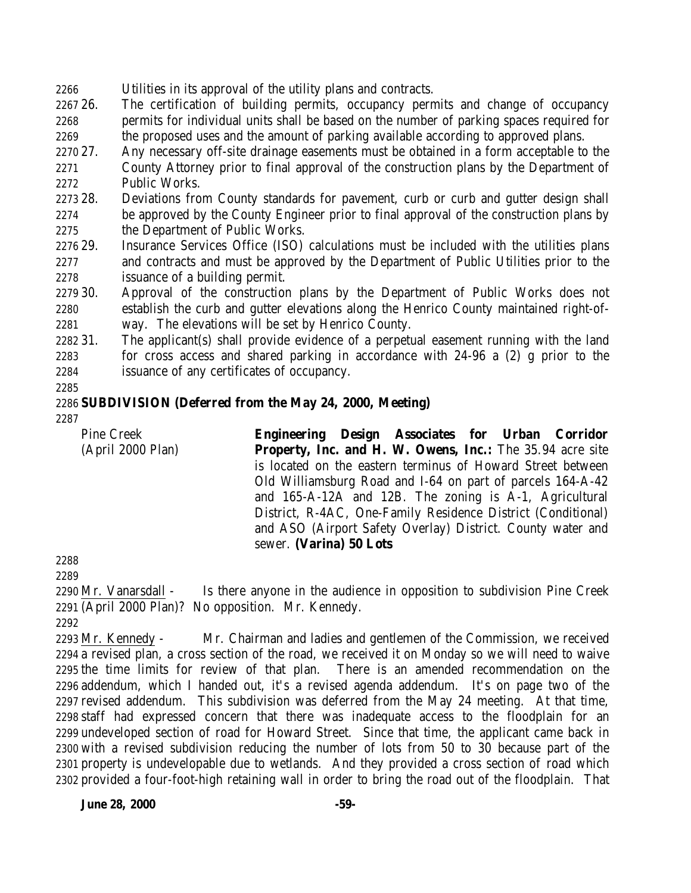Utilities in its approval of the utility plans and contracts.

26. The certification of building permits, occupancy permits and change of occupancy permits for individual units shall be based on the number of parking spaces required for the proposed uses and the amount of parking available according to approved plans.
27. Any necessary off-site drainage easements must be obtained in a form acceptable to the County Attorney prior to final approval of the construction plans by the Department of Public Works.
28. Deviations from County standards for pavement, curb or curb and gutter design shall be approved by the County Engineer prior to final approval of the construction plans by the Department of Public Works.
29. Insurance Services Office (ISO) calculations must be included with the utilities plans and contracts and must be approved by the Department of Public Utilities prior to the issuance of a building permit.
30. Approval of the construction plans by the Department of Public Works does not establish the curb and gutter elevations along the Henrico County maintained right-of-way. The elevations will be set by Henrico County.
31. The applicant(s) shall provide evidence of a perpetual easement running with the land for cross access and shared parking in accordance with 24-96 a (2) g prior to the issuance of any certificates of occupancy.

**SUBDIVISION (Deferred from the May 24, 2000, Meeting)**

Pine Creek
(April 2000 Plan)

**Engineering Design Associates for Urban Corridor Property, Inc. and H. W. Owens, Inc.:** The 35.94 acre site is located on the eastern terminus of Howard Street between Old Williamsburg Road and I-64 on part of parcels 164-A-42 and 165-A-12A and 12B. The zoning is A-1, Agricultural District, R-4AC, One-Family Residence District (Conditional) and ASO (Airport Safety Overlay) District. County water and sewer. **(Varina) 50 Lots**

Mr. Vanarsdall - Is there anyone in the audience in opposition to subdivision Pine Creek (April 2000 Plan)? No opposition. Mr. Kennedy.

Mr. Kennedy - Mr. Chairman and ladies and gentlemen of the Commission, we received a revised plan, a cross section of the road, we received it on Monday so we will need to waive the time limits for review of that plan. There is an amended recommendation on the addendum, which I handed out, it's a revised agenda addendum. It's on page two of the revised addendum. This subdivision was deferred from the May 24 meeting. At that time, staff had expressed concern that there was inadequate access to the floodplain for an undeveloped section of road for Howard Street. Since that time, the applicant came back in with a revised subdivision reducing the number of lots from 50 to 30 because part of the property is undevelopable due to wetlands. And they provided a cross section of road which provided a four-foot-high retaining wall in order to bring the road out of the floodplain. That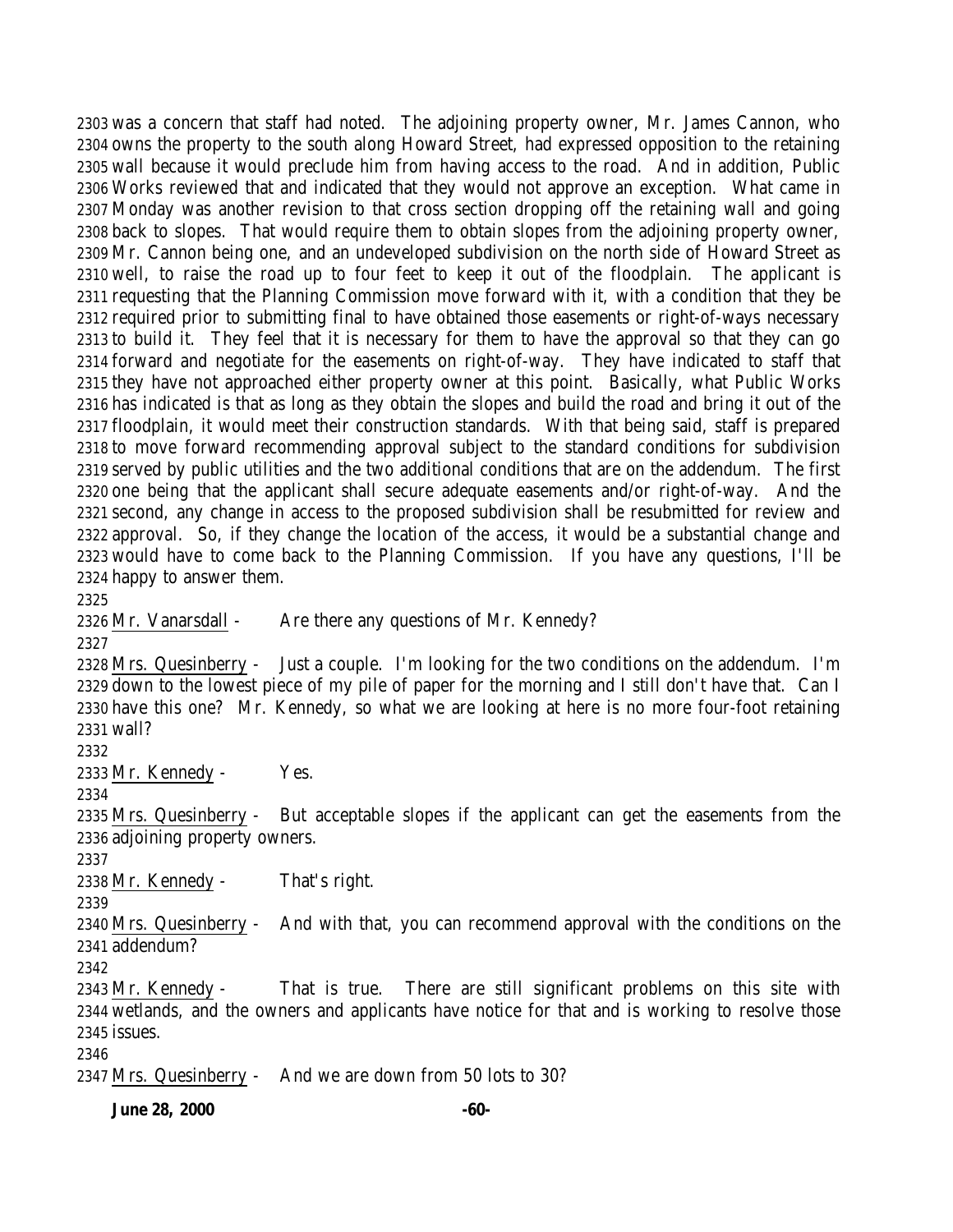was a concern that staff had noted. The adjoining property owner, Mr. James Cannon, who owns the property to the south along Howard Street, had expressed opposition to the retaining wall because it would preclude him from having access to the road. And in addition, Public Works reviewed that and indicated that they would not approve an exception. What came in Monday was another revision to that cross section dropping off the retaining wall and going back to slopes. That would require them to obtain slopes from the adjoining property owner, Mr. Cannon being one, and an undeveloped subdivision on the north side of Howard Street as well, to raise the road up to four feet to keep it out of the floodplain. The applicant is requesting that the Planning Commission move forward with it, with a condition that they be required prior to submitting final to have obtained those easements or right-of-ways necessary to build it. They feel that it is necessary for them to have the approval so that they can go forward and negotiate for the easements on right-of-way. They have indicated to staff that they have not approached either property owner at this point. Basically, what Public Works has indicated is that as long as they obtain the slopes and build the road and bring it out of the floodplain, it would meet their construction standards. With that being said, staff is prepared to move forward recommending approval subject to the standard conditions for subdivision served by public utilities and the two additional conditions that are on the addendum. The first one being that the applicant shall secure adequate easements and/or right-of-way. And the second, any change in access to the proposed subdivision shall be resubmitted for review and approval. So, if they change the location of the access, it would be a substantial change and would have to come back to the Planning Commission. If you have any questions, I'll be happy to answer them.

Mr. Vanarsdall - Are there any questions of Mr. Kennedy?

Mrs. Quesinberry - Just a couple. I'm looking for the two conditions on the addendum. I'm down to the lowest piece of my pile of paper for the morning and I still don't have that. Can I have this one? Mr. Kennedy, so what we are looking at here is no more four-foot retaining wall?

Mr. Kennedy - Yes.

Mrs. Quesinberry - But acceptable slopes if the applicant can get the easements from the adjoining property owners.

Mr. Kennedy - That's right.

Mrs. Quesinberry - And with that, you can recommend approval with the conditions on the addendum?

Mr. Kennedy - That is true. There are still significant problems on this site with wetlands, and the owners and applicants have notice for that and is working to resolve those issues.

Mrs. Quesinberry - And we are down from 50 lots to 30?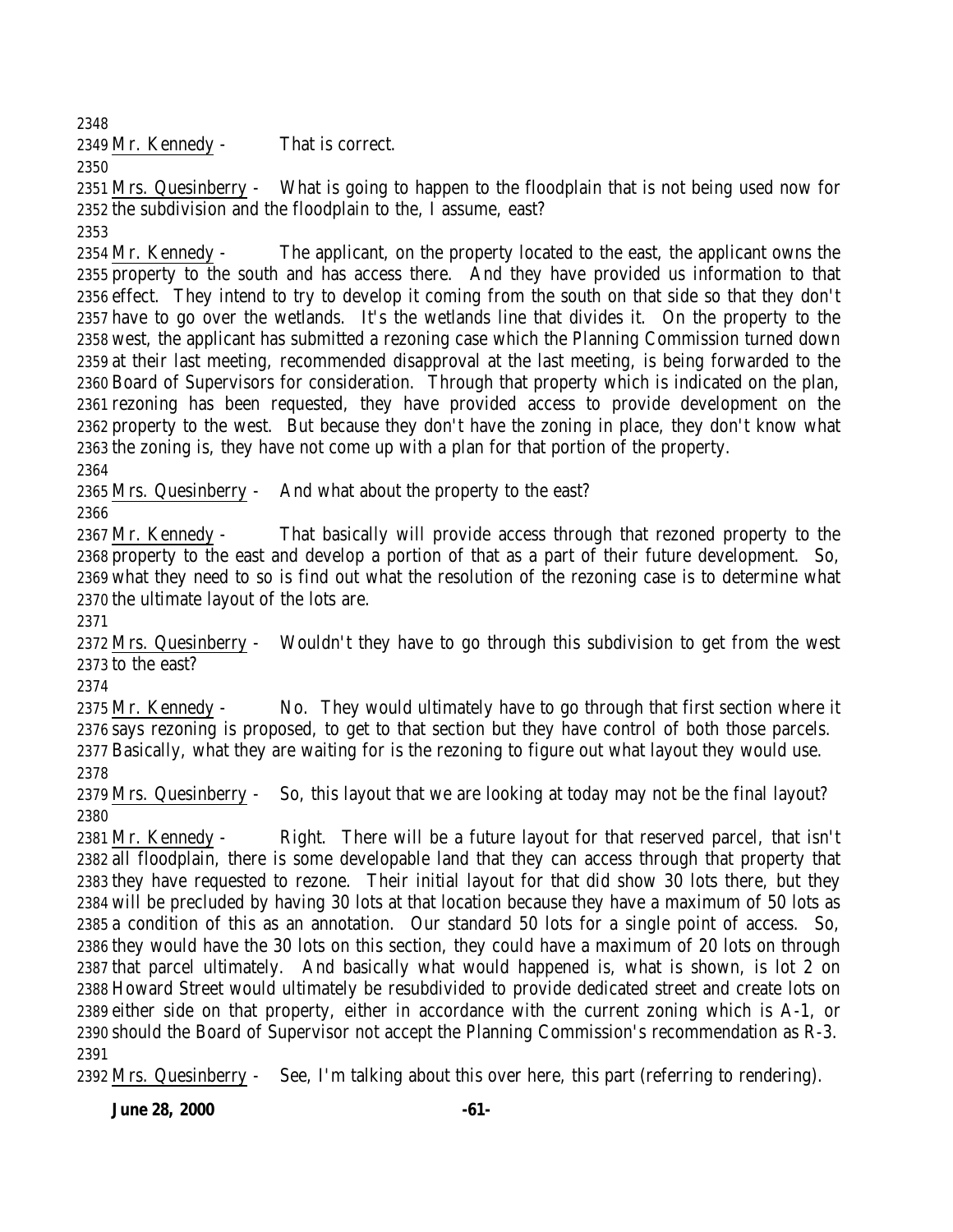Mr. Kennedy - That is correct.

Mrs. Quesinberry - What is going to happen to the floodplain that is not being used now for the subdivision and the floodplain to the, I assume, east?

Mr. Kennedy - The applicant, on the property located to the east, the applicant owns the property to the south and has access there. And they have provided us information to that effect. They intend to try to develop it coming from the south on that side so that they don't have to go over the wetlands. It's the wetlands line that divides it. On the property to the west, the applicant has submitted a rezoning case which the Planning Commission turned down at their last meeting, recommended disapproval at the last meeting, is being forwarded to the Board of Supervisors for consideration. Through that property which is indicated on the plan, rezoning has been requested, they have provided access to provide development on the property to the west. But because they don't have the zoning in place, they don't know what the zoning is, they have not come up with a plan for that portion of the property.

Mrs. Quesinberry - And what about the property to the east?

Mr. Kennedy - That basically will provide access through that rezoned property to the property to the east and develop a portion of that as a part of their future development. So, what they need to so is find out what the resolution of the rezoning case is to determine what the ultimate layout of the lots are.

Mrs. Quesinberry - Wouldn't they have to go through this subdivision to get from the west to the east?

Mr. Kennedy - No. They would ultimately have to go through that first section where it says rezoning is proposed, to get to that section but they have control of both those parcels. Basically, what they are waiting for is the rezoning to figure out what layout they would use.

Mrs. Quesinberry - So, this layout that we are looking at today may not be the final layout?

Mr. Kennedy - Right. There will be a future layout for that reserved parcel, that isn't all floodplain, there is some developable land that they can access through that property that they have requested to rezone. Their initial layout for that did show 30 lots there, but they will be precluded by having 30 lots at that location because they have a maximum of 50 lots as a condition of this as an annotation. Our standard 50 lots for a single point of access. So, they would have the 30 lots on this section, they could have a maximum of 20 lots on through that parcel ultimately. And basically what would happened is, what is shown, is lot 2 on Howard Street would ultimately be resubdivided to provide dedicated street and create lots on either side on that property, either in accordance with the current zoning which is A-1, or should the Board of Supervisor not accept the Planning Commission's recommendation as R-3.

Mrs. Quesinberry - See, I'm talking about this over here, this part (referring to rendering).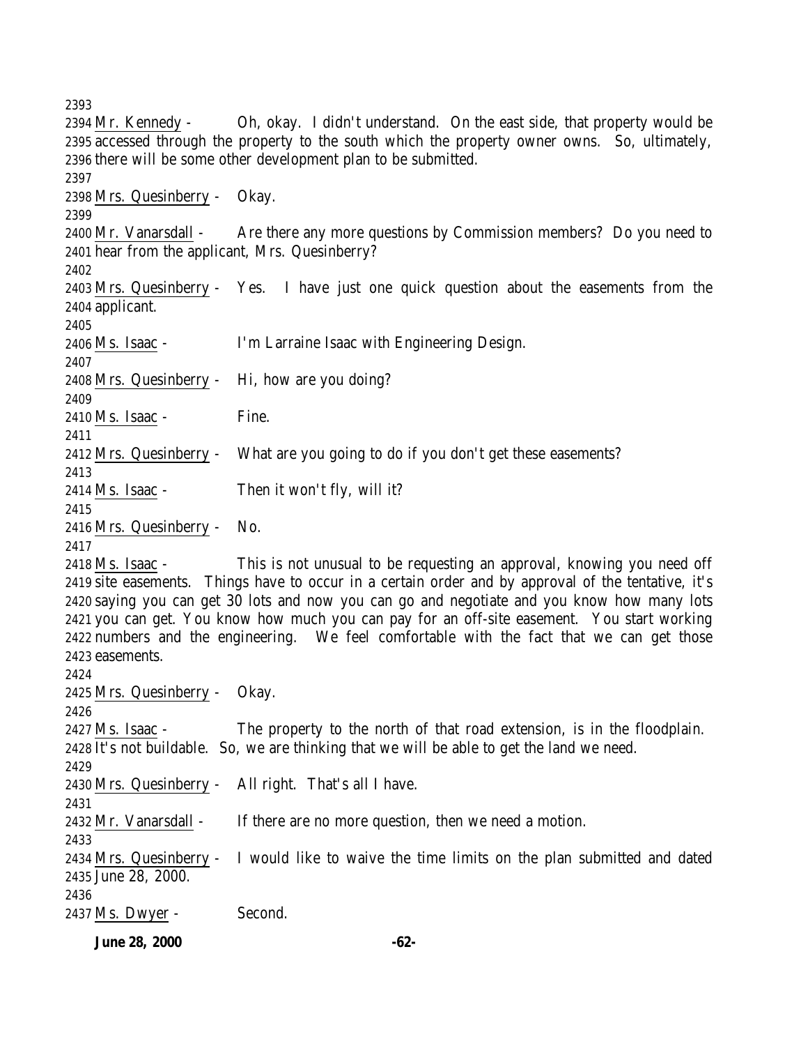2393
2394 Mr. Kennedy - Oh, okay. I didn't understand. On the east side, that property would be
2395 accessed through the property to the south which the property owner owns. So, ultimately,
2396 there will be some other development plan to be submitted.
2397
2398 Mrs. Quesinberry - Okay.
2399
2400 Mr. Vanarsdall - Are there any more questions by Commission members? Do you need to
2401 hear from the applicant, Mrs. Quesinberry?
2402
2403 Mrs. Quesinberry - Yes. I have just one quick question about the easements from the
2404 applicant.
2405
2406 Ms. Isaac - I'm Larraine Isaac with Engineering Design.
2407
2408 Mrs. Quesinberry - Hi, how are you doing?
2409
2410 Ms. Isaac - Fine.
2411
2412 Mrs. Quesinberry - What are you going to do if you don't get these easements?
2413
2414 Ms. Isaac - Then it won't fly, will it?
2415
2416 Mrs. Quesinberry - No.
2417
2418 Ms. Isaac - This is not unusual to be requesting an approval, knowing you need off
2419 site easements. Things have to occur in a certain order and by approval of the tentative, it's
2420 saying you can get 30 lots and now you can go and negotiate and you know how many lots
2421 you can get. You know how much you can pay for an off-site easement. You start working
2422 numbers and the engineering. We feel comfortable with the fact that we can get those
2423 easements.
2424
2425 Mrs. Quesinberry - Okay.
2426
2427 Ms. Isaac - The property to the north of that road extension, is in the floodplain.
2428 It's not buildable. So, we are thinking that we will be able to get the land we need.
2429
2430 Mrs. Quesinberry - All right. That's all I have.
2431
2432 Mr. Vanarsdall - If there are no more question, then we need a motion.
2433
2434 Mrs. Quesinberry - I would like to waive the time limits on the plan submitted and dated
2435 June 28, 2000.
2436
2437 Ms. Dwyer - Second.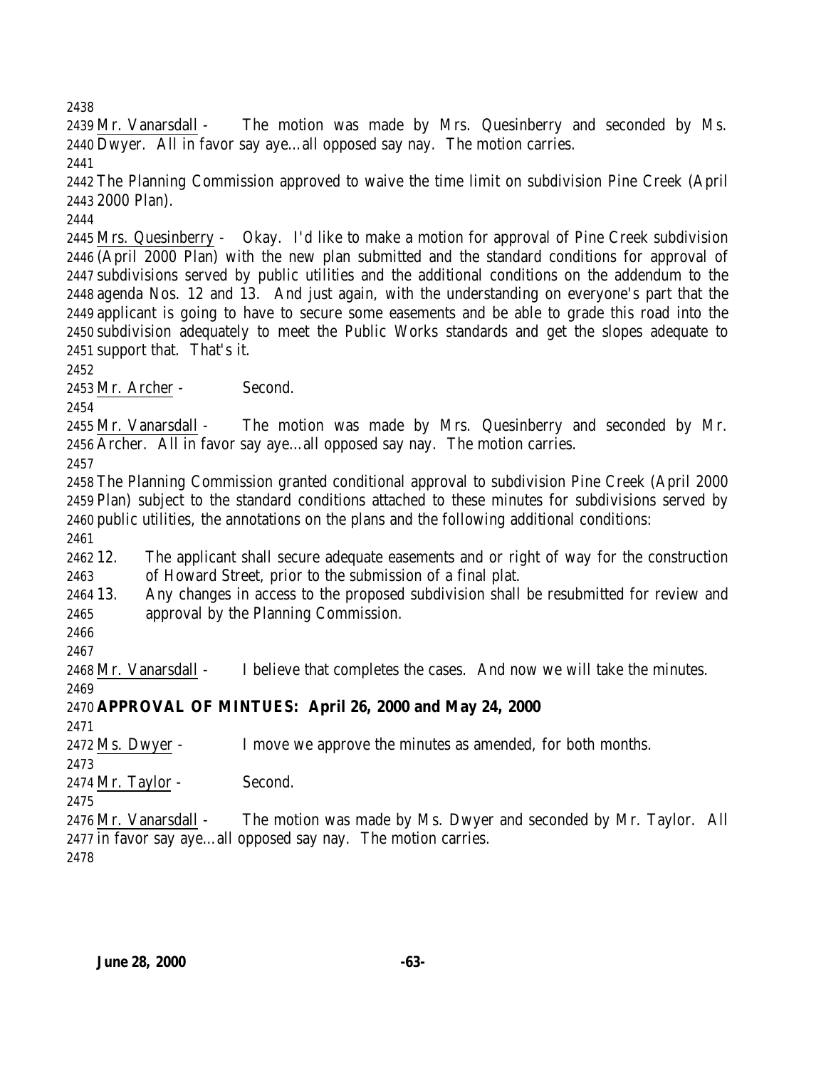Mr. Vanarsdall - The motion was made by Mrs. Quesinberry and seconded by Ms. Dwyer. All in favor say aye…all opposed say nay. The motion carries.

The Planning Commission approved to waive the time limit on subdivision Pine Creek (April 2000 Plan).

Mrs. Quesinberry - Okay. I'd like to make a motion for approval of Pine Creek subdivision (April 2000 Plan) with the new plan submitted and the standard conditions for approval of subdivisions served by public utilities and the additional conditions on the addendum to the agenda Nos. 12 and 13. And just again, with the understanding on everyone's part that the applicant is going to have to secure some easements and be able to grade this road into the subdivision adequately to meet the Public Works standards and get the slopes adequate to support that. That's it.

Mr. Archer - Second.

Mr. Vanarsdall - The motion was made by Mrs. Quesinberry and seconded by Mr. Archer. All in favor say aye…all opposed say nay. The motion carries.

The Planning Commission granted conditional approval to subdivision Pine Creek (April 2000 Plan) subject to the standard conditions attached to these minutes for subdivisions served by public utilities, the annotations on the plans and the following additional conditions:

12. The applicant shall secure adequate easements and or right of way for the construction of Howard Street, prior to the submission of a final plat.
13. Any changes in access to the proposed subdivision shall be resubmitted for review and approval by the Planning Commission.

Mr. Vanarsdall - I believe that completes the cases. And now we will take the minutes.

**APPROVAL OF MINTUES: April 26, 2000 and May 24, 2000**

Ms. Dwyer - I move we approve the minutes as amended, for both months.

Mr. Taylor - Second.

Mr. Vanarsdall - The motion was made by Ms. Dwyer and seconded by Mr. Taylor. All in favor say aye…all opposed say nay. The motion carries.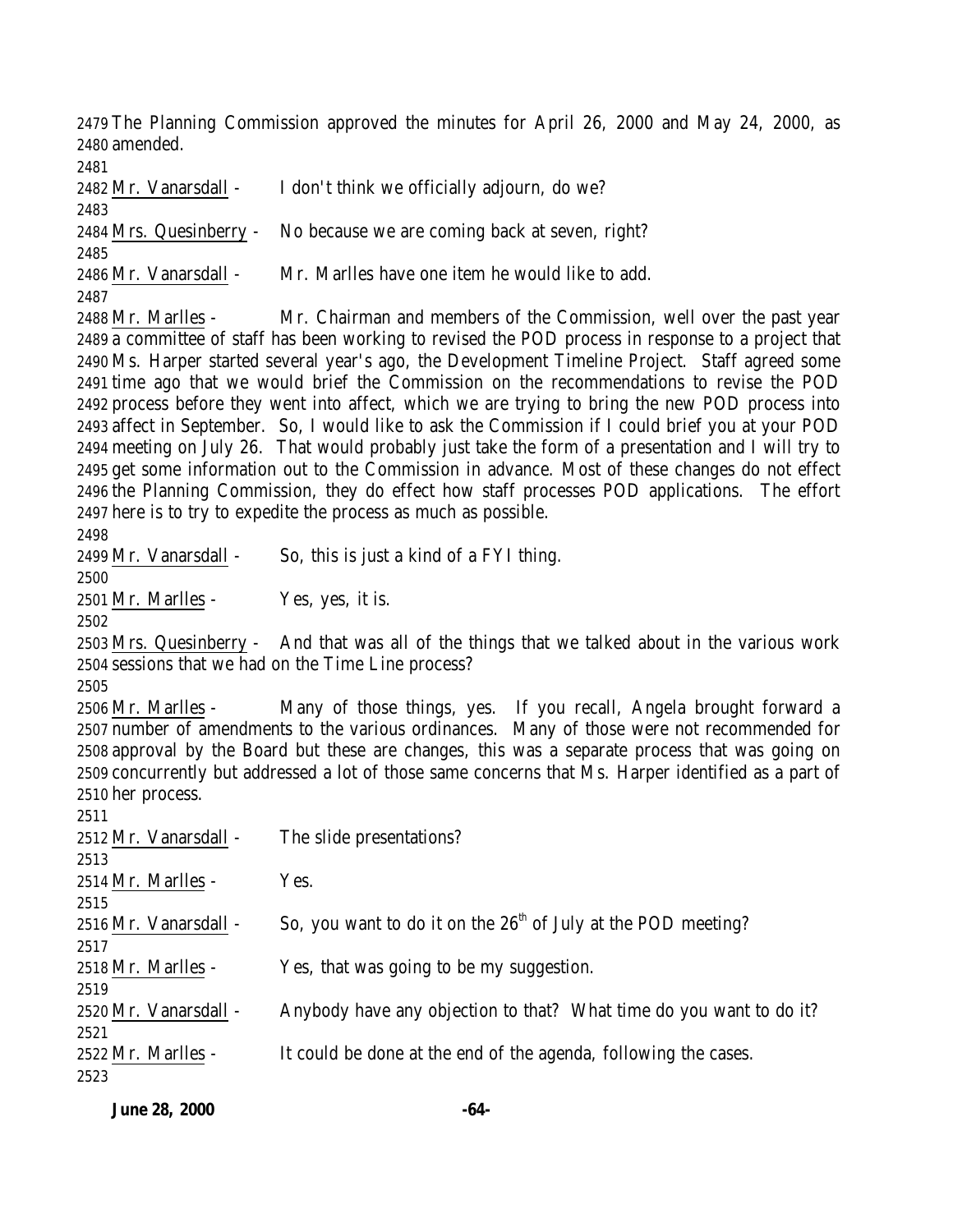The Planning Commission approved the minutes for April 26, 2000 and May 24, 2000, as amended.

Mr. Vanarsdall - I don't think we officially adjourn, do we?

Mrs. Quesinberry - No because we are coming back at seven, right?

Mr. Vanarsdall - Mr. Marlles have one item he would like to add.

Mr. Marlles - Mr. Chairman and members of the Commission, well over the past year a committee of staff has been working to revised the POD process in response to a project that Ms. Harper started several year's ago, the Development Timeline Project. Staff agreed some time ago that we would brief the Commission on the recommendations to revise the POD process before they went into affect, which we are trying to bring the new POD process into affect in September. So, I would like to ask the Commission if I could brief you at your POD meeting on July 26. That would probably just take the form of a presentation and I will try to get some information out to the Commission in advance. Most of these changes do not effect the Planning Commission, they do effect how staff processes POD applications. The effort here is to try to expedite the process as much as possible.

Mr. Vanarsdall - So, this is just a kind of a FYI thing.

Mr. Marlles - Yes, yes, it is.

Mrs. Quesinberry - And that was all of the things that we talked about in the various work sessions that we had on the Time Line process?

Mr. Marlles - Many of those things, yes. If you recall, Angela brought forward a number of amendments to the various ordinances. Many of those were not recommended for approval by the Board but these are changes, this was a separate process that was going on concurrently but addressed a lot of those same concerns that Ms. Harper identified as a part of her process.

Mr. Vanarsdall - The slide presentations?

Mr. Marlles - Yes.

Mr. Vanarsdall - So, you want to do it on the 26th of July at the POD meeting?

Mr. Marlles - Yes, that was going to be my suggestion.

Mr. Vanarsdall - Anybody have any objection to that? What time do you want to do it?

Mr. Marlles - It could be done at the end of the agenda, following the cases.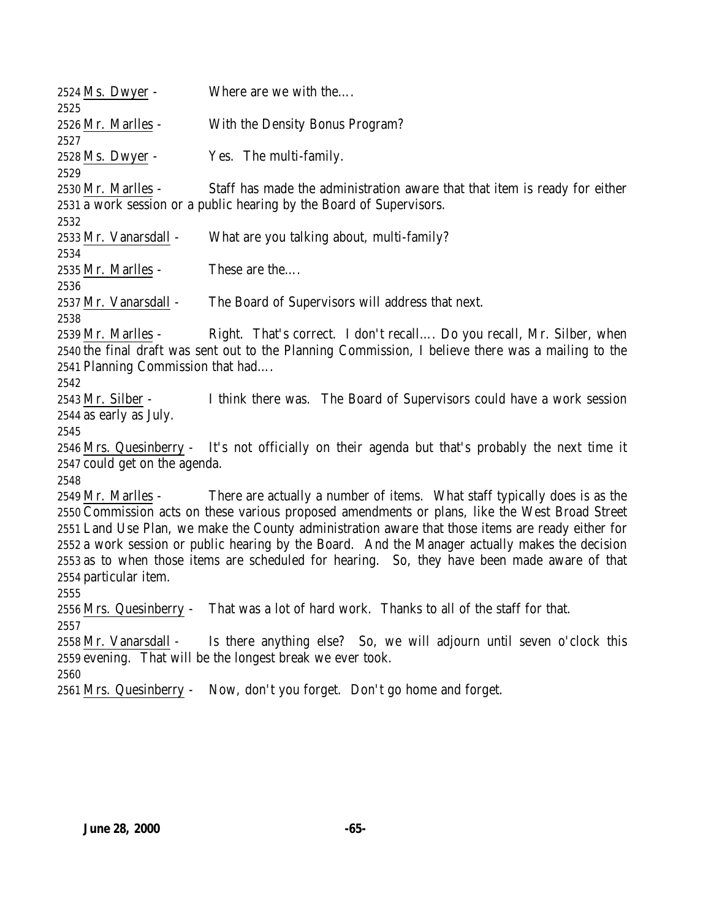2524 Ms. Dwyer - Where are we with the….
2525
2526 Mr. Marlles - With the Density Bonus Program?
2527
2528 Ms. Dwyer - Yes. The multi-family.
2529
2530 Mr. Marlles - Staff has made the administration aware that that item is ready for either
2531 a work session or a public hearing by the Board of Supervisors.
2532
2533 Mr. Vanarsdall - What are you talking about, multi-family?
2534
2535 Mr. Marlles - These are the….
2536
2537 Mr. Vanarsdall - The Board of Supervisors will address that next.
2538
2539 Mr. Marlles - Right. That's correct. I don't recall…. Do you recall, Mr. Silber, when
2540 the final draft was sent out to the Planning Commission, I believe there was a mailing to the
2541 Planning Commission that had….
2542
2543 Mr. Silber - I think there was. The Board of Supervisors could have a work session
2544 as early as July.
2545
2546 Mrs. Quesinberry - It's not officially on their agenda but that's probably the next time it
2547 could get on the agenda.
2548
2549 Mr. Marlles - There are actually a number of items. What staff typically does is as the
2550 Commission acts on these various proposed amendments or plans, like the West Broad Street
2551 Land Use Plan, we make the County administration aware that those items are ready either for
2552 a work session or public hearing by the Board. And the Manager actually makes the decision
2553 as to when those items are scheduled for hearing. So, they have been made aware of that
2554 particular item.
2555
2556 Mrs. Quesinberry - That was a lot of hard work. Thanks to all of the staff for that.
2557
2558 Mr. Vanarsdall - Is there anything else? So, we will adjourn until seven o'clock this
2559 evening. That will be the longest break we ever took.
2560
2561 Mrs. Quesinberry - Now, don't you forget. Don't go home and forget.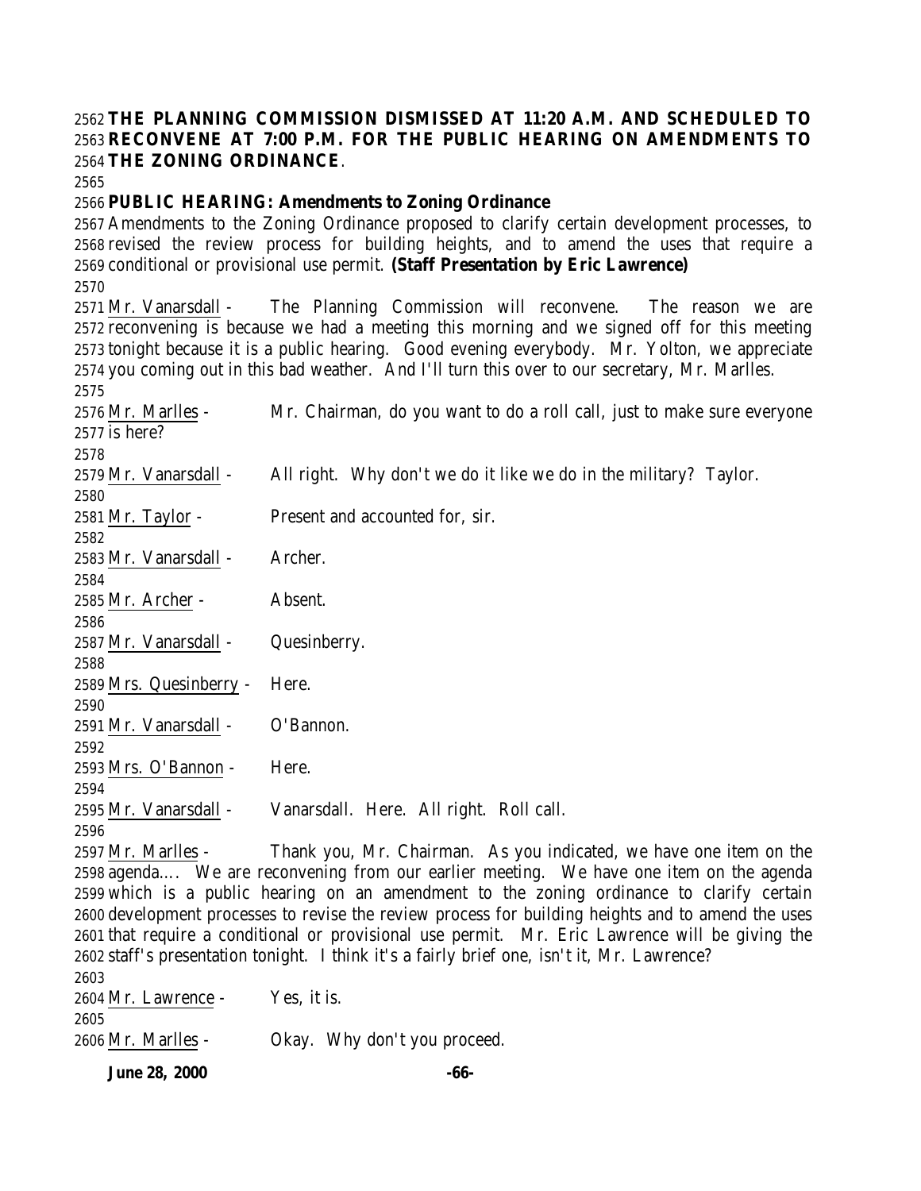**THE PLANNING COMMISSION DISMISSED AT 11:20 A.M. AND SCHEDULED TO RECONVENE AT 7:00 P.M. FOR THE PUBLIC HEARING ON AMENDMENTS TO THE ZONING ORDINANCE**.

**PUBLIC HEARING: Amendments to Zoning Ordinance**

Amendments to the Zoning Ordinance proposed to clarify certain development processes, to revised the review process for building heights, and to amend the uses that require a conditional or provisional use permit. **(Staff Presentation by Eric Lawrence)**

Mr. Vanarsdall - The Planning Commission will reconvene. The reason we are reconvening is because we had a meeting this morning and we signed off for this meeting tonight because it is a public hearing. Good evening everybody. Mr. Yolton, we appreciate you coming out in this bad weather. And I'll turn this over to our secretary, Mr. Marlles.

Mr. Marlles - Mr. Chairman, do you want to do a roll call, just to make sure everyone is here?

Mr. Vanarsdall - All right. Why don't we do it like we do in the military? Taylor.

Mr. Taylor - Present and accounted for, sir.

Mr. Vanarsdall - Archer.

Mr. Archer - Absent.

Mr. Vanarsdall - Quesinberry.

Mrs. Quesinberry - Here.

Mr. Vanarsdall - O'Bannon.

Mrs. O'Bannon - Here.

Mr. Vanarsdall - Vanarsdall. Here. All right. Roll call.

Mr. Marlles - Thank you, Mr. Chairman. As you indicated, we have one item on the agenda.... We are reconvening from our earlier meeting. We have one item on the agenda which is a public hearing on an amendment to the zoning ordinance to clarify certain development processes to revise the review process for building heights and to amend the uses that require a conditional or provisional use permit. Mr. Eric Lawrence will be giving the staff's presentation tonight. I think it's a fairly brief one, isn't it, Mr. Lawrence?

Mr. Lawrence - Yes, it is.

Mr. Marlles - Okay. Why don't you proceed.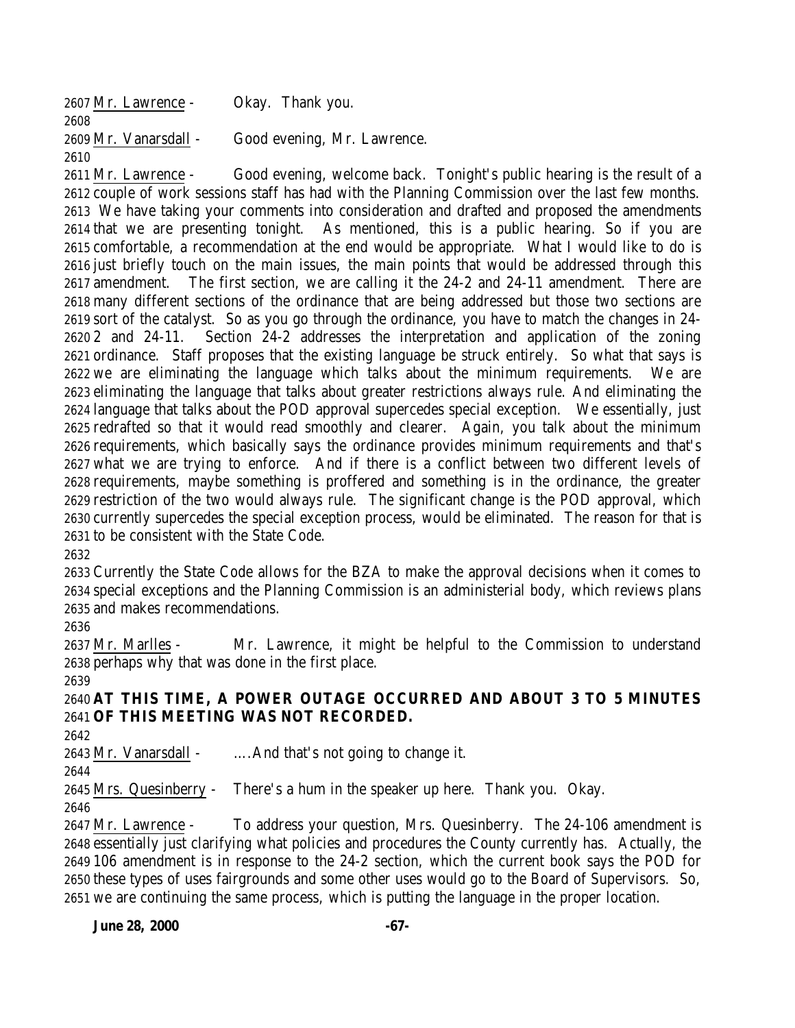Mr. Lawrence - Okay. Thank you.

Mr. Vanarsdall - Good evening, Mr. Lawrence.

Mr. Lawrence - Good evening, welcome back. Tonight's public hearing is the result of a couple of work sessions staff has had with the Planning Commission over the last few months. We have taking your comments into consideration and drafted and proposed the amendments that we are presenting tonight. As mentioned, this is a public hearing. So if you are comfortable, a recommendation at the end would be appropriate. What I would like to do is just briefly touch on the main issues, the main points that would be addressed through this amendment. The first section, we are calling it the 24-2 and 24-11 amendment. There are many different sections of the ordinance that are being addressed but those two sections are sort of the catalyst. So as you go through the ordinance, you have to match the changes in 24-2 and 24-11. Section 24-2 addresses the interpretation and application of the zoning ordinance. Staff proposes that the existing language be struck entirely. So what that says is we are eliminating the language which talks about the minimum requirements. We are eliminating the language that talks about greater restrictions always rule. And eliminating the language that talks about the POD approval supercedes special exception. We essentially, just redrafted so that it would read smoothly and clearer. Again, you talk about the minimum requirements, which basically says the ordinance provides minimum requirements and that's what we are trying to enforce. And if there is a conflict between two different levels of requirements, maybe something is proffered and something is in the ordinance, the greater restriction of the two would always rule. The significant change is the POD approval, which currently supercedes the special exception process, would be eliminated. The reason for that is to be consistent with the State Code.

Currently the State Code allows for the BZA to make the approval decisions when it comes to special exceptions and the Planning Commission is an administerial body, which reviews plans and makes recommendations.

Mr. Marlles - Mr. Lawrence, it might be helpful to the Commission to understand perhaps why that was done in the first place.

**AT THIS TIME, A POWER OUTAGE OCCURRED AND ABOUT 3 TO 5 MINUTES OF THIS MEETING WAS NOT RECORDED.**

Mr. Vanarsdall - ….And that's not going to change it.

Mrs. Quesinberry - There's a hum in the speaker up here. Thank you. Okay.

Mr. Lawrence - To address your question, Mrs. Quesinberry. The 24-106 amendment is essentially just clarifying what policies and procedures the County currently has. Actually, the 106 amendment is in response to the 24-2 section, which the current book says the POD for these types of uses fairgrounds and some other uses would go to the Board of Supervisors. So, we are continuing the same process, which is putting the language in the proper location.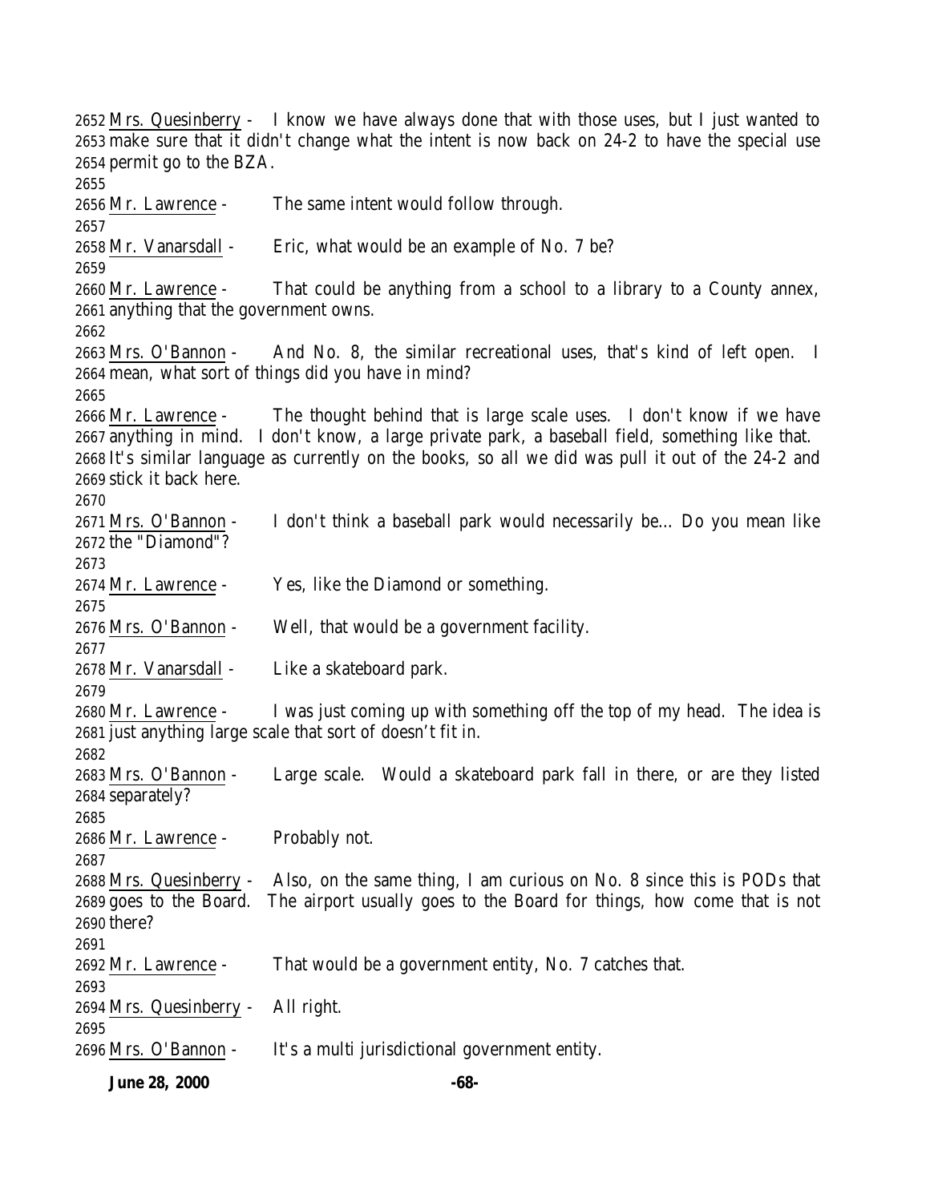2652 Mrs. Quesinberry - I know we have always done that with those uses, but I just wanted to
2653 make sure that it didn't change what the intent is now back on 24-2 to have the special use
2654 permit go to the BZA.
2655
2656 Mr. Lawrence - The same intent would follow through.
2657
2658 Mr. Vanarsdall - Eric, what would be an example of No. 7 be?
2659
2660 Mr. Lawrence - That could be anything from a school to a library to a County annex,
2661 anything that the government owns.
2662
2663 Mrs. O'Bannon - And No. 8, the similar recreational uses, that's kind of left open. I
2664 mean, what sort of things did you have in mind?
2665
2666 Mr. Lawrence - The thought behind that is large scale uses. I don't know if we have
2667 anything in mind. I don't know, a large private park, a baseball field, something like that.
2668 It's similar language as currently on the books, so all we did was pull it out of the 24-2 and
2669 stick it back here.
2670
2671 Mrs. O'Bannon - I don't think a baseball park would necessarily be... Do you mean like
2672 the "Diamond"?
2673
2674 Mr. Lawrence - Yes, like the Diamond or something.
2675
2676 Mrs. O'Bannon - Well, that would be a government facility.
2677
2678 Mr. Vanarsdall - Like a skateboard park.
2679
2680 Mr. Lawrence - I was just coming up with something off the top of my head. The idea is
2681 just anything large scale that sort of doesn't fit in.
2682
2683 Mrs. O'Bannon - Large scale. Would a skateboard park fall in there, or are they listed
2684 separately?
2685
2686 Mr. Lawrence - Probably not.
2687
2688 Mrs. Quesinberry - Also, on the same thing, I am curious on No. 8 since this is PODs that
2689 goes to the Board. The airport usually goes to the Board for things, how come that is not
2690 there?
2691
2692 Mr. Lawrence - That would be a government entity, No. 7 catches that.
2693
2694 Mrs. Quesinberry - All right.
2695
2696 Mrs. O'Bannon - It's a multi jurisdictional government entity.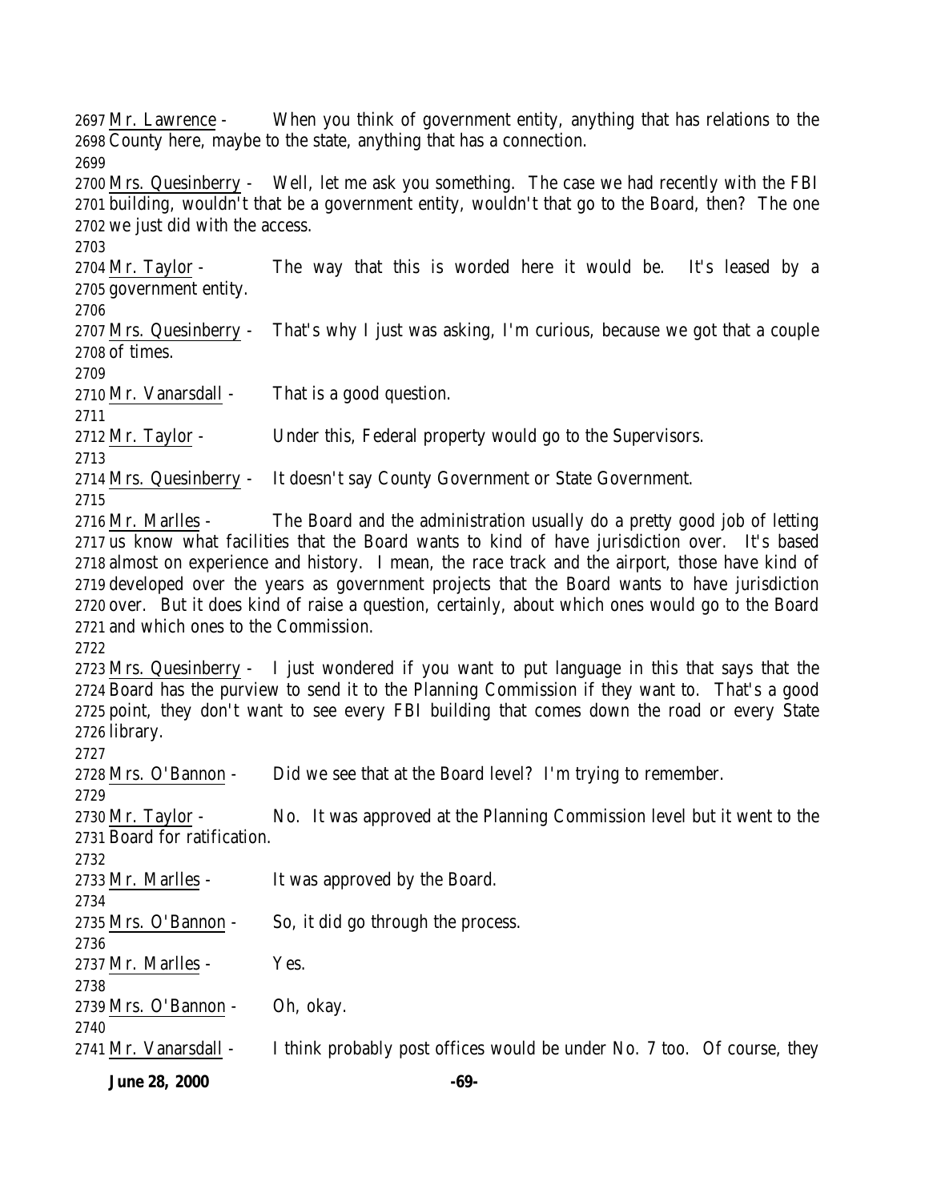2697 Mr. Lawrence - When you think of government entity, anything that has relations to the
2698 County here, maybe to the state, anything that has a connection.
2699
2700 Mrs. Quesinberry - Well, let me ask you something. The case we had recently with the FBI
2701 building, wouldn't that be a government entity, wouldn't that go to the Board, then? The one
2702 we just did with the access.
2703
2704 Mr. Taylor - The way that this is worded here it would be. It's leased by a
2705 government entity.
2706
2707 Mrs. Quesinberry - That's why I just was asking, I'm curious, because we got that a couple
2708 of times.
2709
2710 Mr. Vanarsdall - That is a good question.
2711
2712 Mr. Taylor - Under this, Federal property would go to the Supervisors.
2713
2714 Mrs. Quesinberry - It doesn't say County Government or State Government.
2715
2716 Mr. Marlles - The Board and the administration usually do a pretty good job of letting
2717 us know what facilities that the Board wants to kind of have jurisdiction over. It's based
2718 almost on experience and history. I mean, the race track and the airport, those have kind of
2719 developed over the years as government projects that the Board wants to have jurisdiction
2720 over. But it does kind of raise a question, certainly, about which ones would go to the Board
2721 and which ones to the Commission.
2722
2723 Mrs. Quesinberry - I just wondered if you want to put language in this that says that the
2724 Board has the purview to send it to the Planning Commission if they want to. That's a good
2725 point, they don't want to see every FBI building that comes down the road or every State
2726 library.
2727
2728 Mrs. O'Bannon - Did we see that at the Board level? I'm trying to remember.
2729
2730 Mr. Taylor - No. It was approved at the Planning Commission level but it went to the
2731 Board for ratification.
2732
2733 Mr. Marlles - It was approved by the Board.
2734
2735 Mrs. O'Bannon - So, it did go through the process.
2736
2737 Mr. Marlles - Yes.
2738
2739 Mrs. O'Bannon - Oh, okay.
2740
2741 Mr. Vanarsdall - I think probably post offices would be under No. 7 too. Of course, they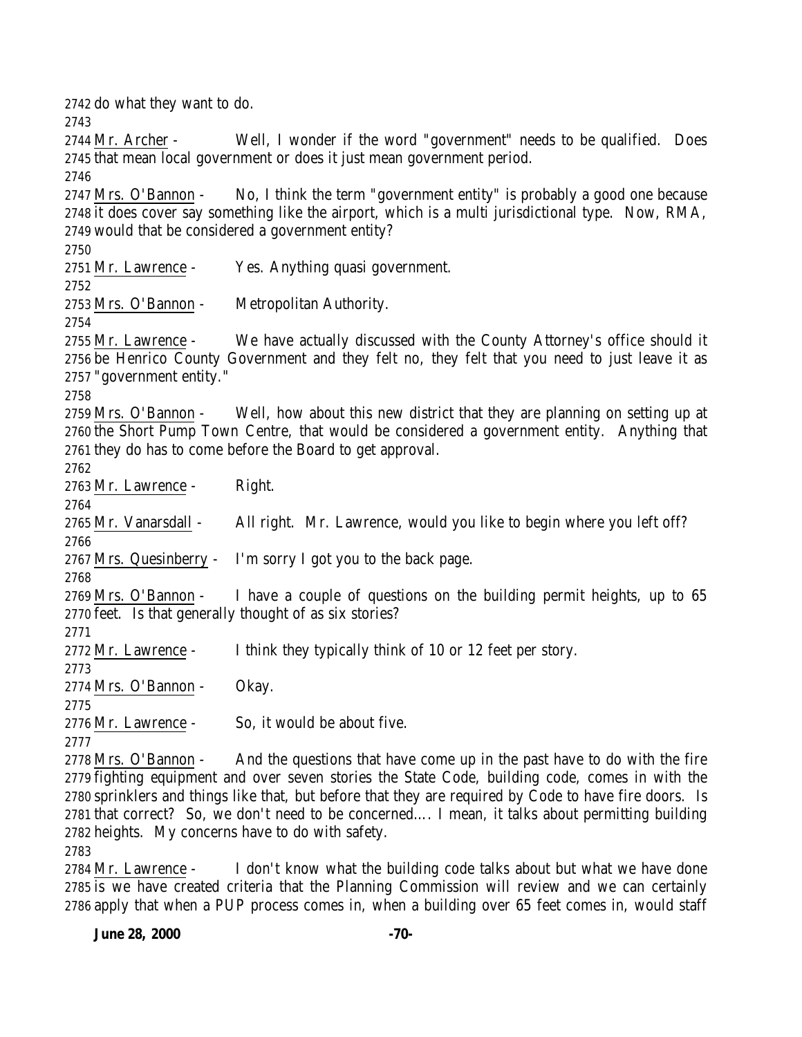do what they want to do.

Mr. Archer - Well, I wonder if the word "government" needs to be qualified. Does that mean local government or does it just mean government period.

Mrs. O'Bannon - No, I think the term "government entity" is probably a good one because it does cover say something like the airport, which is a multi jurisdictional type. Now, RMA, would that be considered a government entity?

Mr. Lawrence - Yes. Anything quasi government.

Mrs. O'Bannon - Metropolitan Authority.

Mr. Lawrence - We have actually discussed with the County Attorney's office should it be Henrico County Government and they felt no, they felt that you need to just leave it as "government entity."

Mrs. O'Bannon - Well, how about this new district that they are planning on setting up at the Short Pump Town Centre, that would be considered a government entity. Anything that they do has to come before the Board to get approval.

Mr. Lawrence - Right.

Mr. Vanarsdall - All right. Mr. Lawrence, would you like to begin where you left off?

Mrs. Quesinberry - I'm sorry I got you to the back page.

Mrs. O'Bannon - I have a couple of questions on the building permit heights, up to 65 feet. Is that generally thought of as six stories?

Mr. Lawrence - I think they typically think of 10 or 12 feet per story.

Mrs. O'Bannon - Okay.

Mr. Lawrence - So, it would be about five.

Mrs. O'Bannon - And the questions that have come up in the past have to do with the fire fighting equipment and over seven stories the State Code, building code, comes in with the sprinklers and things like that, but before that they are required by Code to have fire doors. Is that correct? So, we don't need to be concerned…. I mean, it talks about permitting building heights. My concerns have to do with safety.

Mr. Lawrence - I don't know what the building code talks about but what we have done is we have created criteria that the Planning Commission will review and we can certainly apply that when a PUP process comes in, when a building over 65 feet comes in, would staff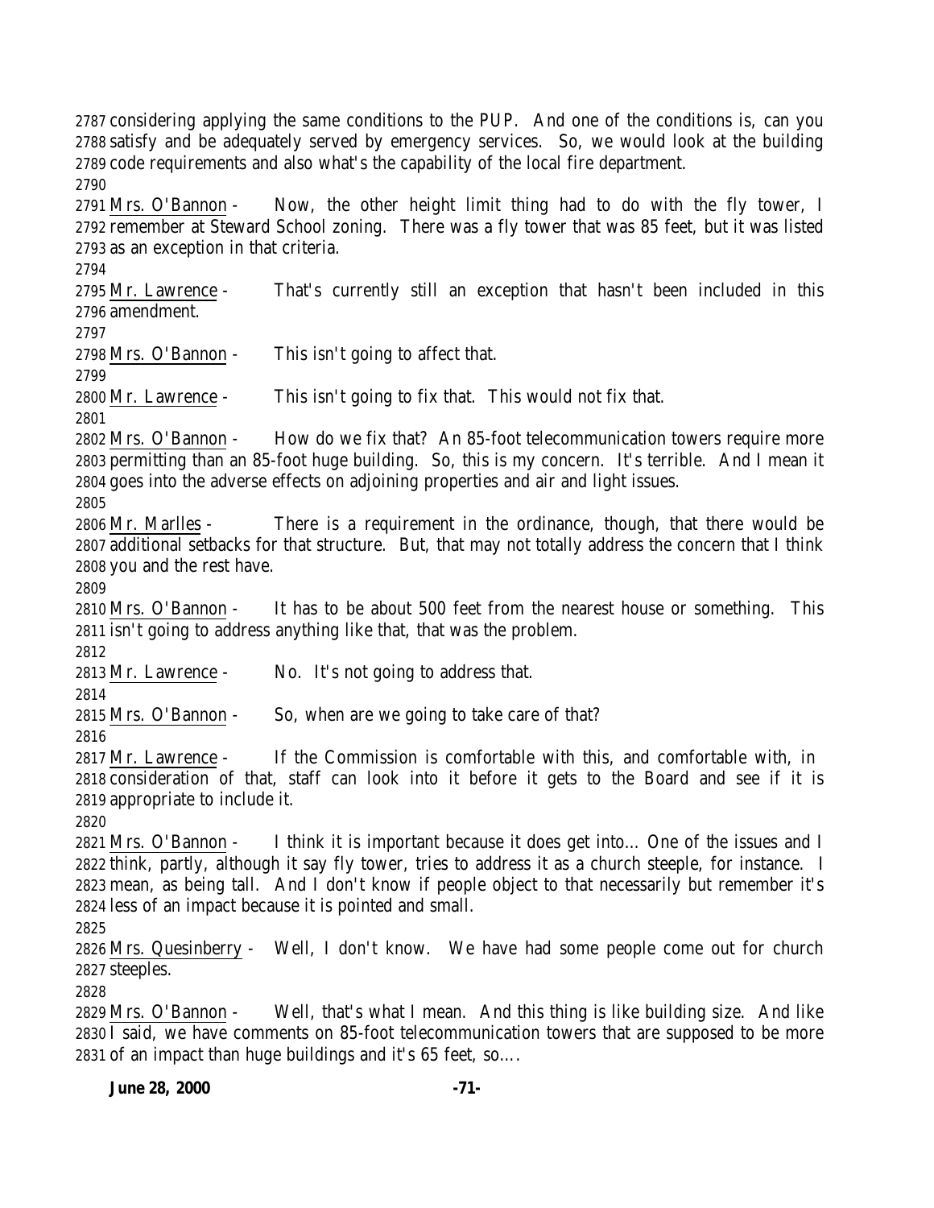considering applying the same conditions to the PUP. And one of the conditions is, can you satisfy and be adequately served by emergency services. So, we would look at the building code requirements and also what's the capability of the local fire department.

Mrs. O'Bannon - Now, the other height limit thing had to do with the fly tower, I remember at Steward School zoning. There was a fly tower that was 85 feet, but it was listed as an exception in that criteria.

Mr. Lawrence - That's currently still an exception that hasn't been included in this amendment.

Mrs. O'Bannon - This isn't going to affect that.

Mr. Lawrence - This isn't going to fix that. This would not fix that.

Mrs. O'Bannon - How do we fix that? An 85-foot telecommunication towers require more permitting than an 85-foot huge building. So, this is my concern. It's terrible. And I mean it goes into the adverse effects on adjoining properties and air and light issues.

Mr. Marlles - There is a requirement in the ordinance, though, that there would be additional setbacks for that structure. But, that may not totally address the concern that I think you and the rest have.

Mrs. O'Bannon - It has to be about 500 feet from the nearest house or something. This isn't going to address anything like that, that was the problem.

Mr. Lawrence - No. It's not going to address that.

Mrs. O'Bannon - So, when are we going to take care of that?

Mr. Lawrence - If the Commission is comfortable with this, and comfortable with, in consideration of that, staff can look into it before it gets to the Board and see if it is appropriate to include it.

Mrs. O'Bannon - I think it is important because it does get into… One of the issues and I think, partly, although it say fly tower, tries to address it as a church steeple, for instance. I mean, as being tall. And I don't know if people object to that necessarily but remember it's less of an impact because it is pointed and small.

Mrs. Quesinberry - Well, I don't know. We have had some people come out for church steeples.

Mrs. O'Bannon - Well, that's what I mean. And this thing is like building size. And like I said, we have comments on 85-foot telecommunication towers that are supposed to be more of an impact than huge buildings and it's 65 feet, so….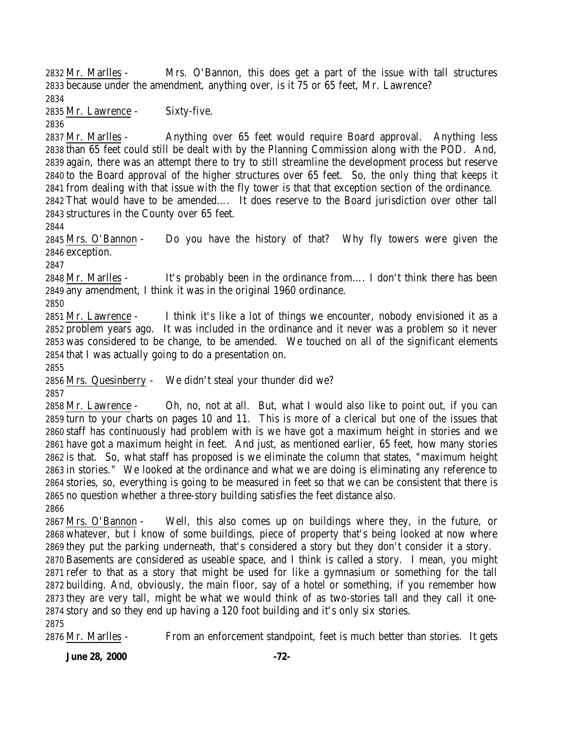2832 Mr. Marlles - Mrs. O'Bannon, this does get a part of the issue with tall structures
2833 because under the amendment, anything over, is it 75 or 65 feet, Mr. Lawrence?
2834
2835 Mr. Lawrence - Sixty-five.
2836
2837 Mr. Marlles - Anything over 65 feet would require Board approval. Anything less
2838 than 65 feet could still be dealt with by the Planning Commission along with the POD. And,
2839 again, there was an attempt there to try to still streamline the development process but reserve
2840 to the Board approval of the higher structures over 65 feet. So, the only thing that keeps it
2841 from dealing with that issue with the fly tower is that that exception section of the ordinance.
2842 That would have to be amended…. It does reserve to the Board jurisdiction over other tall
2843 structures in the County over 65 feet.
2844
2845 Mrs. O'Bannon - Do you have the history of that? Why fly towers were given the
2846 exception.
2847
2848 Mr. Marlles - It's probably been in the ordinance from…. I don't think there has been
2849 any amendment, I think it was in the original 1960 ordinance.
2850
2851 Mr. Lawrence - I think it's like a lot of things we encounter, nobody envisioned it as a
2852 problem years ago. It was included in the ordinance and it never was a problem so it never
2853 was considered to be change, to be amended. We touched on all of the significant elements
2854 that I was actually going to do a presentation on.
2855
2856 Mrs. Quesinberry - We didn't steal your thunder did we?
2857
2858 Mr. Lawrence - Oh, no, not at all. But, what I would also like to point out, if you can
2859 turn to your charts on pages 10 and 11. This is more of a clerical but one of the issues that
2860 staff has continuously had problem with is we have got a maximum height in stories and we
2861 have got a maximum height in feet. And just, as mentioned earlier, 65 feet, how many stories
2862 is that. So, what staff has proposed is we eliminate the column that states, "maximum height
2863 in stories." We looked at the ordinance and what we are doing is eliminating any reference to
2864 stories, so, everything is going to be measured in feet so that we can be consistent that there is
2865 no question whether a three-story building satisfies the feet distance also.
2866
2867 Mrs. O'Bannon - Well, this also comes up on buildings where they, in the future, or
2868 whatever, but I know of some buildings, piece of property that's being looked at now where
2869 they put the parking underneath, that's considered a story but they don't consider it a story.
2870 Basements are considered as useable space, and I think is called a story. I mean, you might
2871 refer to that as a story that might be used for like a gymnasium or something for the tall
2872 building. And, obviously, the main floor, say of a hotel or something, if you remember how
2873 they are very tall, might be what we would think of as two-stories tall and they call it one-
2874 story and so they end up having a 120 foot building and it's only six stories.
2875
2876 Mr. Marlles - From an enforcement standpoint, feet is much better than stories. It gets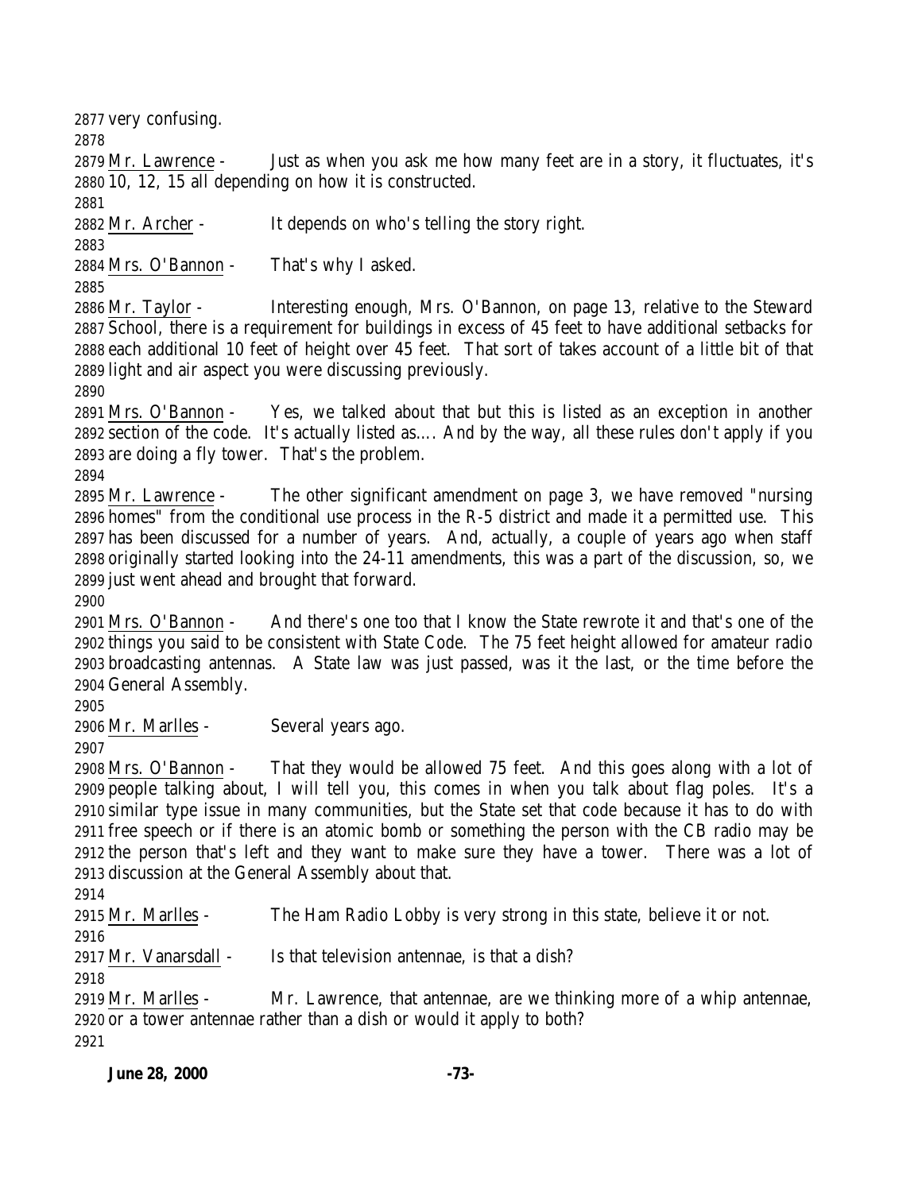very confusing.

Mr. Lawrence - Just as when you ask me how many feet are in a story, it fluctuates, it's 10, 12, 15 all depending on how it is constructed.

Mr. Archer - It depends on who's telling the story right.

Mrs. O'Bannon - That's why I asked.

Mr. Taylor - Interesting enough, Mrs. O'Bannon, on page 13, relative to the Steward School, there is a requirement for buildings in excess of 45 feet to have additional setbacks for each additional 10 feet of height over 45 feet. That sort of takes account of a little bit of that light and air aspect you were discussing previously.

Mrs. O'Bannon - Yes, we talked about that but this is listed as an exception in another section of the code. It's actually listed as.... And by the way, all these rules don't apply if you are doing a fly tower. That's the problem.

Mr. Lawrence - The other significant amendment on page 3, we have removed "nursing homes" from the conditional use process in the R-5 district and made it a permitted use. This has been discussed for a number of years. And, actually, a couple of years ago when staff originally started looking into the 24-11 amendments, this was a part of the discussion, so, we just went ahead and brought that forward.

Mrs. O'Bannon - And there's one too that I know the State rewrote it and that's one of the things you said to be consistent with State Code. The 75 feet height allowed for amateur radio broadcasting antennas. A State law was just passed, was it the last, or the time before the General Assembly.

Mr. Marlles - Several years ago.

Mrs. O'Bannon - That they would be allowed 75 feet. And this goes along with a lot of people talking about, I will tell you, this comes in when you talk about flag poles. It's a similar type issue in many communities, but the State set that code because it has to do with free speech or if there is an atomic bomb or something the person with the CB radio may be the person that's left and they want to make sure they have a tower. There was a lot of discussion at the General Assembly about that.

Mr. Marlles - The Ham Radio Lobby is very strong in this state, believe it or not.

Mr. Vanarsdall - Is that television antennae, is that a dish?

Mr. Marlles - Mr. Lawrence, that antennae, are we thinking more of a whip antennae, or a tower antennae rather than a dish or would it apply to both?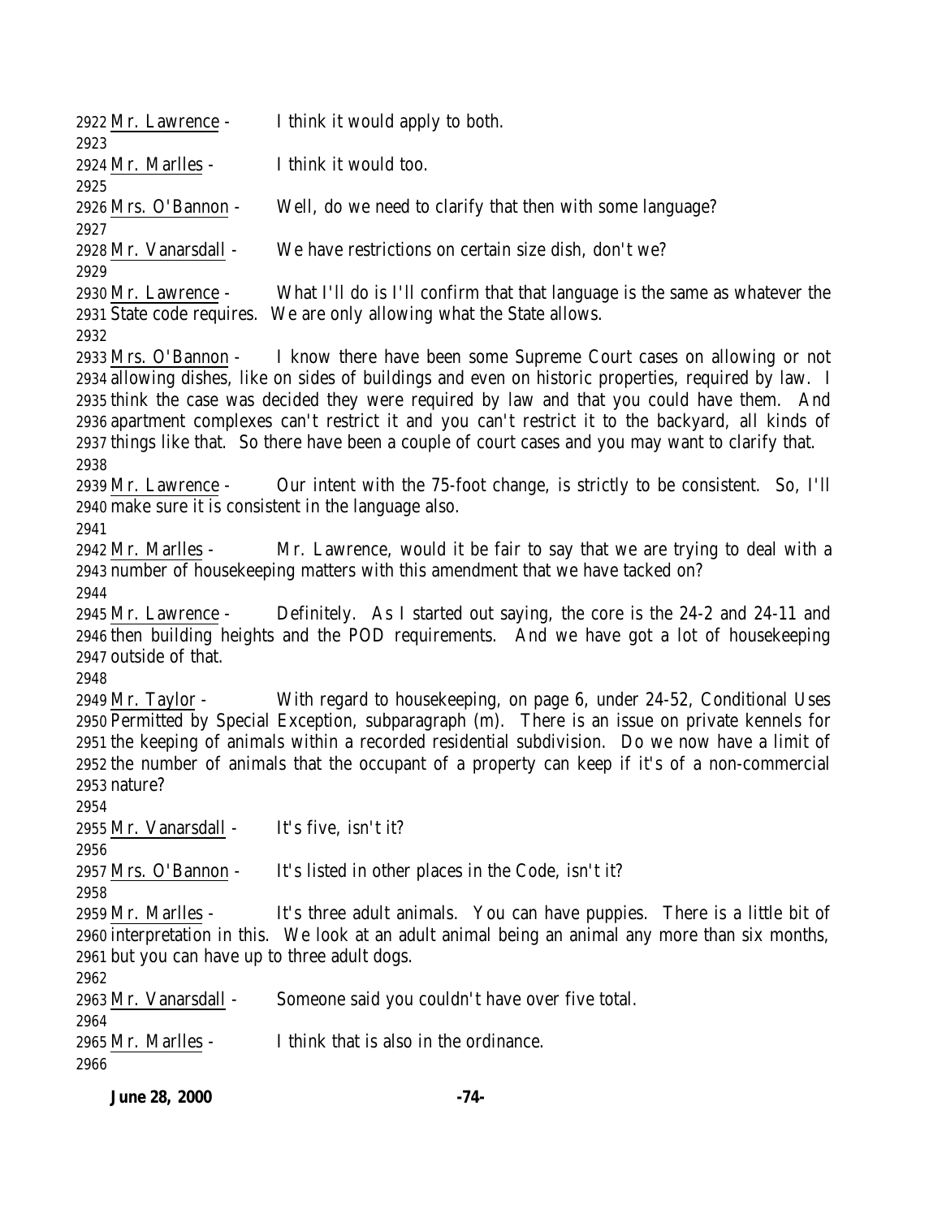2922 Mr. Lawrence - I think it would apply to both.
2923
2924 Mr. Marlles - I think it would too.
2925
2926 Mrs. O'Bannon - Well, do we need to clarify that then with some language?
2927
2928 Mr. Vanarsdall - We have restrictions on certain size dish, don't we?
2929
2930 Mr. Lawrence - What I'll do is I'll confirm that that language is the same as whatever the
2931 State code requires. We are only allowing what the State allows.
2932
2933 Mrs. O'Bannon - I know there have been some Supreme Court cases on allowing or not
2934 allowing dishes, like on sides of buildings and even on historic properties, required by law. I
2935 think the case was decided they were required by law and that you could have them. And
2936 apartment complexes can't restrict it and you can't restrict it to the backyard, all kinds of
2937 things like that. So there have been a couple of court cases and you may want to clarify that.
2938
2939 Mr. Lawrence - Our intent with the 75-foot change, is strictly to be consistent. So, I'll
2940 make sure it is consistent in the language also.
2941
2942 Mr. Marlles - Mr. Lawrence, would it be fair to say that we are trying to deal with a
2943 number of housekeeping matters with this amendment that we have tacked on?
2944
2945 Mr. Lawrence - Definitely. As I started out saying, the core is the 24-2 and 24-11 and
2946 then building heights and the POD requirements. And we have got a lot of housekeeping
2947 outside of that.
2948
2949 Mr. Taylor - With regard to housekeeping, on page 6, under 24-52, Conditional Uses
2950 Permitted by Special Exception, subparagraph (m). There is an issue on private kennels for
2951 the keeping of animals within a recorded residential subdivision. Do we now have a limit of
2952 the number of animals that the occupant of a property can keep if it's of a non-commercial
2953 nature?
2954
2955 Mr. Vanarsdall - It's five, isn't it?
2956
2957 Mrs. O'Bannon - It's listed in other places in the Code, isn't it?
2958
2959 Mr. Marlles - It's three adult animals. You can have puppies. There is a little bit of
2960 interpretation in this. We look at an adult animal being an animal any more than six months,
2961 but you can have up to three adult dogs.
2962
2963 Mr. Vanarsdall - Someone said you couldn't have over five total.
2964
2965 Mr. Marlles - I think that is also in the ordinance.
2966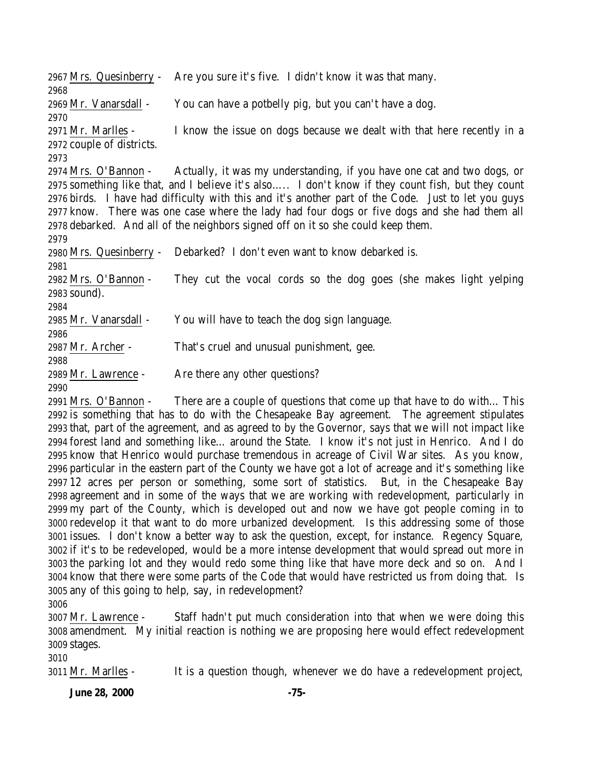2967 Mrs. Quesinberry - Are you sure it's five. I didn't know it was that many.
2968
2969 Mr. Vanarsdall - You can have a potbelly pig, but you can't have a dog.
2970
2971 Mr. Marlles - I know the issue on dogs because we dealt with that here recently in a
2972 couple of districts.
2973
2974 Mrs. O'Bannon - Actually, it was my understanding, if you have one cat and two dogs, or
2975 something like that, and I believe it's also..... I don't know if they count fish, but they count
2976 birds. I have had difficulty with this and it's another part of the Code. Just to let you guys
2977 know. There was one case where the lady had four dogs or five dogs and she had them all
2978 debarked. And all of the neighbors signed off on it so she could keep them.
2979
2980 Mrs. Quesinberry - Debarked? I don't even want to know debarked is.
2981
2982 Mrs. O'Bannon - They cut the vocal cords so the dog goes (she makes light yelping
2983 sound).
2984
2985 Mr. Vanarsdall - You will have to teach the dog sign language.
2986
2987 Mr. Archer - That's cruel and unusual punishment, gee.
2988
2989 Mr. Lawrence - Are there any other questions?
2990
2991 Mrs. O'Bannon - There are a couple of questions that come up that have to do with... This
2992 is something that has to do with the Chesapeake Bay agreement. The agreement stipulates
2993 that, part of the agreement, and as agreed to by the Governor, says that we will not impact like
2994 forest land and something like... around the State. I know it's not just in Henrico. And I do
2995 know that Henrico would purchase tremendous in acreage of Civil War sites. As you know,
2996 particular in the eastern part of the County we have got a lot of acreage and it's something like
2997 12 acres per person or something, some sort of statistics. But, in the Chesapeake Bay
2998 agreement and in some of the ways that we are working with redevelopment, particularly in
2999 my part of the County, which is developed out and now we have got people coming in to
3000 redevelop it that want to do more urbanized development. Is this addressing some of those
3001 issues. I don't know a better way to ask the question, except, for instance. Regency Square,
3002 if it's to be redeveloped, would be a more intense development that would spread out more in
3003 the parking lot and they would redo some thing like that have more deck and so on. And I
3004 know that there were some parts of the Code that would have restricted us from doing that. Is
3005 any of this going to help, say, in redevelopment?
3006
3007 Mr. Lawrence - Staff hadn't put much consideration into that when we were doing this
3008 amendment. My initial reaction is nothing we are proposing here would effect redevelopment
3009 stages.
3010
3011 Mr. Marlles - It is a question though, whenever we do have a redevelopment project,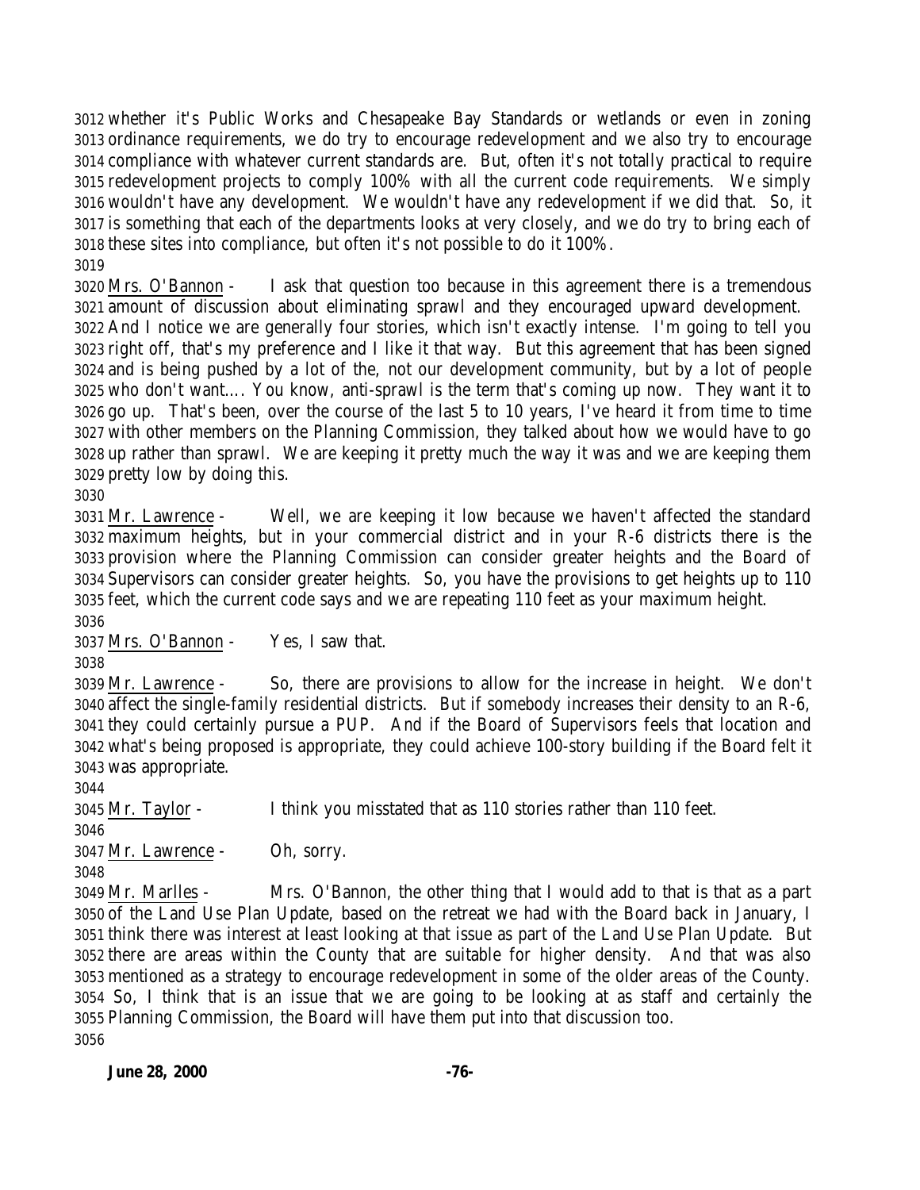whether it's Public Works and Chesapeake Bay Standards or wetlands or even in zoning ordinance requirements, we do try to encourage redevelopment and we also try to encourage compliance with whatever current standards are. But, often it's not totally practical to require redevelopment projects to comply 100% with all the current code requirements. We simply wouldn't have any development. We wouldn't have any redevelopment if we did that. So, it is something that each of the departments looks at very closely, and we do try to bring each of these sites into compliance, but often it's not possible to do it 100%.

Mrs. O'Bannon - I ask that question too because in this agreement there is a tremendous amount of discussion about eliminating sprawl and they encouraged upward development. And I notice we are generally four stories, which isn't exactly intense. I'm going to tell you right off, that's my preference and I like it that way. But this agreement that has been signed and is being pushed by a lot of the, not our development community, but by a lot of people who don't want.... You know, anti-sprawl is the term that's coming up now. They want it to go up. That's been, over the course of the last 5 to 10 years, I've heard it from time to time with other members on the Planning Commission, they talked about how we would have to go up rather than sprawl. We are keeping it pretty much the way it was and we are keeping them pretty low by doing this.

Mr. Lawrence - Well, we are keeping it low because we haven't affected the standard maximum heights, but in your commercial district and in your R-6 districts there is the provision where the Planning Commission can consider greater heights and the Board of Supervisors can consider greater heights. So, you have the provisions to get heights up to 110 feet, which the current code says and we are repeating 110 feet as your maximum height.

Mrs. O'Bannon - Yes, I saw that.

Mr. Lawrence - So, there are provisions to allow for the increase in height. We don't affect the single-family residential districts. But if somebody increases their density to an R-6, they could certainly pursue a PUP. And if the Board of Supervisors feels that location and what's being proposed is appropriate, they could achieve 100-story building if the Board felt it was appropriate.

Mr. Taylor - I think you misstated that as 110 stories rather than 110 feet.

Mr. Lawrence - Oh, sorry.

Mr. Marlles - Mrs. O'Bannon, the other thing that I would add to that is that as a part of the Land Use Plan Update, based on the retreat we had with the Board back in January, I think there was interest at least looking at that issue as part of the Land Use Plan Update. But there are areas within the County that are suitable for higher density. And that was also mentioned as a strategy to encourage redevelopment in some of the older areas of the County. So, I think that is an issue that we are going to be looking at as staff and certainly the Planning Commission, the Board will have them put into that discussion too.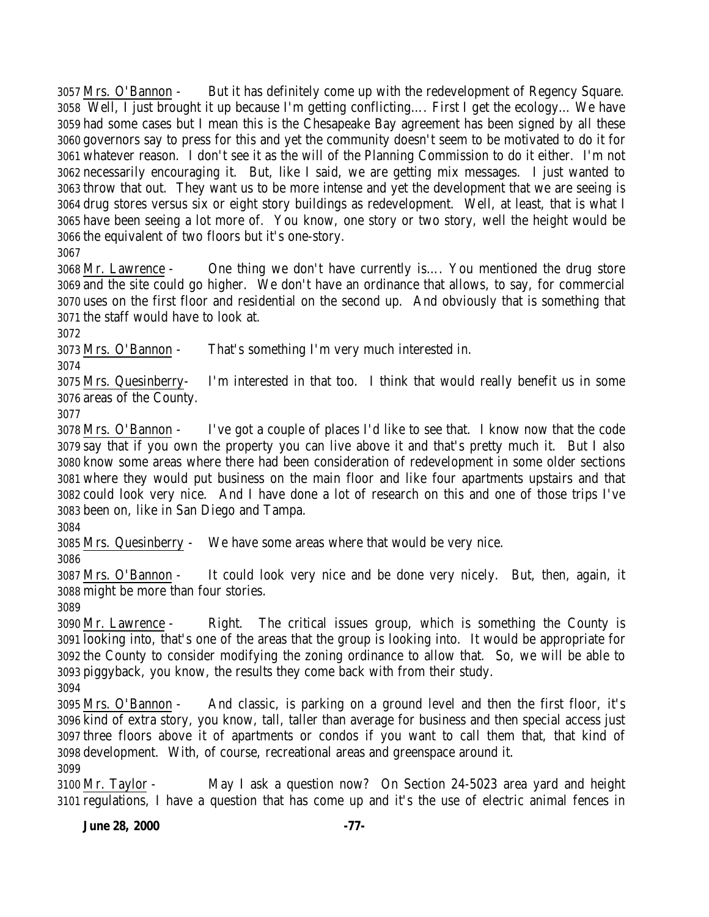Mrs. O'Bannon - But it has definitely come up with the redevelopment of Regency Square. Well, I just brought it up because I'm getting conflicting…. First I get the ecology… We have had some cases but I mean this is the Chesapeake Bay agreement has been signed by all these governors say to press for this and yet the community doesn't seem to be motivated to do it for whatever reason. I don't see it as the will of the Planning Commission to do it either. I'm not necessarily encouraging it. But, like I said, we are getting mix messages. I just wanted to throw that out. They want us to be more intense and yet the development that we are seeing is drug stores versus six or eight story buildings as redevelopment. Well, at least, that is what I have been seeing a lot more of. You know, one story or two story, well the height would be the equivalent of two floors but it's one-story.

Mr. Lawrence - One thing we don't have currently is…. You mentioned the drug store and the site could go higher. We don't have an ordinance that allows, to say, for commercial uses on the first floor and residential on the second up. And obviously that is something that the staff would have to look at.

Mrs. O'Bannon - That's something I'm very much interested in.

Mrs. Quesinberry- I'm interested in that too. I think that would really benefit us in some areas of the County.

Mrs. O'Bannon - I've got a couple of places I'd like to see that. I know now that the code say that if you own the property you can live above it and that's pretty much it. But I also know some areas where there had been consideration of redevelopment in some older sections where they would put business on the main floor and like four apartments upstairs and that could look very nice. And I have done a lot of research on this and one of those trips I've been on, like in San Diego and Tampa.

Mrs. Quesinberry - We have some areas where that would be very nice.

Mrs. O'Bannon - It could look very nice and be done very nicely. But, then, again, it might be more than four stories.

Mr. Lawrence - Right. The critical issues group, which is something the County is looking into, that's one of the areas that the group is looking into. It would be appropriate for the County to consider modifying the zoning ordinance to allow that. So, we will be able to piggyback, you know, the results they come back with from their study.

Mrs. O'Bannon - And classic, is parking on a ground level and then the first floor, it's kind of extra story, you know, tall, taller than average for business and then special access just three floors above it of apartments or condos if you want to call them that, that kind of development. With, of course, recreational areas and greenspace around it.

Mr. Taylor - May I ask a question now? On Section 24-5023 area yard and height regulations, I have a question that has come up and it's the use of electric animal fences in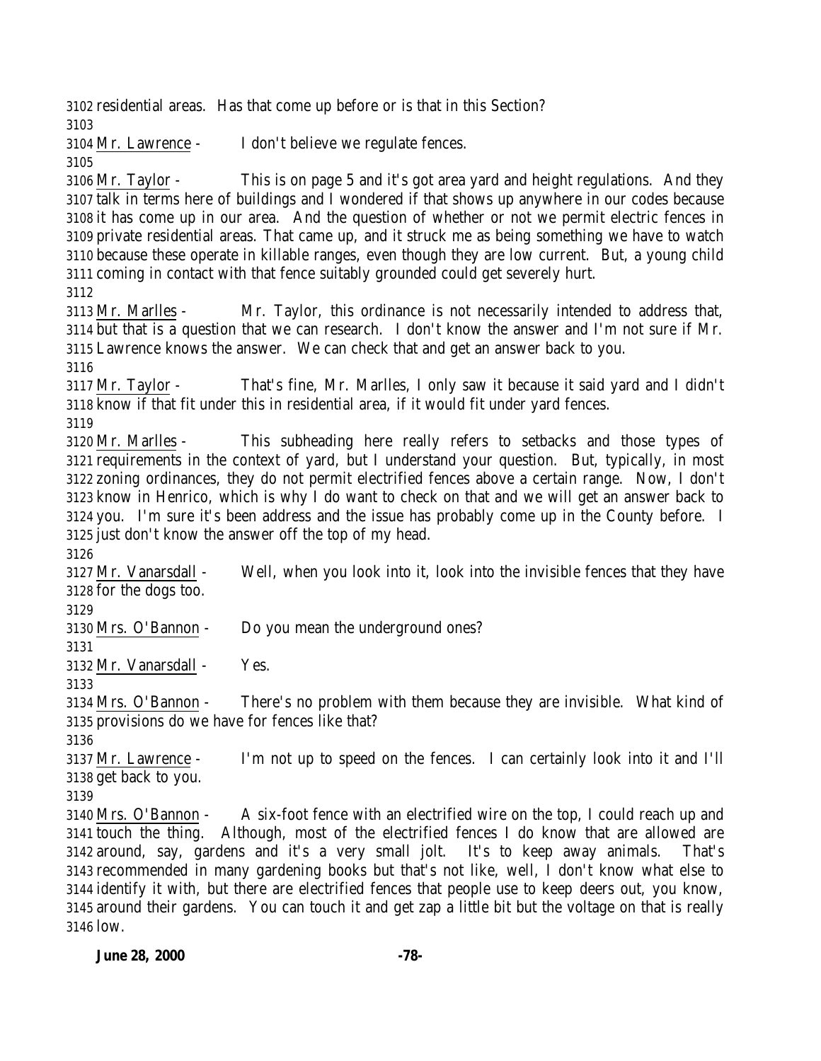residential areas. Has that come up before or is that in this Section?

Mr. Lawrence - I don't believe we regulate fences.

Mr. Taylor - This is on page 5 and it's got area yard and height regulations. And they talk in terms here of buildings and I wondered if that shows up anywhere in our codes because it has come up in our area. And the question of whether or not we permit electric fences in private residential areas. That came up, and it struck me as being something we have to watch because these operate in killable ranges, even though they are low current. But, a young child coming in contact with that fence suitably grounded could get severely hurt.

Mr. Marlles - Mr. Taylor, this ordinance is not necessarily intended to address that, but that is a question that we can research. I don't know the answer and I'm not sure if Mr. Lawrence knows the answer. We can check that and get an answer back to you.

Mr. Taylor - That's fine, Mr. Marlles, I only saw it because it said yard and I didn't know if that fit under this in residential area, if it would fit under yard fences.

Mr. Marlles - This subheading here really refers to setbacks and those types of requirements in the context of yard, but I understand your question. But, typically, in most zoning ordinances, they do not permit electrified fences above a certain range. Now, I don't know in Henrico, which is why I do want to check on that and we will get an answer back to you. I'm sure it's been address and the issue has probably come up in the County before. I just don't know the answer off the top of my head.

Mr. Vanarsdall - Well, when you look into it, look into the invisible fences that they have for the dogs too.

Mrs. O'Bannon - Do you mean the underground ones?

Mr. Vanarsdall - Yes.

Mrs. O'Bannon - There's no problem with them because they are invisible. What kind of provisions do we have for fences like that?

Mr. Lawrence - I'm not up to speed on the fences. I can certainly look into it and I'll get back to you.

Mrs. O'Bannon - A six-foot fence with an electrified wire on the top, I could reach up and touch the thing. Although, most of the electrified fences I do know that are allowed are around, say, gardens and it's a very small jolt. It's to keep away animals. That's recommended in many gardening books but that's not like, well, I don't know what else to identify it with, but there are electrified fences that people use to keep deers out, you know, around their gardens. You can touch it and get zap a little bit but the voltage on that is really low.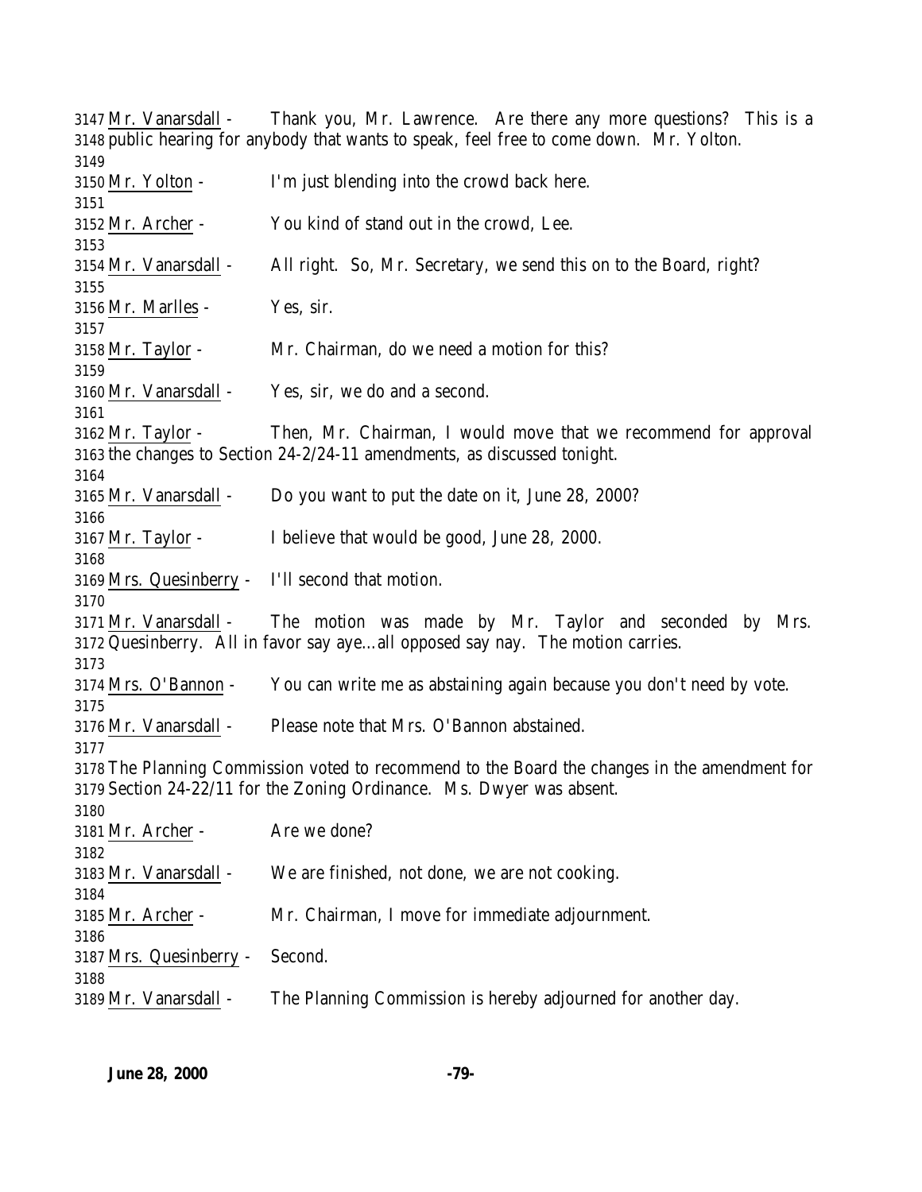3147 Mr. Vanarsdall - Thank you, Mr. Lawrence. Are there any more questions? This is a
3148 public hearing for anybody that wants to speak, feel free to come down. Mr. Yolton.
3149
3150 Mr. Yolton - I'm just blending into the crowd back here.
3151
3152 Mr. Archer - You kind of stand out in the crowd, Lee.
3153
3154 Mr. Vanarsdall - All right. So, Mr. Secretary, we send this on to the Board, right?
3155
3156 Mr. Marlles - Yes, sir.
3157
3158 Mr. Taylor - Mr. Chairman, do we need a motion for this?
3159
3160 Mr. Vanarsdall - Yes, sir, we do and a second.
3161
3162 Mr. Taylor - Then, Mr. Chairman, I would move that we recommend for approval
3163 the changes to Section 24-2/24-11 amendments, as discussed tonight.
3164
3165 Mr. Vanarsdall - Do you want to put the date on it, June 28, 2000?
3166
3167 Mr. Taylor - I believe that would be good, June 28, 2000.
3168
3169 Mrs. Quesinberry - I'll second that motion.
3170
3171 Mr. Vanarsdall - The motion was made by Mr. Taylor and seconded by Mrs.
3172 Quesinberry. All in favor say aye…all opposed say nay. The motion carries.
3173
3174 Mrs. O'Bannon - You can write me as abstaining again because you don't need by vote.
3175
3176 Mr. Vanarsdall - Please note that Mrs. O'Bannon abstained.
3177
3178 The Planning Commission voted to recommend to the Board the changes in the amendment for
3179 Section 24-22/11 for the Zoning Ordinance. Ms. Dwyer was absent.
3180
3181 Mr. Archer - Are we done?
3182
3183 Mr. Vanarsdall - We are finished, not done, we are not cooking.
3184
3185 Mr. Archer - Mr. Chairman, I move for immediate adjournment.
3186
3187 Mrs. Quesinberry - Second.
3188
3189 Mr. Vanarsdall - The Planning Commission is hereby adjourned for another day.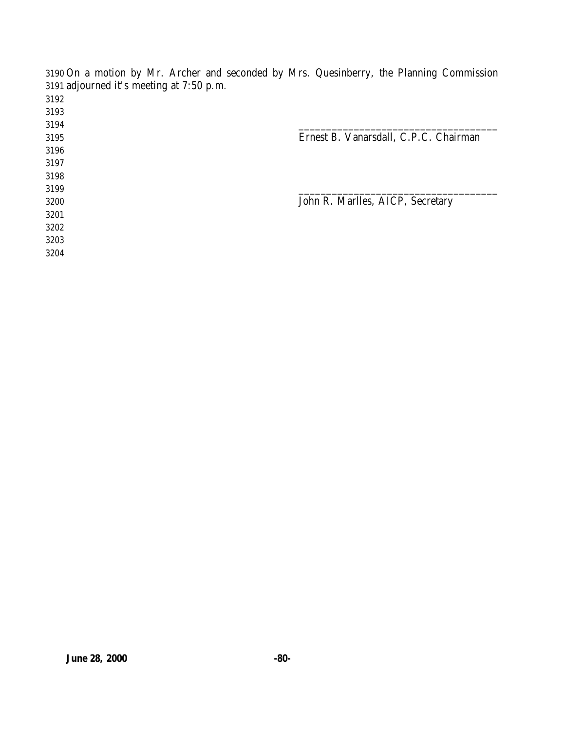On a motion by Mr. Archer and seconded by Mrs. Quesinberry, the Planning Commission adjourned it's meeting at 7:50 p.m.

_____________________________________
Ernest B. Vanarsdall, C.P.C. Chairman

_____________________________________
John R. Marlles, AICP, Secretary